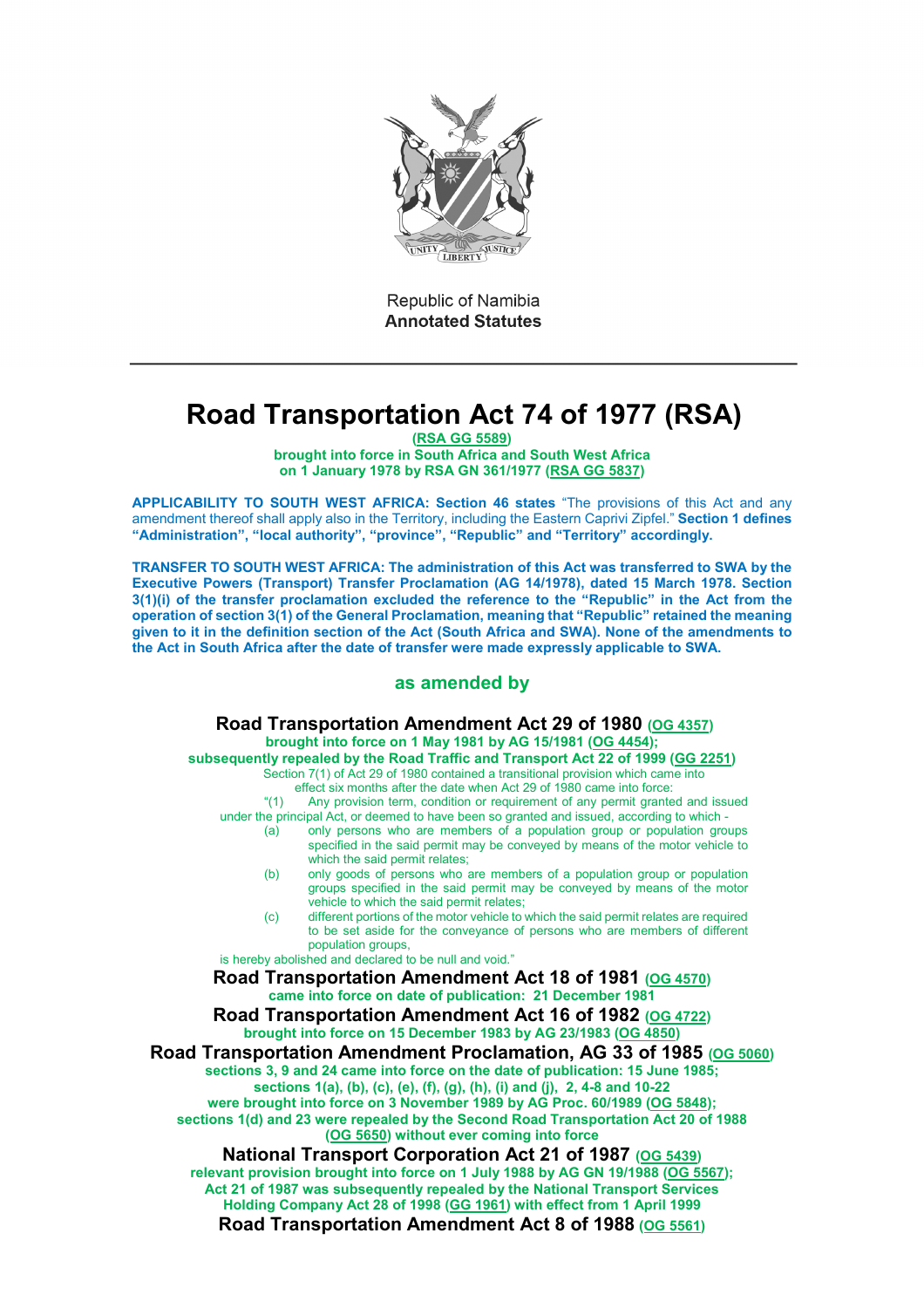Republic of Namibia
**Annotated Statutes**

---

# Road Transportation Act 74 of 1977 (RSA)

**(RSA GG 5589)**
**brought into force in South Africa and South West Africa on 1 January 1978 by RSA GN 361/1977 (RSA GG 5837)**

**APPLICABILITY TO SOUTH WEST AFRICA: Section 46 states** "The provisions of this Act and any amendment thereof shall apply also in the Territory, including the Eastern Caprivi Zipfel." **Section 1 defines "Administration", "local authority", "province", "Republic" and "Territory" accordingly.**

**TRANSFER TO SOUTH WEST AFRICA: The administration of this Act was transferred to SWA by the Executive Powers (Transport) Transfer Proclamation (AG 14/1978), dated 15 March 1978. Section 3(1)(i) of the transfer proclamation excluded the reference to the "Republic" in the Act from the operation of section 3(1) of the General Proclamation, meaning that "Republic" retained the meaning given to it in the definition section of the Act (South Africa and SWA). None of the amendments to the Act in South Africa after the date of transfer were made expressly applicable to SWA.**

## as amended by

### Road Transportation Amendment Act 29 of 1980 (OG 4357)

**brought into force on 1 May 1981 by AG 15/1981 (OG 4454);**
**subsequently repealed by the Road Traffic and Transport Act 22 of 1999 (GG 2251)**

Section 7(1) of Act 29 of 1980 contained a transitional provision which came into effect six months after the date when Act 29 of 1980 came into force:

"(1) Any provision term, condition or requirement of any permit granted and issued under the principal Act, or deemed to have been so granted and issued, according to which -

(a) only persons who are members of a population group or population groups specified in the said permit may be conveyed by means of the motor vehicle to which the said permit relates;

(b) only goods of persons who are members of a population group or population groups specified in the said permit may be conveyed by means of the motor vehicle to which the said permit relates;

(c) different portions of the motor vehicle to which the said permit relates are required to be set aside for the conveyance of persons who are members of different population groups,

is hereby abolished and declared to be null and void."

### Road Transportation Amendment Act 18 of 1981 (OG 4570)

**came into force on date of publication: 21 December 1981**

### Road Transportation Amendment Act 16 of 1982 (OG 4722)

**brought into force on 15 December 1983 by AG 23/1983 (OG 4850)**

### Road Transportation Amendment Proclamation, AG 33 of 1985 (OG 5060)

**sections 3, 9 and 24 came into force on the date of publication: 15 June 1985;**
**sections 1(a), (b), (c), (e), (f), (g), (h), (i) and (j), 2, 4-8 and 10-22 were brought into force on 3 November 1989 by AG Proc. 60/1989 (OG 5848);**
**sections 1(d) and 23 were repealed by the Second Road Transportation Act 20 of 1988 (OG 5650) without ever coming into force**

### National Transport Corporation Act 21 of 1987 (OG 5439)

**relevant provision brought into force on 1 July 1988 by AG GN 19/1988 (OG 5567);**
**Act 21 of 1987 was subsequently repealed by the National Transport Services Holding Company Act 28 of 1998 (GG 1961) with effect from 1 April 1999**

### Road Transportation Amendment Act 8 of 1988 (OG 5561)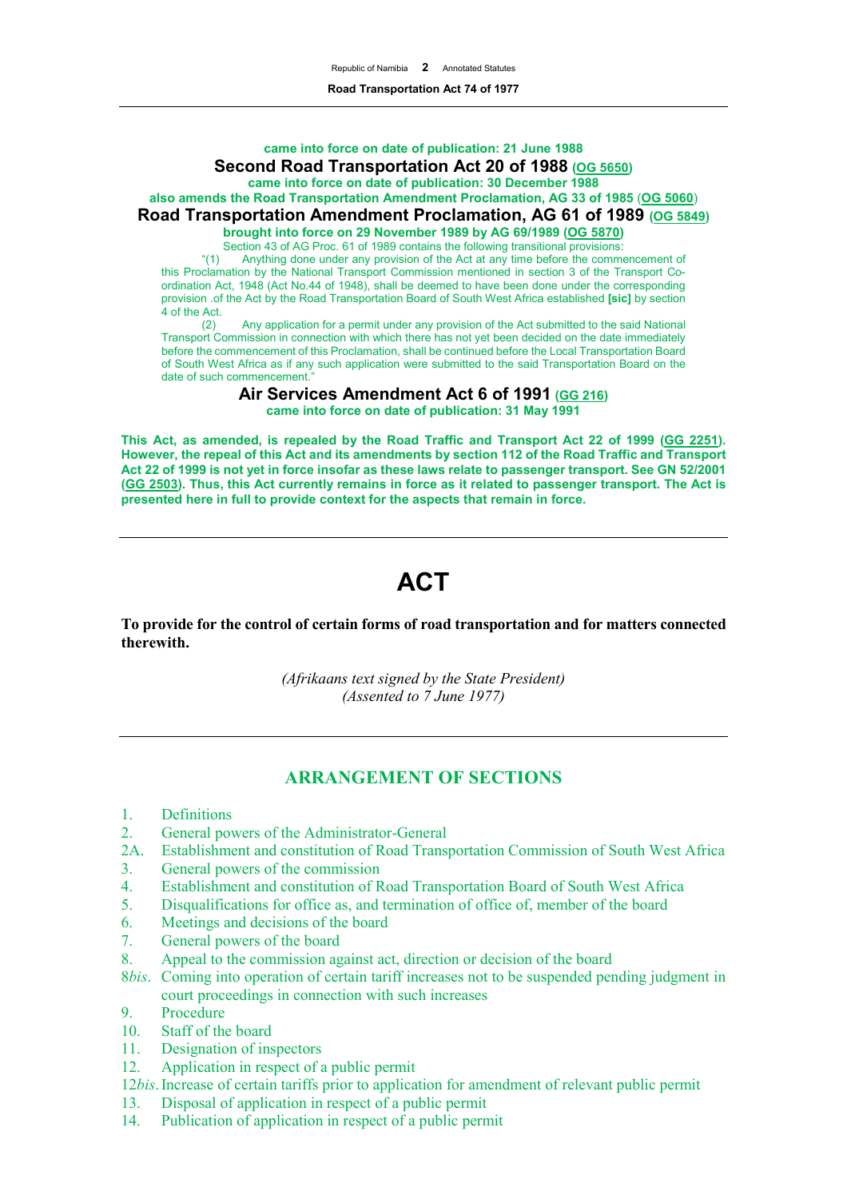**came into force on date of publication: 21 June 1988**

**Second Road Transportation Act 20 of 1988 (OG 5650)**

**came into force on date of publication: 30 December 1988**

**also amends the Road Transportation Amendment Proclamation, AG 33 of 1985 (OG 5060)**

**Road Transportation Amendment Proclamation, AG 61 of 1989 (OG 5849)**

**brought into force on 29 November 1989 by AG 69/1989 (OG 5870)**

Section 43 of AG Proc. 61 of 1989 contains the following transitional provisions:

"(1) Anything done under any provision of the Act at any time before the commencement of this Proclamation by the National Transport Commission mentioned in section 3 of the Transport Co-ordination Act, 1948 (Act No.44 of 1948), shall be deemed to have been done under the corresponding provision .of the Act by the Road Transportation Board of South West Africa established **[sic]** by section 4 of the Act.

(2) Any application for a permit under any provision of the Act submitted to the said National Transport Commission in connection with which there has not yet been decided on the date immediately before the commencement of this Proclamation, shall be continued before the Local Transportation Board of South West Africa as if any such application were submitted to the said Transportation Board on the date of such commencement."

**Air Services Amendment Act 6 of 1991 (GG 216)**

**came into force on date of publication: 31 May 1991**

**This Act, as amended, is repealed by the Road Traffic and Transport Act 22 of 1999 (GG 2251). However, the repeal of this Act and its amendments by section 112 of the Road Traffic and Transport Act 22 of 1999 is not yet in force insofar as these laws relate to passenger transport. See GN 52/2001 (GG 2503). Thus, this Act currently remains in force as it related to passenger transport. The Act is presented here in full to provide context for the aspects that remain in force.**

---

# ACT

**To provide for the control of certain forms of road transportation and for matters connected therewith.**

*(Afrikaans text signed by the State President)*
*(Assented to 7 June 1977)*

---

## ARRANGEMENT OF SECTIONS

1. Definitions
2. General powers of the Administrator-General
2A. Establishment and constitution of Road Transportation Commission of South West Africa
3. General powers of the commission
4. Establishment and constitution of Road Transportation Board of South West Africa
5. Disqualifications for office as, and termination of office of, member of the board
6. Meetings and decisions of the board
7. General powers of the board
8. Appeal to the commission against act, direction or decision of the board
8*bis*. Coming into operation of certain tariff increases not to be suspended pending judgment in court proceedings in connection with such increases
9. Procedure
10. Staff of the board
11. Designation of inspectors
12. Application in respect of a public permit
12*bis*. Increase of certain tariffs prior to application for amendment of relevant public permit
13. Disposal of application in respect of a public permit
14. Publication of application in respect of a public permit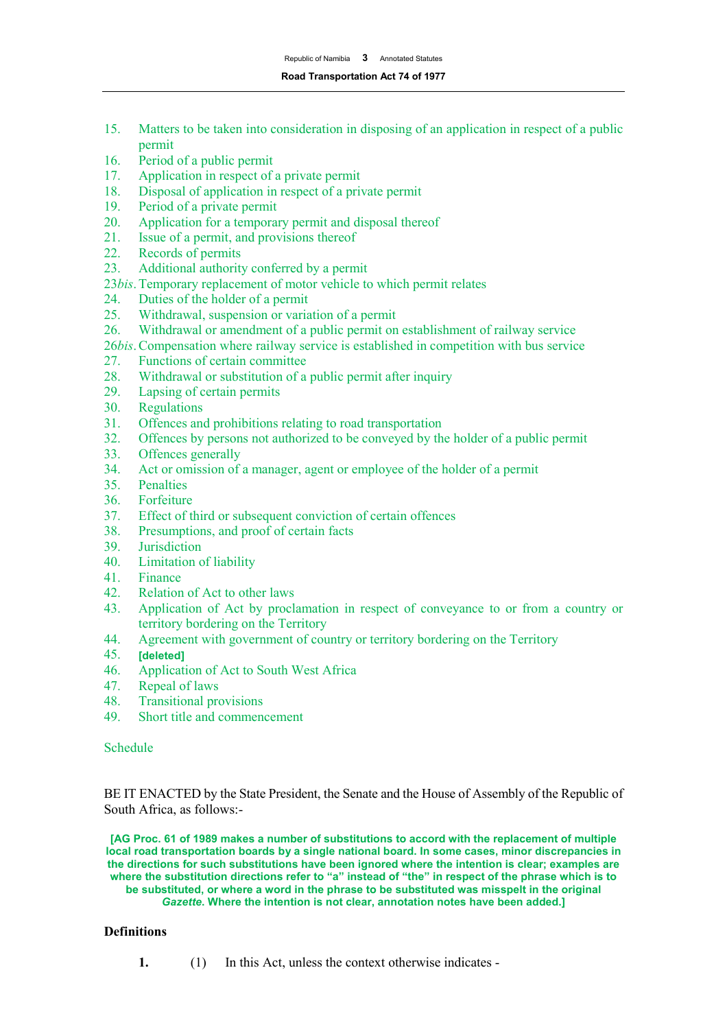15. Matters to be taken into consideration in disposing of an application in respect of a public permit
16. Period of a public permit
17. Application in respect of a private permit
18. Disposal of application in respect of a private permit
19. Period of a private permit
20. Application for a temporary permit and disposal thereof
21. Issue of a permit, and provisions thereof
22. Records of permits
23. Additional authority conferred by a permit

23*bis*. Temporary replacement of motor vehicle to which permit relates

24. Duties of the holder of a permit
25. Withdrawal, suspension or variation of a permit
26. Withdrawal or amendment of a public permit on establishment of railway service

26*bis*. Compensation where railway service is established in competition with bus service

27. Functions of certain committee
28. Withdrawal or substitution of a public permit after inquiry
29. Lapsing of certain permits
30. Regulations
31. Offences and prohibitions relating to road transportation
32. Offences by persons not authorized to be conveyed by the holder of a public permit
33. Offences generally
34. Act or omission of a manager, agent or employee of the holder of a permit
35. Penalties
36. Forfeiture
37. Effect of third or subsequent conviction of certain offences
38. Presumptions, and proof of certain facts
39. Jurisdiction
40. Limitation of liability
41. Finance
42. Relation of Act to other laws
43. Application of Act by proclamation in respect of conveyance to or from a country or territory bordering on the Territory
44. Agreement with government of country or territory bordering on the Territory
45. **[deleted]**
46. Application of Act to South West Africa
47. Repeal of laws
48. Transitional provisions
49. Short title and commencement

Schedule

BE IT ENACTED by the State President, the Senate and the House of Assembly of the Republic of South Africa, as follows:-

**[AG Proc. 61 of 1989 makes a number of substitutions to accord with the replacement of multiple local road transportation boards by a single national board. In some cases, minor discrepancies in the directions for such substitutions have been ignored where the intention is clear; examples are where the substitution directions refer to "a" instead of "the" in respect of the phrase which is to be substituted, or where a word in the phrase to be substituted was misspelt in the original *Gazette*. Where the intention is not clear, annotation notes have been added.]**

### Definitions

**1.** (1) In this Act, unless the context otherwise indicates -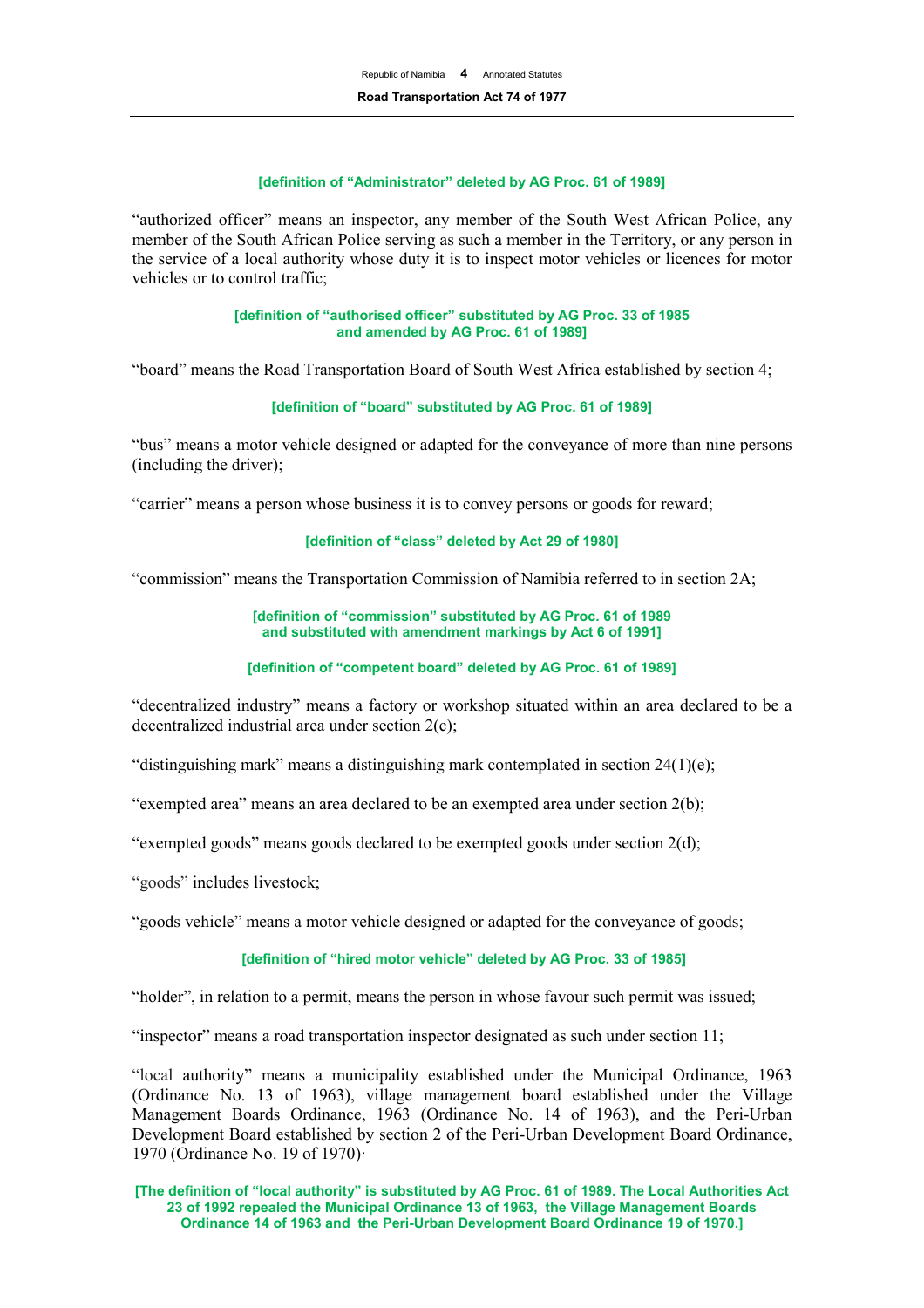**[definition of "Administrator" deleted by AG Proc. 61 of 1989]**

"authorized officer" means an inspector, any member of the South West African Police, any member of the South African Police serving as such a member in the Territory, or any person in the service of a local authority whose duty it is to inspect motor vehicles or licences for motor vehicles or to control traffic;

**[definition of "authorised officer" substituted by AG Proc. 33 of 1985 and amended by AG Proc. 61 of 1989]**

"board" means the Road Transportation Board of South West Africa established by section 4;

**[definition of "board" substituted by AG Proc. 61 of 1989]**

"bus" means a motor vehicle designed or adapted for the conveyance of more than nine persons (including the driver);

"carrier" means a person whose business it is to convey persons or goods for reward;

**[definition of "class" deleted by Act 29 of 1980]**

"commission" means the Transportation Commission of Namibia referred to in section 2A;

**[definition of "commission" substituted by AG Proc. 61 of 1989 and substituted with amendment markings by Act 6 of 1991]**

**[definition of "competent board" deleted by AG Proc. 61 of 1989]**

"decentralized industry" means a factory or workshop situated within an area declared to be a decentralized industrial area under section 2(c);

"distinguishing mark" means a distinguishing mark contemplated in section 24(1)(e);

"exempted area" means an area declared to be an exempted area under section 2(b);

"exempted goods" means goods declared to be exempted goods under section 2(d);

"goods" includes livestock;

"goods vehicle" means a motor vehicle designed or adapted for the conveyance of goods;

**[definition of "hired motor vehicle" deleted by AG Proc. 33 of 1985]**

"holder", in relation to a permit, means the person in whose favour such permit was issued;

"inspector" means a road transportation inspector designated as such under section 11;

"local authority" means a municipality established under the Municipal Ordinance, 1963 (Ordinance No. 13 of 1963), village management board established under the Village Management Boards Ordinance, 1963 (Ordinance No. 14 of 1963), and the Peri-Urban Development Board established by section 2 of the Peri-Urban Development Board Ordinance, 1970 (Ordinance No. 19 of 1970)·

**[The definition of "local authority" is substituted by AG Proc. 61 of 1989. The Local Authorities Act 23 of 1992 repealed the Municipal Ordinance 13 of 1963, the Village Management Boards Ordinance 14 of 1963 and the Peri-Urban Development Board Ordinance 19 of 1970.]**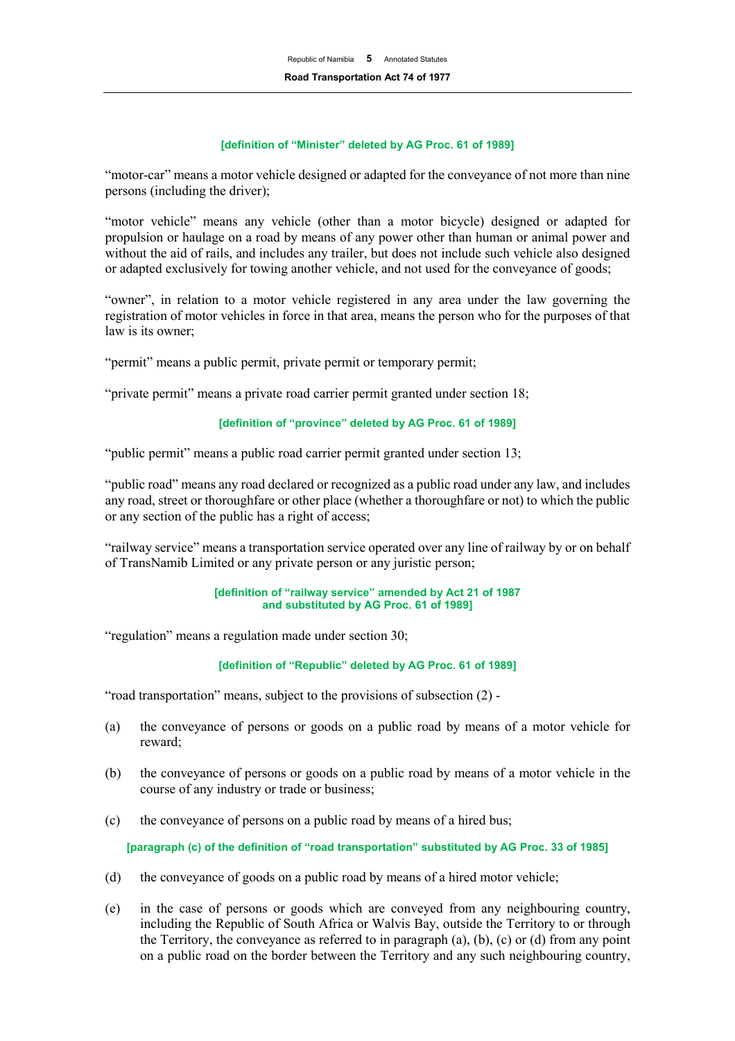**[definition of "Minister" deleted by AG Proc. 61 of 1989]**

"motor-car" means a motor vehicle designed or adapted for the conveyance of not more than nine persons (including the driver);

"motor vehicle" means any vehicle (other than a motor bicycle) designed or adapted for propulsion or haulage on a road by means of any power other than human or animal power and without the aid of rails, and includes any trailer, but does not include such vehicle also designed or adapted exclusively for towing another vehicle, and not used for the conveyance of goods;

"owner", in relation to a motor vehicle registered in any area under the law governing the registration of motor vehicles in force in that area, means the person who for the purposes of that law is its owner;

"permit" means a public permit, private permit or temporary permit;

"private permit" means a private road carrier permit granted under section 18;

**[definition of "province" deleted by AG Proc. 61 of 1989]**

"public permit" means a public road carrier permit granted under section 13;

"public road" means any road declared or recognized as a public road under any law, and includes any road, street or thoroughfare or other place (whether a thoroughfare or not) to which the public or any section of the public has a right of access;

"railway service" means a transportation service operated over any line of railway by or on behalf of TransNamib Limited or any private person or any juristic person;

**[definition of "railway service" amended by Act 21 of 1987 and substituted by AG Proc. 61 of 1989]**

"regulation" means a regulation made under section 30;

**[definition of "Republic" deleted by AG Proc. 61 of 1989]**

"road transportation" means, subject to the provisions of subsection (2) -

(a) the conveyance of persons or goods on a public road by means of a motor vehicle for reward;

(b) the conveyance of persons or goods on a public road by means of a motor vehicle in the course of any industry or trade or business;

(c) the conveyance of persons on a public road by means of a hired bus;

**[paragraph (c) of the definition of "road transportation" substituted by AG Proc. 33 of 1985]**

(d) the conveyance of goods on a public road by means of a hired motor vehicle;

(e) in the case of persons or goods which are conveyed from any neighbouring country, including the Republic of South Africa or Walvis Bay, outside the Territory to or through the Territory, the conveyance as referred to in paragraph (a), (b), (c) or (d) from any point on a public road on the border between the Territory and any such neighbouring country,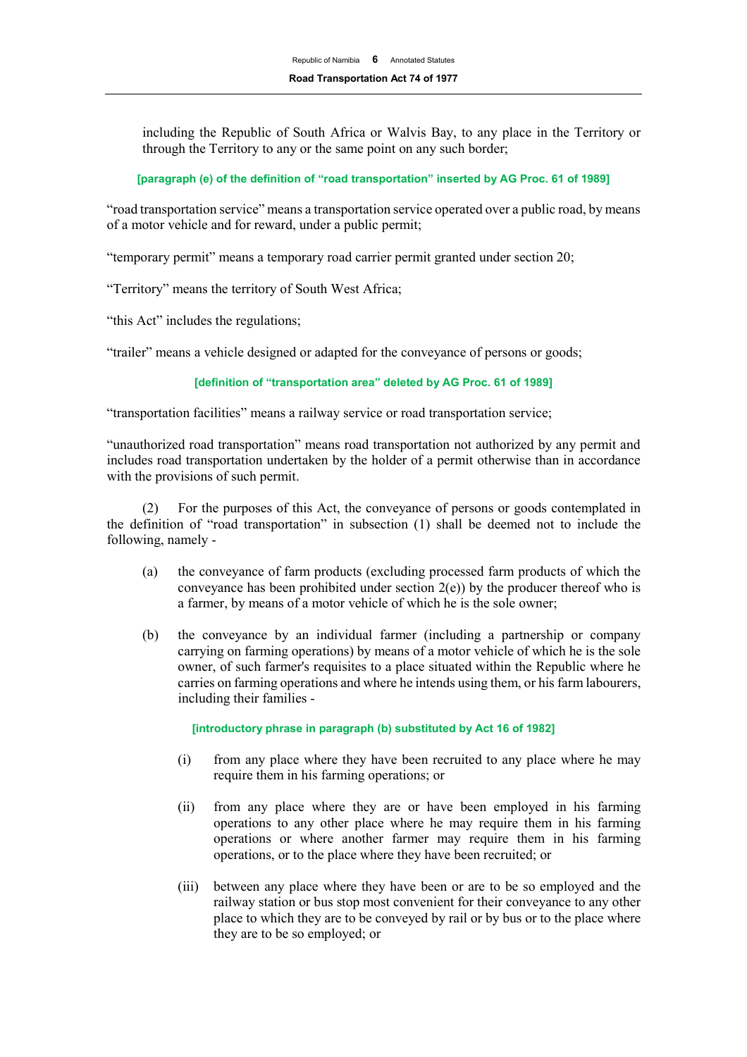including the Republic of South Africa or Walvis Bay, to any place in the Territory or through the Territory to any or the same point on any such border;

**[paragraph (e) of the definition of "road transportation" inserted by AG Proc. 61 of 1989]**

"road transportation service" means a transportation service operated over a public road, by means of a motor vehicle and for reward, under a public permit;

"temporary permit" means a temporary road carrier permit granted under section 20;

"Territory" means the territory of South West Africa;

"this Act" includes the regulations;

"trailer" means a vehicle designed or adapted for the conveyance of persons or goods;

**[definition of "transportation area" deleted by AG Proc. 61 of 1989]**

"transportation facilities" means a railway service or road transportation service;

"unauthorized road transportation" means road transportation not authorized by any permit and includes road transportation undertaken by the holder of a permit otherwise than in accordance with the provisions of such permit.

(2) For the purposes of this Act, the conveyance of persons or goods contemplated in the definition of "road transportation" in subsection (1) shall be deemed not to include the following, namely -

(a) the conveyance of farm products (excluding processed farm products of which the conveyance has been prohibited under section 2(e)) by the producer thereof who is a farmer, by means of a motor vehicle of which he is the sole owner;

(b) the conveyance by an individual farmer (including a partnership or company carrying on farming operations) by means of a motor vehicle of which he is the sole owner, of such farmer's requisites to a place situated within the Republic where he carries on farming operations and where he intends using them, or his farm labourers, including their families -

**[introductory phrase in paragraph (b) substituted by Act 16 of 1982]**

(i) from any place where they have been recruited to any place where he may require them in his farming operations; or

(ii) from any place where they are or have been employed in his farming operations to any other place where he may require them in his farming operations or where another farmer may require them in his farming operations, or to the place where they have been recruited; or

(iii) between any place where they have been or are to be so employed and the railway station or bus stop most convenient for their conveyance to any other place to which they are to be conveyed by rail or by bus or to the place where they are to be so employed; or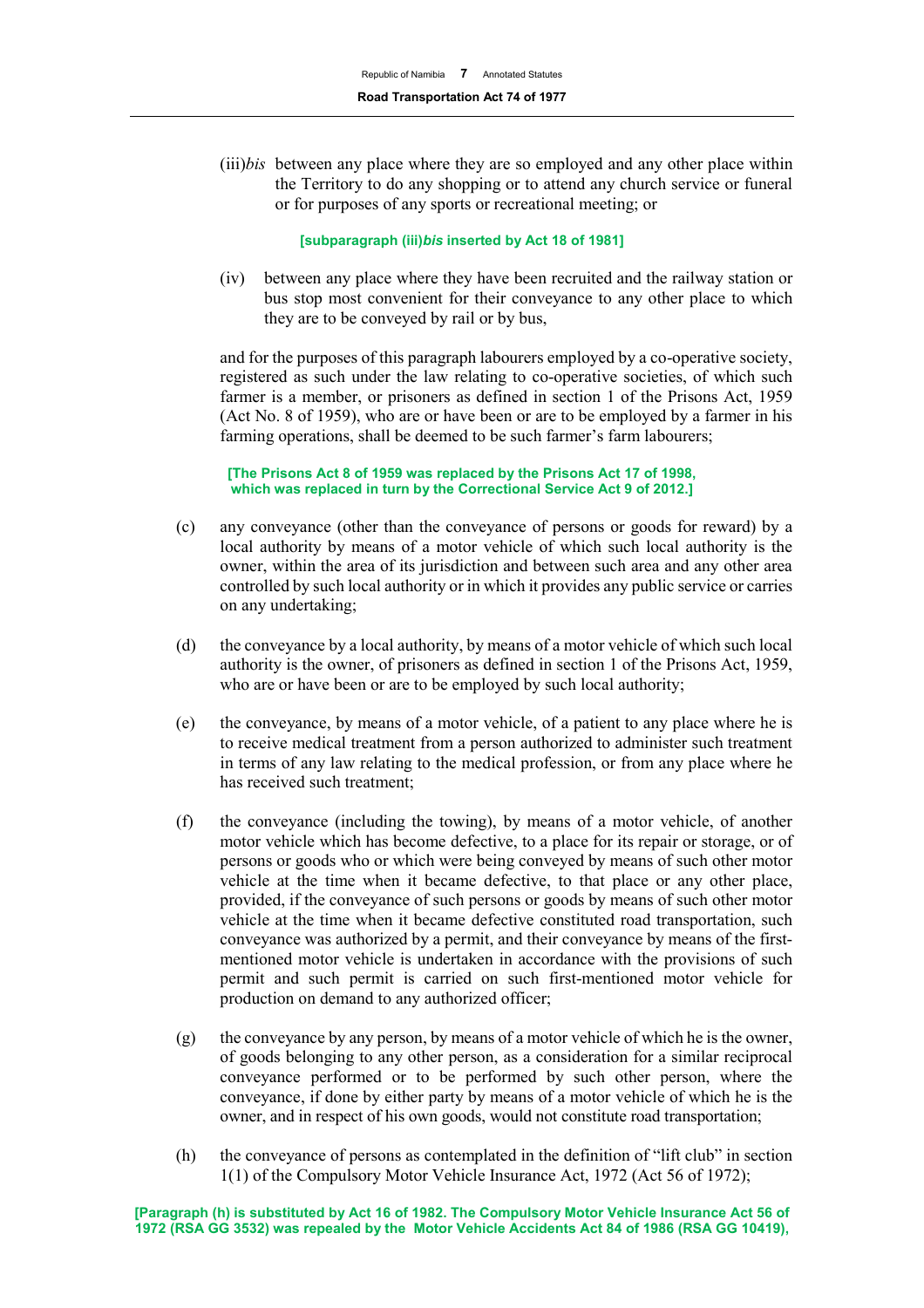(iii)*bis* between any place where they are so employed and any other place within the Territory to do any shopping or to attend any church service or funeral or for purposes of any sports or recreational meeting; or

**[subparagraph (iii)*bis* inserted by Act 18 of 1981]**

(iv) between any place where they have been recruited and the railway station or bus stop most convenient for their conveyance to any other place to which they are to be conveyed by rail or by bus,

and for the purposes of this paragraph labourers employed by a co-operative society, registered as such under the law relating to co-operative societies, of which such farmer is a member, or prisoners as defined in section 1 of the Prisons Act, 1959 (Act No. 8 of 1959), who are or have been or are to be employed by a farmer in his farming operations, shall be deemed to be such farmer's farm labourers;

**[The Prisons Act 8 of 1959 was replaced by the Prisons Act 17 of 1998, which was replaced in turn by the Correctional Service Act 9 of 2012.]**

(c) any conveyance (other than the conveyance of persons or goods for reward) by a local authority by means of a motor vehicle of which such local authority is the owner, within the area of its jurisdiction and between such area and any other area controlled by such local authority or in which it provides any public service or carries on any undertaking;

(d) the conveyance by a local authority, by means of a motor vehicle of which such local authority is the owner, of prisoners as defined in section 1 of the Prisons Act, 1959, who are or have been or are to be employed by such local authority;

(e) the conveyance, by means of a motor vehicle, of a patient to any place where he is to receive medical treatment from a person authorized to administer such treatment in terms of any law relating to the medical profession, or from any place where he has received such treatment;

(f) the conveyance (including the towing), by means of a motor vehicle, of another motor vehicle which has become defective, to a place for its repair or storage, or of persons or goods who or which were being conveyed by means of such other motor vehicle at the time when it became defective, to that place or any other place, provided, if the conveyance of such persons or goods by means of such other motor vehicle at the time when it became defective constituted road transportation, such conveyance was authorized by a permit, and their conveyance by means of the first-mentioned motor vehicle is undertaken in accordance with the provisions of such permit and such permit is carried on such first-mentioned motor vehicle for production on demand to any authorized officer;

(g) the conveyance by any person, by means of a motor vehicle of which he is the owner, of goods belonging to any other person, as a consideration for a similar reciprocal conveyance performed or to be performed by such other person, where the conveyance, if done by either party by means of a motor vehicle of which he is the owner, and in respect of his own goods, would not constitute road transportation;

(h) the conveyance of persons as contemplated in the definition of "lift club" in section 1(1) of the Compulsory Motor Vehicle Insurance Act, 1972 (Act 56 of 1972);

**[Paragraph (h) is substituted by Act 16 of 1982. The Compulsory Motor Vehicle Insurance Act 56 of 1972 (RSA GG 3532) was repealed by the Motor Vehicle Accidents Act 84 of 1986 (RSA GG 10419),**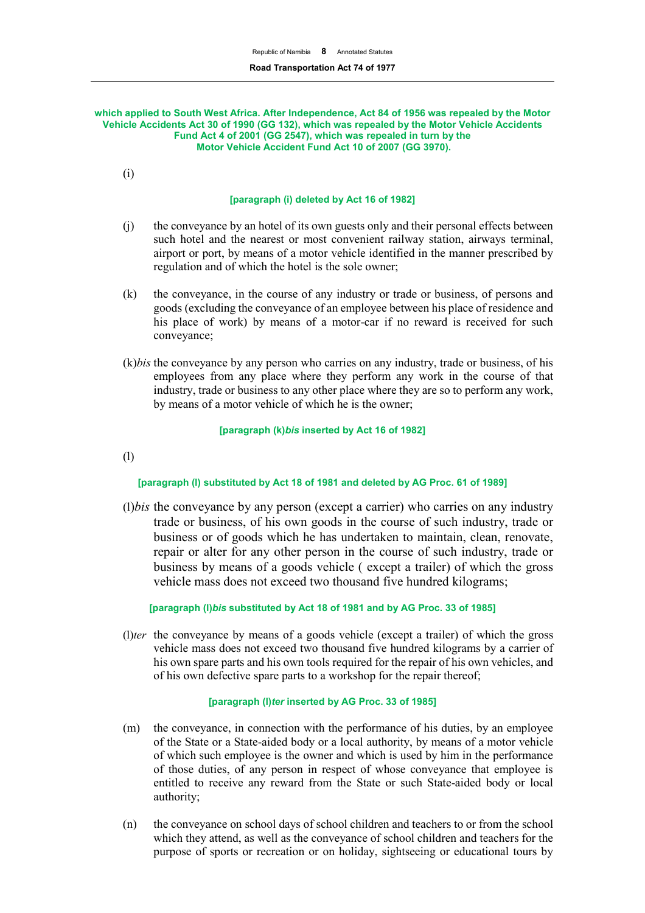**which applied to South West Africa. After Independence, Act 84 of 1956 was repealed by the Motor Vehicle Accidents Act 30 of 1990 (GG 132), which was repealed by the Motor Vehicle Accidents Fund Act 4 of 2001 (GG 2547), which was repealed in turn by the Motor Vehicle Accident Fund Act 10 of 2007 (GG 3970).**

(i)

**[paragraph (i) deleted by Act 16 of 1982]**

(j) the conveyance by an hotel of its own guests only and their personal effects between such hotel and the nearest or most convenient railway station, airways terminal, airport or port, by means of a motor vehicle identified in the manner prescribed by regulation and of which the hotel is the sole owner;

(k) the conveyance, in the course of any industry or trade or business, of persons and goods (excluding the conveyance of an employee between his place of residence and his place of work) by means of a motor-car if no reward is received for such conveyance;

(k)*bis* the conveyance by any person who carries on any industry, trade or business, of his employees from any place where they perform any work in the course of that industry, trade or business to any other place where they are so to perform any work, by means of a motor vehicle of which he is the owner;

**[paragraph (k)*bis* inserted by Act 16 of 1982]**

(l)

**[paragraph (l) substituted by Act 18 of 1981 and deleted by AG Proc. 61 of 1989]**

(l)*bis* the conveyance by any person (except a carrier) who carries on any industry trade or business, of his own goods in the course of such industry, trade or business or of goods which he has undertaken to maintain, clean, renovate, repair or alter for any other person in the course of such industry, trade or business by means of a goods vehicle ( except a trailer) of which the gross vehicle mass does not exceed two thousand five hundred kilograms;

**[paragraph (l)*bis* substituted by Act 18 of 1981 and by AG Proc. 33 of 1985]**

(l)*ter* the conveyance by means of a goods vehicle (except a trailer) of which the gross vehicle mass does not exceed two thousand five hundred kilograms by a carrier of his own spare parts and his own tools required for the repair of his own vehicles, and of his own defective spare parts to a workshop for the repair thereof;

**[paragraph (l)*ter* inserted by AG Proc. 33 of 1985]**

(m) the conveyance, in connection with the performance of his duties, by an employee of the State or a State-aided body or a local authority, by means of a motor vehicle of which such employee is the owner and which is used by him in the performance of those duties, of any person in respect of whose conveyance that employee is entitled to receive any reward from the State or such State-aided body or local authority;

(n) the conveyance on school days of school children and teachers to or from the school which they attend, as well as the conveyance of school children and teachers for the purpose of sports or recreation or on holiday, sightseeing or educational tours by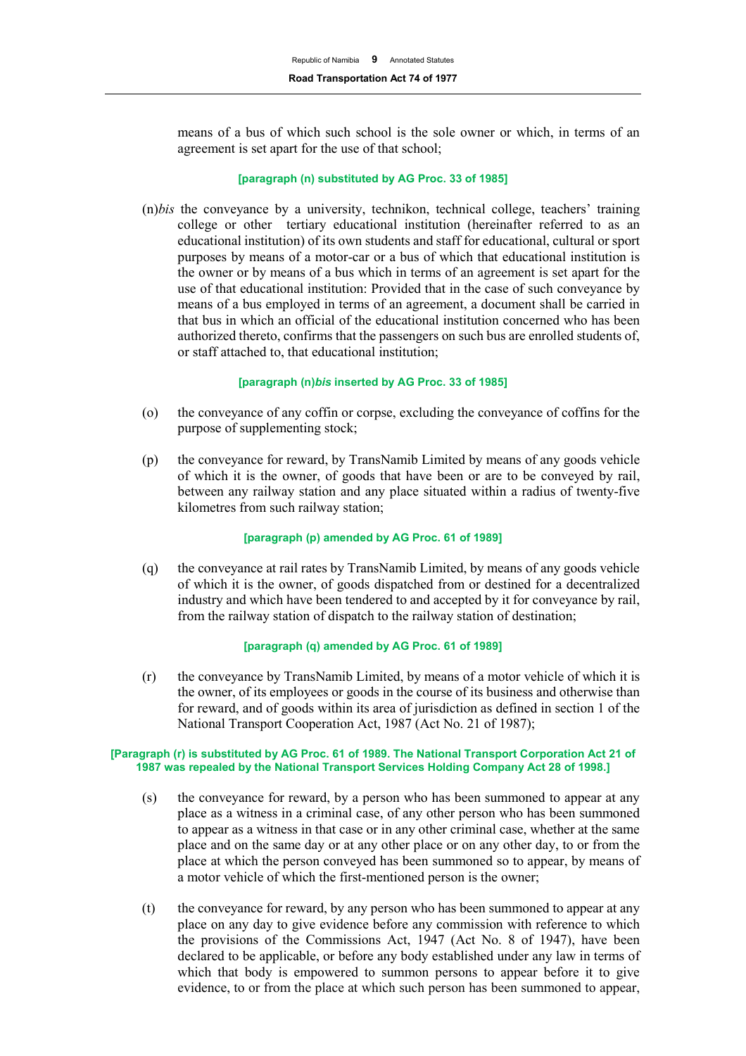means of a bus of which such school is the sole owner or which, in terms of an agreement is set apart for the use of that school;

**[paragraph (n) substituted by AG Proc. 33 of 1985]**

(n)*bis* the conveyance by a university, technikon, technical college, teachers' training college or other tertiary educational institution (hereinafter referred to as an educational institution) of its own students and staff for educational, cultural or sport purposes by means of a motor-car or a bus of which that educational institution is the owner or by means of a bus which in terms of an agreement is set apart for the use of that educational institution: Provided that in the case of such conveyance by means of a bus employed in terms of an agreement, a document shall be carried in that bus in which an official of the educational institution concerned who has been authorized thereto, confirms that the passengers on such bus are enrolled students of, or staff attached to, that educational institution;

**[paragraph (n)*bis* inserted by AG Proc. 33 of 1985]**

(o) the conveyance of any coffin or corpse, excluding the conveyance of coffins for the purpose of supplementing stock;

(p) the conveyance for reward, by TransNamib Limited by means of any goods vehicle of which it is the owner, of goods that have been or are to be conveyed by rail, between any railway station and any place situated within a radius of twenty-five kilometres from such railway station;

**[paragraph (p) amended by AG Proc. 61 of 1989]**

(q) the conveyance at rail rates by TransNamib Limited, by means of any goods vehicle of which it is the owner, of goods dispatched from or destined for a decentralized industry and which have been tendered to and accepted by it for conveyance by rail, from the railway station of dispatch to the railway station of destination;

**[paragraph (q) amended by AG Proc. 61 of 1989]**

(r) the conveyance by TransNamib Limited, by means of a motor vehicle of which it is the owner, of its employees or goods in the course of its business and otherwise than for reward, and of goods within its area of jurisdiction as defined in section 1 of the National Transport Cooperation Act, 1987 (Act No. 21 of 1987);

**[Paragraph (r) is substituted by AG Proc. 61 of 1989. The National Transport Corporation Act 21 of 1987 was repealed by the National Transport Services Holding Company Act 28 of 1998.]**

(s) the conveyance for reward, by a person who has been summoned to appear at any place as a witness in a criminal case, of any other person who has been summoned to appear as a witness in that case or in any other criminal case, whether at the same place and on the same day or at any other place or on any other day, to or from the place at which the person conveyed has been summoned so to appear, by means of a motor vehicle of which the first-mentioned person is the owner;

(t) the conveyance for reward, by any person who has been summoned to appear at any place on any day to give evidence before any commission with reference to which the provisions of the Commissions Act, 1947 (Act No. 8 of 1947), have been declared to be applicable, or before any body established under any law in terms of which that body is empowered to summon persons to appear before it to give evidence, to or from the place at which such person has been summoned to appear,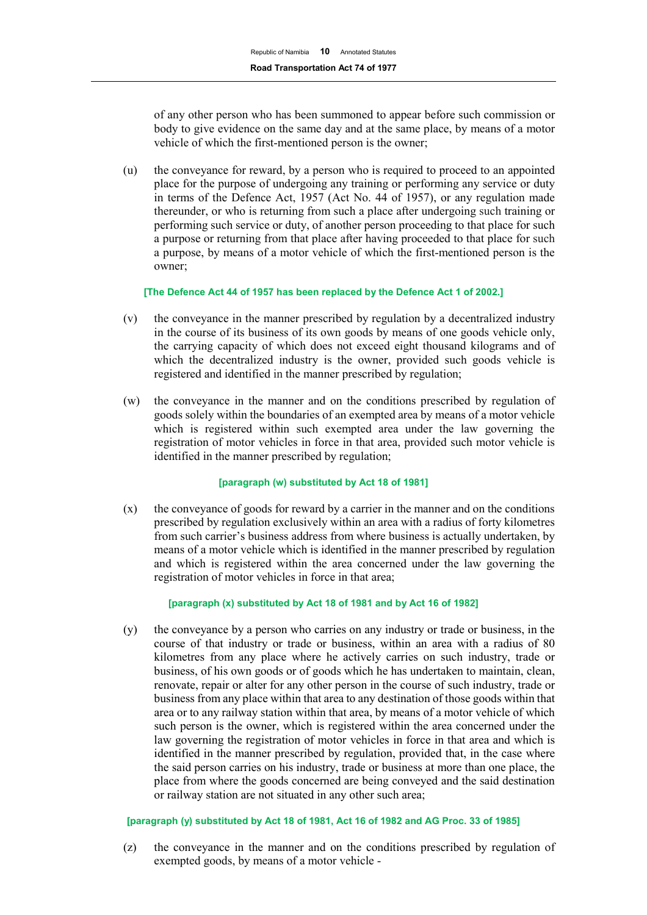of any other person who has been summoned to appear before such commission or body to give evidence on the same day and at the same place, by means of a motor vehicle of which the first-mentioned person is the owner;

(u) the conveyance for reward, by a person who is required to proceed to an appointed place for the purpose of undergoing any training or performing any service or duty in terms of the Defence Act, 1957 (Act No. 44 of 1957), or any regulation made thereunder, or who is returning from such a place after undergoing such training or performing such service or duty, of another person proceeding to that place for such a purpose or returning from that place after having proceeded to that place for such a purpose, by means of a motor vehicle of which the first-mentioned person is the owner;

**[The Defence Act 44 of 1957 has been replaced by the Defence Act 1 of 2002.]**

(v) the conveyance in the manner prescribed by regulation by a decentralized industry in the course of its business of its own goods by means of one goods vehicle only, the carrying capacity of which does not exceed eight thousand kilograms and of which the decentralized industry is the owner, provided such goods vehicle is registered and identified in the manner prescribed by regulation;

(w) the conveyance in the manner and on the conditions prescribed by regulation of goods solely within the boundaries of an exempted area by means of a motor vehicle which is registered within such exempted area under the law governing the registration of motor vehicles in force in that area, provided such motor vehicle is identified in the manner prescribed by regulation;

**[paragraph (w) substituted by Act 18 of 1981]**

(x) the conveyance of goods for reward by a carrier in the manner and on the conditions prescribed by regulation exclusively within an area with a radius of forty kilometres from such carrier's business address from where business is actually undertaken, by means of a motor vehicle which is identified in the manner prescribed by regulation and which is registered within the area concerned under the law governing the registration of motor vehicles in force in that area;

**[paragraph (x) substituted by Act 18 of 1981 and by Act 16 of 1982]**

(y) the conveyance by a person who carries on any industry or trade or business, in the course of that industry or trade or business, within an area with a radius of 80 kilometres from any place where he actively carries on such industry, trade or business, of his own goods or of goods which he has undertaken to maintain, clean, renovate, repair or alter for any other person in the course of such industry, trade or business from any place within that area to any destination of those goods within that area or to any railway station within that area, by means of a motor vehicle of which such person is the owner, which is registered within the area concerned under the law governing the registration of motor vehicles in force in that area and which is identified in the manner prescribed by regulation, provided that, in the case where the said person carries on his industry, trade or business at more than one place, the place from where the goods concerned are being conveyed and the said destination or railway station are not situated in any other such area;

**[paragraph (y) substituted by Act 18 of 1981, Act 16 of 1982 and AG Proc. 33 of 1985]**

(z) the conveyance in the manner and on the conditions prescribed by regulation of exempted goods, by means of a motor vehicle -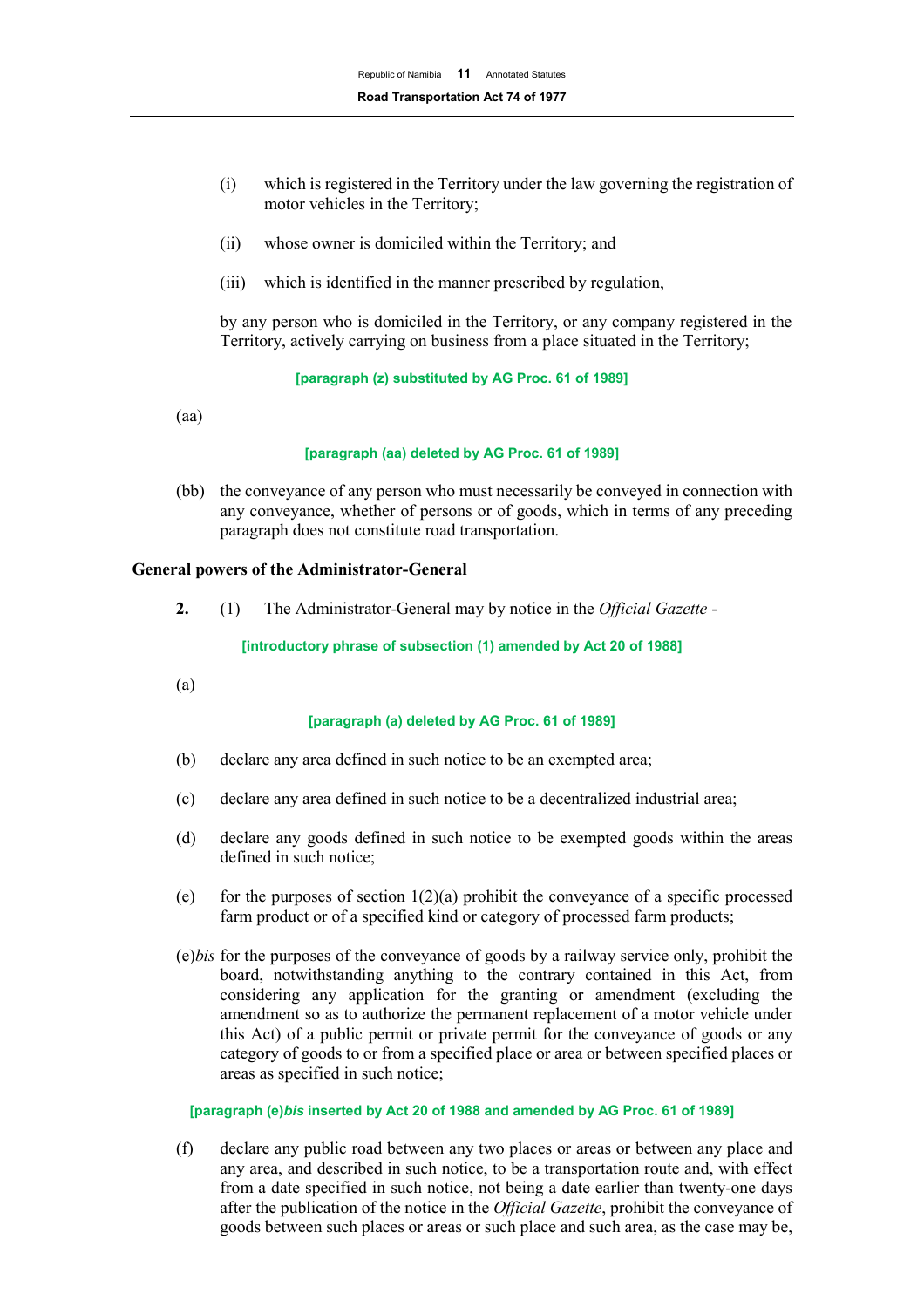(i) which is registered in the Territory under the law governing the registration of motor vehicles in the Territory;

(ii) whose owner is domiciled within the Territory; and

(iii) which is identified in the manner prescribed by regulation,

by any person who is domiciled in the Territory, or any company registered in the Territory, actively carrying on business from a place situated in the Territory;

**[paragraph (z) substituted by AG Proc. 61 of 1989]**

(aa)

**[paragraph (aa) deleted by AG Proc. 61 of 1989]**

(bb) the conveyance of any person who must necessarily be conveyed in connection with any conveyance, whether of persons or of goods, which in terms of any preceding paragraph does not constitute road transportation.

### General powers of the Administrator-General

**2.** (1) The Administrator-General may by notice in the *Official Gazette* -

**[introductory phrase of subsection (1) amended by Act 20 of 1988]**

(a)

**[paragraph (a) deleted by AG Proc. 61 of 1989]**

(b) declare any area defined in such notice to be an exempted area;

(c) declare any area defined in such notice to be a decentralized industrial area;

(d) declare any goods defined in such notice to be exempted goods within the areas defined in such notice;

(e) for the purposes of section 1(2)(a) prohibit the conveyance of a specific processed farm product or of a specified kind or category of processed farm products;

(e)*bis* for the purposes of the conveyance of goods by a railway service only, prohibit the board, notwithstanding anything to the contrary contained in this Act, from considering any application for the granting or amendment (excluding the amendment so as to authorize the permanent replacement of a motor vehicle under this Act) of a public permit or private permit for the conveyance of goods or any category of goods to or from a specified place or area or between specified places or areas as specified in such notice;

**[paragraph (e)*bis* inserted by Act 20 of 1988 and amended by AG Proc. 61 of 1989]**

(f) declare any public road between any two places or areas or between any place and any area, and described in such notice, to be a transportation route and, with effect from a date specified in such notice, not being a date earlier than twenty-one days after the publication of the notice in the *Official Gazette*, prohibit the conveyance of goods between such places or areas or such place and such area, as the case may be,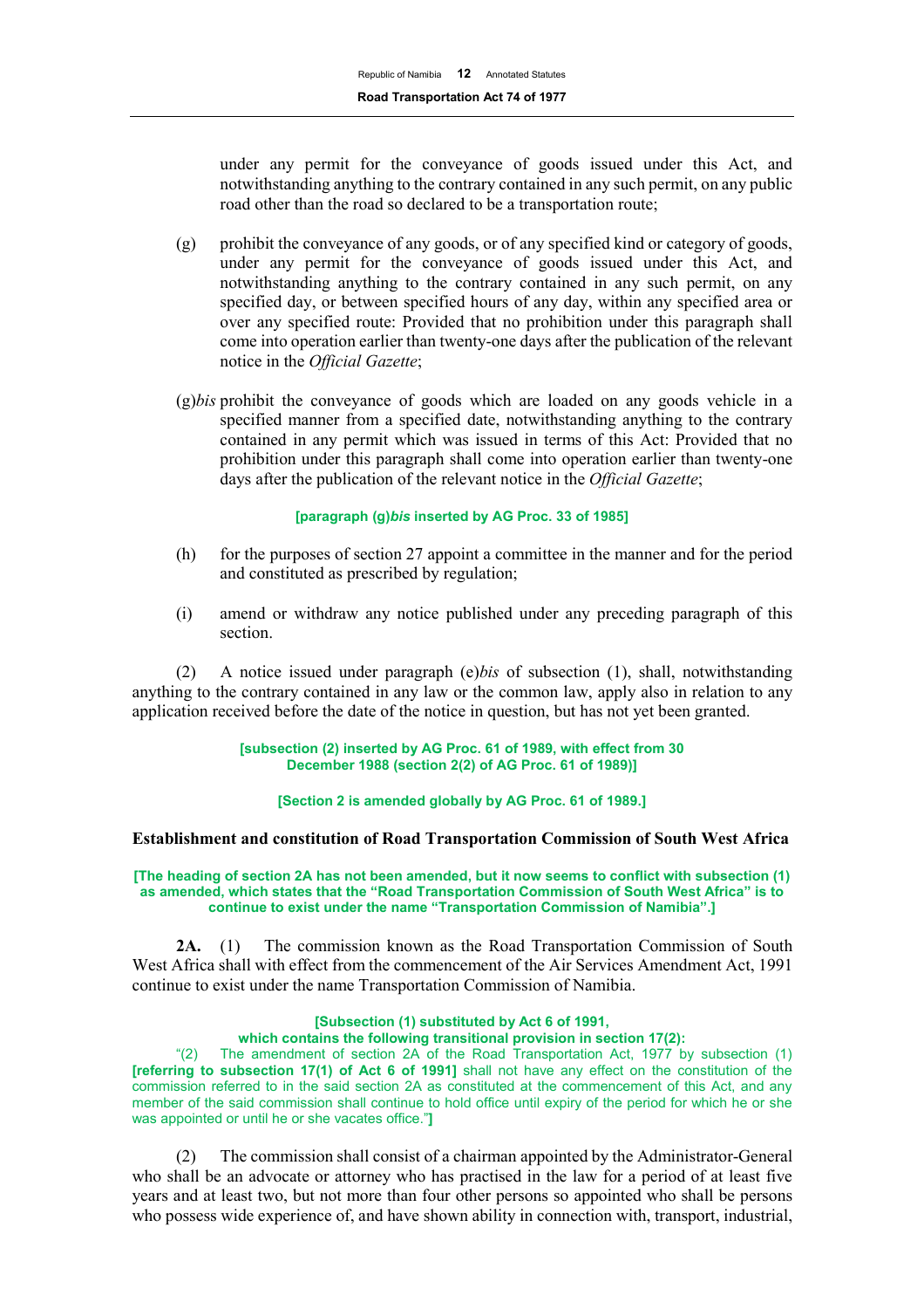under any permit for the conveyance of goods issued under this Act, and notwithstanding anything to the contrary contained in any such permit, on any public road other than the road so declared to be a transportation route;

(g) prohibit the conveyance of any goods, or of any specified kind or category of goods, under any permit for the conveyance of goods issued under this Act, and notwithstanding anything to the contrary contained in any such permit, on any specified day, or between specified hours of any day, within any specified area or over any specified route: Provided that no prohibition under this paragraph shall come into operation earlier than twenty-one days after the publication of the relevant notice in the *Official Gazette*;

(g)*bis* prohibit the conveyance of goods which are loaded on any goods vehicle in a specified manner from a specified date, notwithstanding anything to the contrary contained in any permit which was issued in terms of this Act: Provided that no prohibition under this paragraph shall come into operation earlier than twenty-one days after the publication of the relevant notice in the *Official Gazette*;

**[paragraph (g)*bis* inserted by AG Proc. 33 of 1985]**

(h) for the purposes of section 27 appoint a committee in the manner and for the period and constituted as prescribed by regulation;

(i) amend or withdraw any notice published under any preceding paragraph of this section.

(2) A notice issued under paragraph (e)*bis* of subsection (1), shall, notwithstanding anything to the contrary contained in any law or the common law, apply also in relation to any application received before the date of the notice in question, but has not yet been granted.

**[subsection (2) inserted by AG Proc. 61 of 1989, with effect from 30 December 1988 (section 2(2) of AG Proc. 61 of 1989)]**

**[Section 2 is amended globally by AG Proc. 61 of 1989.]**

### Establishment and constitution of Road Transportation Commission of South West Africa

**[The heading of section 2A has not been amended, but it now seems to conflict with subsection (1) as amended, which states that the "Road Transportation Commission of South West Africa" is to continue to exist under the name "Transportation Commission of Namibia".]**

**2A.** (1) The commission known as the Road Transportation Commission of South West Africa shall with effect from the commencement of the Air Services Amendment Act, 1991 continue to exist under the name Transportation Commission of Namibia.

**[Subsection (1) substituted by Act 6 of 1991, which contains the following transitional provision in section 17(2):**

"(2) The amendment of section 2A of the Road Transportation Act, 1977 by subsection (1) **[referring to subsection 17(1) of Act 6 of 1991]** shall not have any effect on the constitution of the commission referred to in the said section 2A as constituted at the commencement of this Act, and any member of the said commission shall continue to hold office until expiry of the period for which he or she was appointed or until he or she vacates office."**]**

(2) The commission shall consist of a chairman appointed by the Administrator-General who shall be an advocate or attorney who has practised in the law for a period of at least five years and at least two, but not more than four other persons so appointed who shall be persons who possess wide experience of, and have shown ability in connection with, transport, industrial,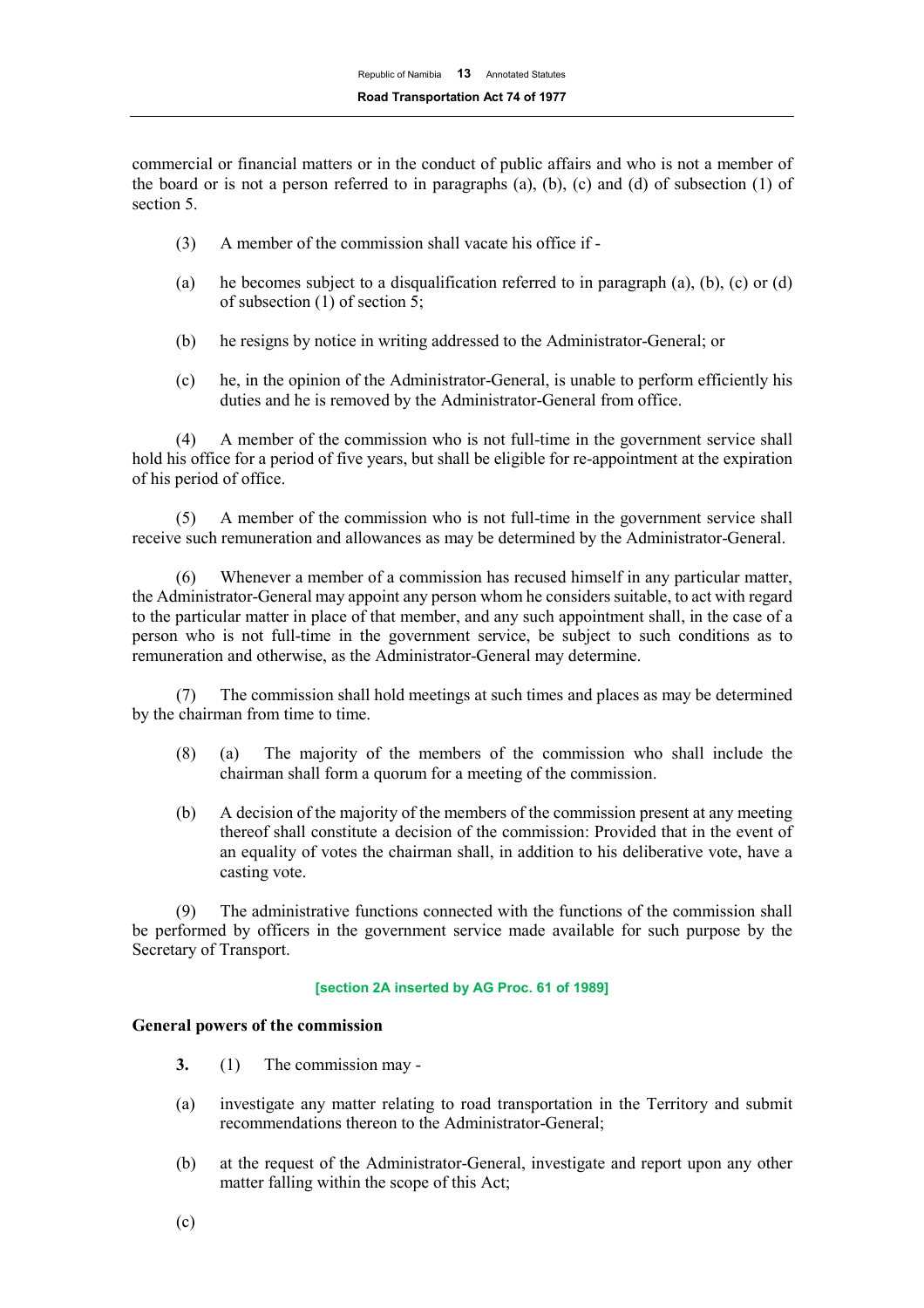commercial or financial matters or in the conduct of public affairs and who is not a member of the board or is not a person referred to in paragraphs (a), (b), (c) and (d) of subsection (1) of section 5.

(3) A member of the commission shall vacate his office if -

(a) he becomes subject to a disqualification referred to in paragraph (a), (b), (c) or (d) of subsection (1) of section 5;

(b) he resigns by notice in writing addressed to the Administrator-General; or

(c) he, in the opinion of the Administrator-General, is unable to perform efficiently his duties and he is removed by the Administrator-General from office.

(4) A member of the commission who is not full-time in the government service shall hold his office for a period of five years, but shall be eligible for re-appointment at the expiration of his period of office.

(5) A member of the commission who is not full-time in the government service shall receive such remuneration and allowances as may be determined by the Administrator-General.

(6) Whenever a member of a commission has recused himself in any particular matter, the Administrator-General may appoint any person whom he considers suitable, to act with regard to the particular matter in place of that member, and any such appointment shall, in the case of a person who is not full-time in the government service, be subject to such conditions as to remuneration and otherwise, as the Administrator-General may determine.

(7) The commission shall hold meetings at such times and places as may be determined by the chairman from time to time.

(8) (a) The majority of the members of the commission who shall include the chairman shall form a quorum for a meeting of the commission.

(b) A decision of the majority of the members of the commission present at any meeting thereof shall constitute a decision of the commission: Provided that in the event of an equality of votes the chairman shall, in addition to his deliberative vote, have a casting vote.

(9) The administrative functions connected with the functions of the commission shall be performed by officers in the government service made available for such purpose by the Secretary of Transport.

**[section 2A inserted by AG Proc. 61 of 1989]**

**General powers of the commission**

**3.** (1) The commission may -

(a) investigate any matter relating to road transportation in the Territory and submit recommendations thereon to the Administrator-General;

(b) at the request of the Administrator-General, investigate and report upon any other matter falling within the scope of this Act;

(c)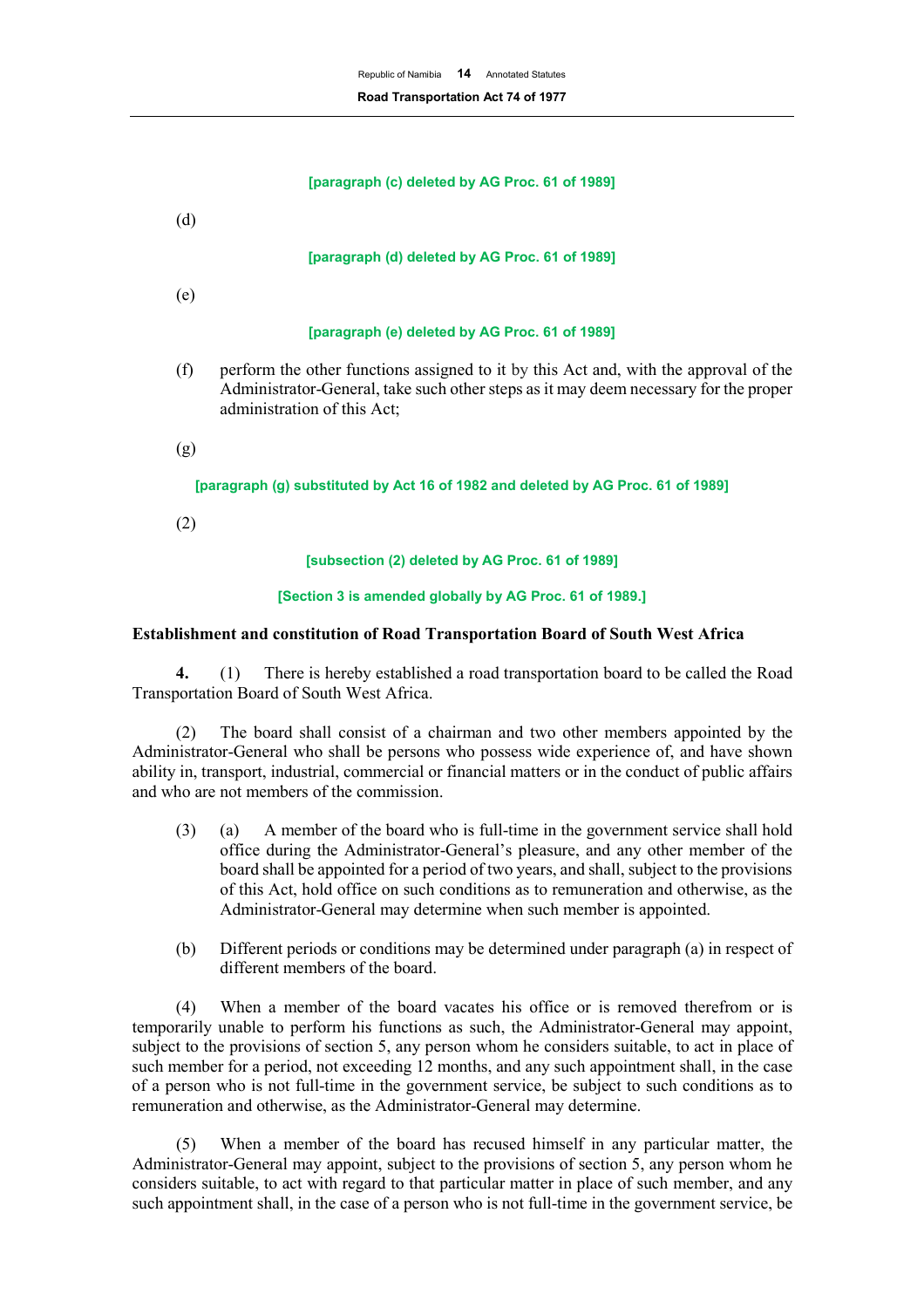**[paragraph (c) deleted by AG Proc. 61 of 1989]**

(d)

**[paragraph (d) deleted by AG Proc. 61 of 1989]**

(e)

**[paragraph (e) deleted by AG Proc. 61 of 1989]**

(f) perform the other functions assigned to it by this Act and, with the approval of the Administrator-General, take such other steps as it may deem necessary for the proper administration of this Act;

(g)

**[paragraph (g) substituted by Act 16 of 1982 and deleted by AG Proc. 61 of 1989]**

(2)

**[subsection (2) deleted by AG Proc. 61 of 1989]**

**[Section 3 is amended globally by AG Proc. 61 of 1989.]**

**Establishment and constitution of Road Transportation Board of South West Africa**

**4.** (1) There is hereby established a road transportation board to be called the Road Transportation Board of South West Africa.

(2) The board shall consist of a chairman and two other members appointed by the Administrator-General who shall be persons who possess wide experience of, and have shown ability in, transport, industrial, commercial or financial matters or in the conduct of public affairs and who are not members of the commission.

(3) (a) A member of the board who is full-time in the government service shall hold office during the Administrator-General's pleasure, and any other member of the board shall be appointed for a period of two years, and shall, subject to the provisions of this Act, hold office on such conditions as to remuneration and otherwise, as the Administrator-General may determine when such member is appointed.

(b) Different periods or conditions may be determined under paragraph (a) in respect of different members of the board.

(4) When a member of the board vacates his office or is removed therefrom or is temporarily unable to perform his functions as such, the Administrator-General may appoint, subject to the provisions of section 5, any person whom he considers suitable, to act in place of such member for a period, not exceeding 12 months, and any such appointment shall, in the case of a person who is not full-time in the government service, be subject to such conditions as to remuneration and otherwise, as the Administrator-General may determine.

(5) When a member of the board has recused himself in any particular matter, the Administrator-General may appoint, subject to the provisions of section 5, any person whom he considers suitable, to act with regard to that particular matter in place of such member, and any such appointment shall, in the case of a person who is not full-time in the government service, be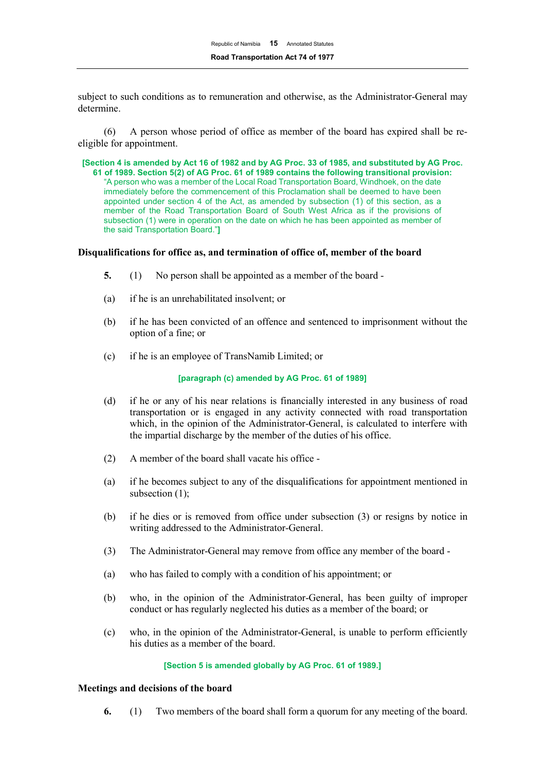subject to such conditions as to remuneration and otherwise, as the Administrator-General may determine.

(6) A person whose period of office as member of the board has expired shall be re-eligible for appointment.

**[Section 4 is amended by Act 16 of 1982 and by AG Proc. 33 of 1985, and substituted by AG Proc. 61 of 1989. Section 5(2) of AG Proc. 61 of 1989 contains the following transitional provision:**
"A person who was a member of the Local Road Transportation Board, Windhoek, on the date immediately before the commencement of this Proclamation shall be deemed to have been appointed under section 4 of the Act, as amended by subsection (1) of this section, as a member of the Road Transportation Board of South West Africa as if the provisions of subsection (1) were in operation on the date on which he has been appointed as member of the said Transportation Board."**]**

### Disqualifications for office as, and termination of office of, member of the board

**5.** (1) No person shall be appointed as a member of the board -

(a) if he is an unrehabilitated insolvent; or

(b) if he has been convicted of an offence and sentenced to imprisonment without the option of a fine; or

(c) if he is an employee of TransNamib Limited; or

**[paragraph (c) amended by AG Proc. 61 of 1989]**

(d) if he or any of his near relations is financially interested in any business of road transportation or is engaged in any activity connected with road transportation which, in the opinion of the Administrator-General, is calculated to interfere with the impartial discharge by the member of the duties of his office.

(2) A member of the board shall vacate his office -

(a) if he becomes subject to any of the disqualifications for appointment mentioned in subsection (1);

(b) if he dies or is removed from office under subsection (3) or resigns by notice in writing addressed to the Administrator-General.

(3) The Administrator-General may remove from office any member of the board -

(a) who has failed to comply with a condition of his appointment; or

(b) who, in the opinion of the Administrator-General, has been guilty of improper conduct or has regularly neglected his duties as a member of the board; or

(c) who, in the opinion of the Administrator-General, is unable to perform efficiently his duties as a member of the board.

**[Section 5 is amended globally by AG Proc. 61 of 1989.]**

### Meetings and decisions of the board

**6.** (1) Two members of the board shall form a quorum for any meeting of the board.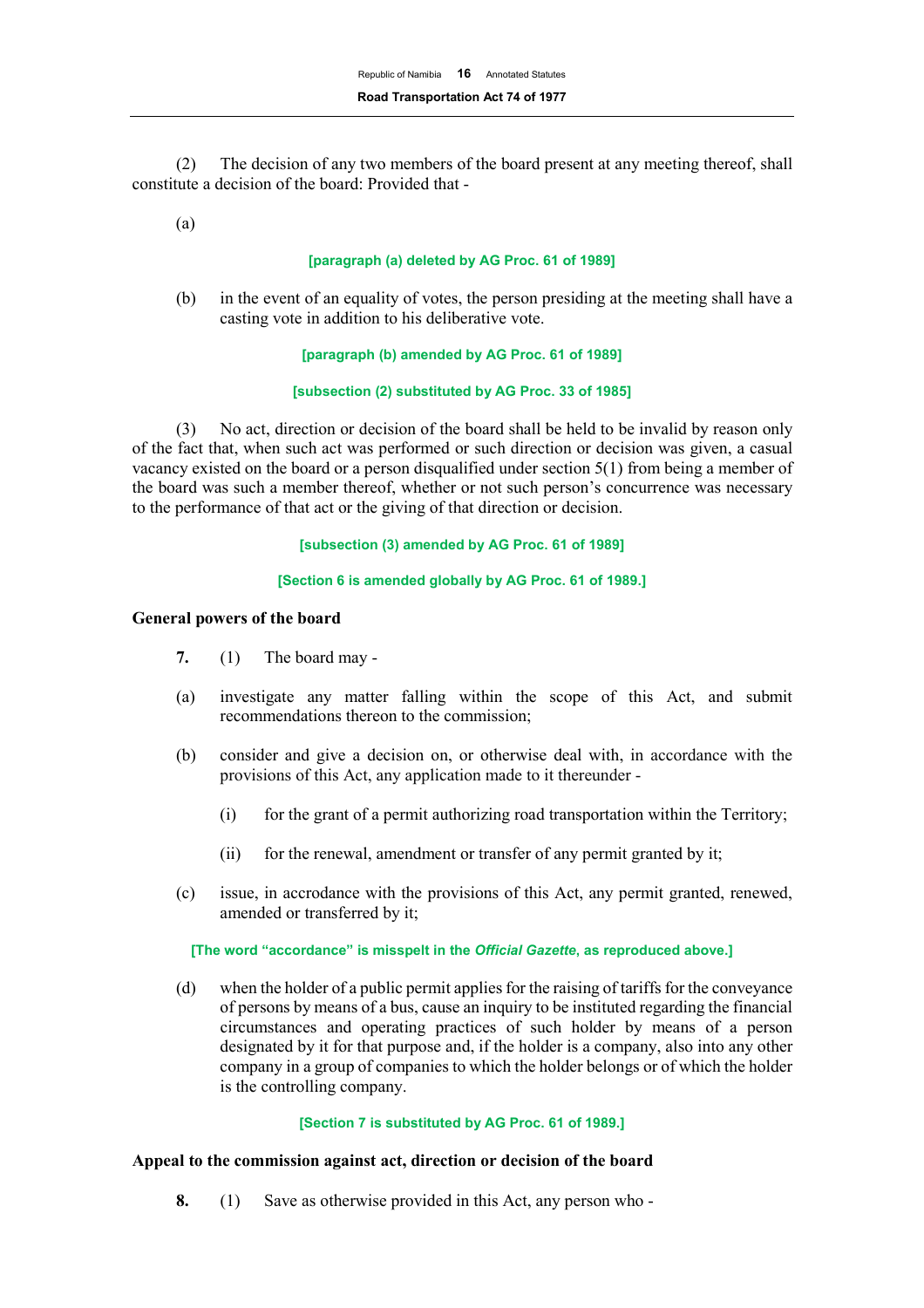(2) The decision of any two members of the board present at any meeting thereof, shall constitute a decision of the board: Provided that -

(a)

**[paragraph (a) deleted by AG Proc. 61 of 1989]**

(b) in the event of an equality of votes, the person presiding at the meeting shall have a casting vote in addition to his deliberative vote.

**[paragraph (b) amended by AG Proc. 61 of 1989]**

**[subsection (2) substituted by AG Proc. 33 of 1985]**

(3) No act, direction or decision of the board shall be held to be invalid by reason only of the fact that, when such act was performed or such direction or decision was given, a casual vacancy existed on the board or a person disqualified under section 5(1) from being a member of the board was such a member thereof, whether or not such person's concurrence was necessary to the performance of that act or the giving of that direction or decision.

**[subsection (3) amended by AG Proc. 61 of 1989]**

**[Section 6 is amended globally by AG Proc. 61 of 1989.]**

**General powers of the board**

**7.** (1) The board may -

(a) investigate any matter falling within the scope of this Act, and submit recommendations thereon to the commission;

(b) consider and give a decision on, or otherwise deal with, in accordance with the provisions of this Act, any application made to it thereunder -

(i) for the grant of a permit authorizing road transportation within the Territory;

(ii) for the renewal, amendment or transfer of any permit granted by it;

(c) issue, in accrodance with the provisions of this Act, any permit granted, renewed, amended or transferred by it;

**[The word "accordance" is misspelt in the *Official Gazette*, as reproduced above.]**

(d) when the holder of a public permit applies for the raising of tariffs for the conveyance of persons by means of a bus, cause an inquiry to be instituted regarding the financial circumstances and operating practices of such holder by means of a person designated by it for that purpose and, if the holder is a company, also into any other company in a group of companies to which the holder belongs or of which the holder is the controlling company.

**[Section 7 is substituted by AG Proc. 61 of 1989.]**

**Appeal to the commission against act, direction or decision of the board**

**8.** (1) Save as otherwise provided in this Act, any person who -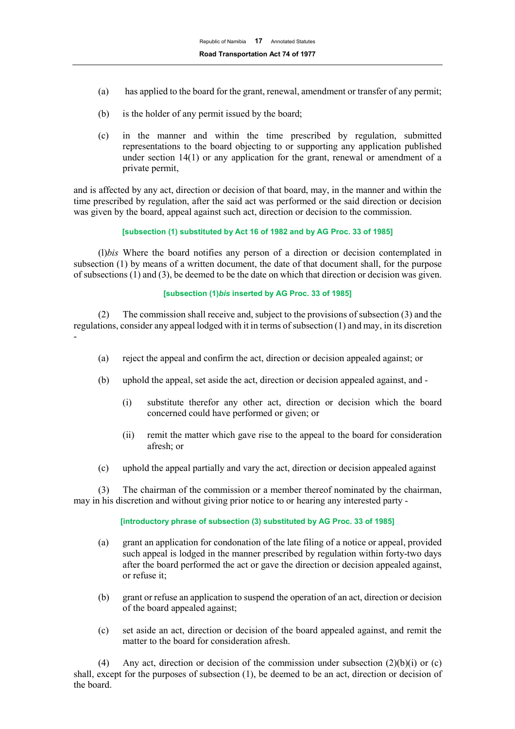(a) has applied to the board for the grant, renewal, amendment or transfer of any permit;

(b) is the holder of any permit issued by the board;

(c) in the manner and within the time prescribed by regulation, submitted representations to the board objecting to or supporting any application published under section 14(1) or any application for the grant, renewal or amendment of a private permit,

and is affected by any act, direction or decision of that board, may, in the manner and within the time prescribed by regulation, after the said act was performed or the said direction or decision was given by the board, appeal against such act, direction or decision to the commission.

**[subsection (1) substituted by Act 16 of 1982 and by AG Proc. 33 of 1985]**

(l)*bis* Where the board notifies any person of a direction or decision contemplated in subsection (1) by means of a written document, the date of that document shall, for the purpose of subsections (1) and (3), be deemed to be the date on which that direction or decision was given.

**[subsection (1)*bis* inserted by AG Proc. 33 of 1985]**

(2) The commission shall receive and, subject to the provisions of subsection (3) and the regulations, consider any appeal lodged with it in terms of subsection (1) and may, in its discretion -

(a) reject the appeal and confirm the act, direction or decision appealed against; or

(b) uphold the appeal, set aside the act, direction or decision appealed against, and -

(i) substitute therefor any other act, direction or decision which the board concerned could have performed or given; or

(ii) remit the matter which gave rise to the appeal to the board for consideration afresh; or

(c) uphold the appeal partially and vary the act, direction or decision appealed against

(3) The chairman of the commission or a member thereof nominated by the chairman, may in his discretion and without giving prior notice to or hearing any interested party -

**[introductory phrase of subsection (3) substituted by AG Proc. 33 of 1985]**

(a) grant an application for condonation of the late filing of a notice or appeal, provided such appeal is lodged in the manner prescribed by regulation within forty-two days after the board performed the act or gave the direction or decision appealed against, or refuse it;

(b) grant or refuse an application to suspend the operation of an act, direction or decision of the board appealed against;

(c) set aside an act, direction or decision of the board appealed against, and remit the matter to the board for consideration afresh.

(4) Any act, direction or decision of the commission under subsection (2)(b)(i) or (c) shall, except for the purposes of subsection (1), be deemed to be an act, direction or decision of the board.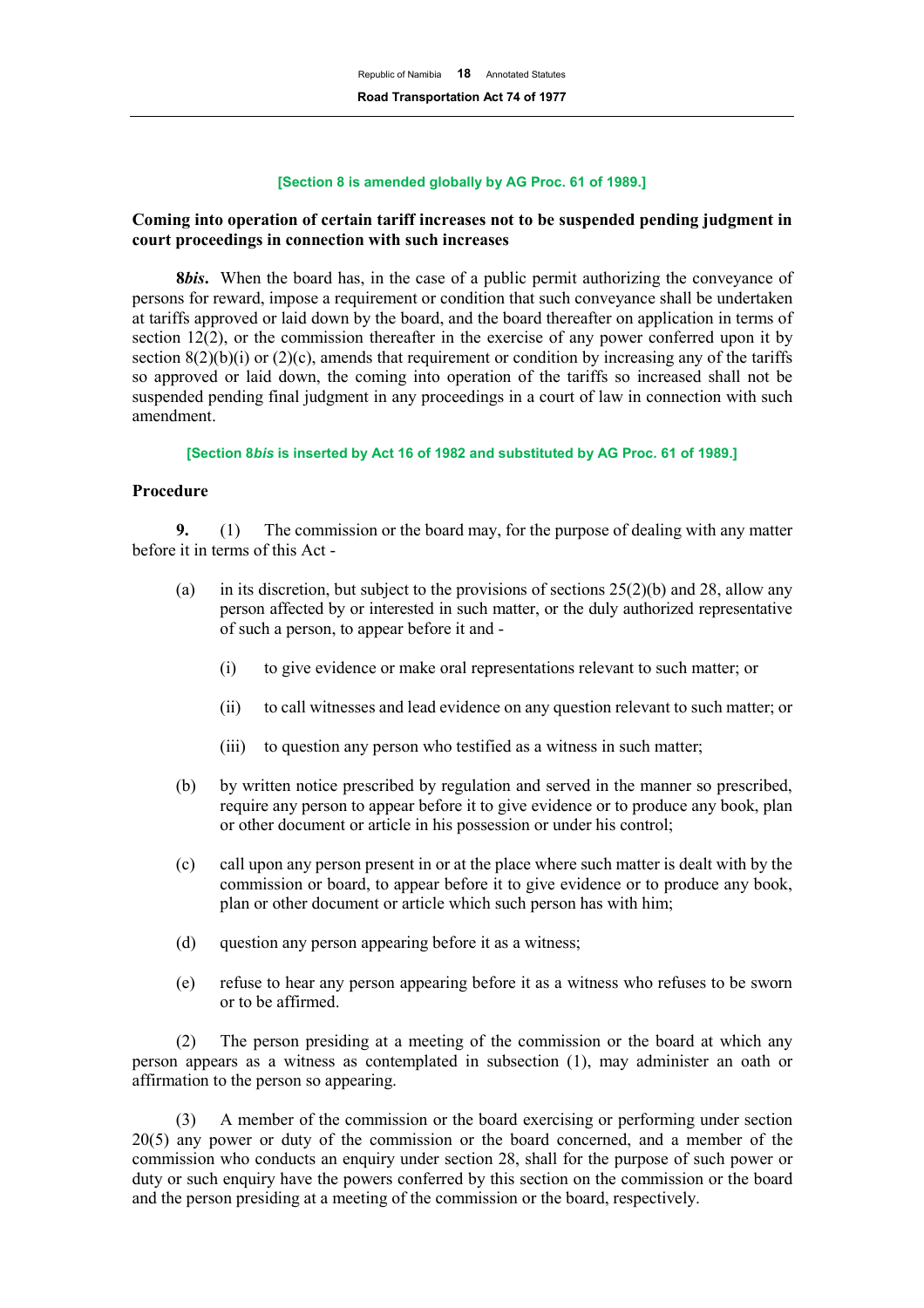**[Section 8 is amended globally by AG Proc. 61 of 1989.]**

**Coming into operation of certain tariff increases not to be suspended pending judgment in court proceedings in connection with such increases**

**8*bis*.** When the board has, in the case of a public permit authorizing the conveyance of persons for reward, impose a requirement or condition that such conveyance shall be undertaken at tariffs approved or laid down by the board, and the board thereafter on application in terms of section 12(2), or the commission thereafter in the exercise of any power conferred upon it by section 8(2)(b)(i) or (2)(c), amends that requirement or condition by increasing any of the tariffs so approved or laid down, the coming into operation of the tariffs so increased shall not be suspended pending final judgment in any proceedings in a court of law in connection with such amendment.

**[Section 8*bis* is inserted by Act 16 of 1982 and substituted by AG Proc. 61 of 1989.]**

**Procedure**

**9.** (1) The commission or the board may, for the purpose of dealing with any matter before it in terms of this Act -

(a) in its discretion, but subject to the provisions of sections 25(2)(b) and 28, allow any person affected by or interested in such matter, or the duly authorized representative of such a person, to appear before it and -

(i) to give evidence or make oral representations relevant to such matter; or

(ii) to call witnesses and lead evidence on any question relevant to such matter; or

(iii) to question any person who testified as a witness in such matter;

(b) by written notice prescribed by regulation and served in the manner so prescribed, require any person to appear before it to give evidence or to produce any book, plan or other document or article in his possession or under his control;

(c) call upon any person present in or at the place where such matter is dealt with by the commission or board, to appear before it to give evidence or to produce any book, plan or other document or article which such person has with him;

(d) question any person appearing before it as a witness;

(e) refuse to hear any person appearing before it as a witness who refuses to be sworn or to be affirmed.

(2) The person presiding at a meeting of the commission or the board at which any person appears as a witness as contemplated in subsection (1), may administer an oath or affirmation to the person so appearing.

(3) A member of the commission or the board exercising or performing under section 20(5) any power or duty of the commission or the board concerned, and a member of the commission who conducts an enquiry under section 28, shall for the purpose of such power or duty or such enquiry have the powers conferred by this section on the commission or the board and the person presiding at a meeting of the commission or the board, respectively.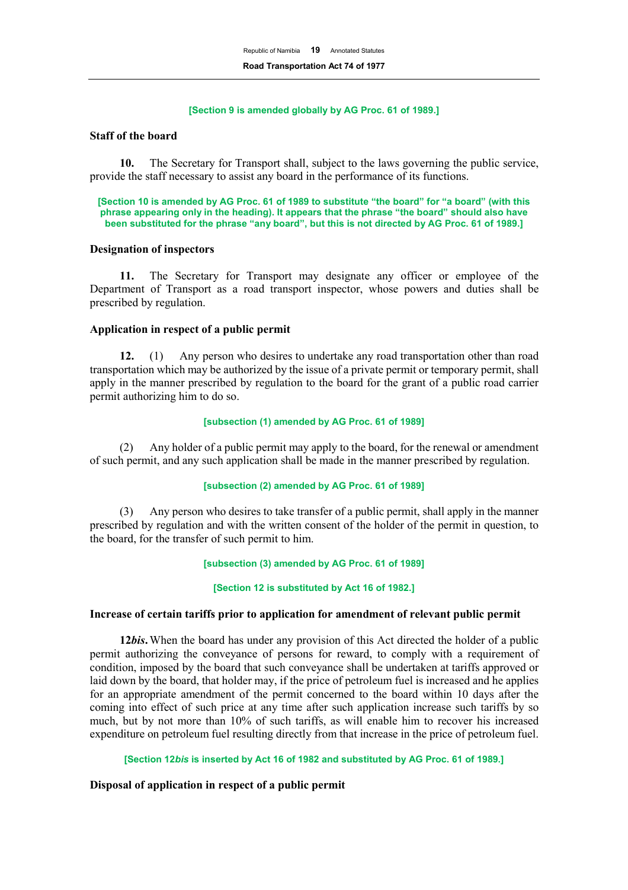**[Section 9 is amended globally by AG Proc. 61 of 1989.]**

### Staff of the board

**10.** The Secretary for Transport shall, subject to the laws governing the public service, provide the staff necessary to assist any board in the performance of its functions.

**[Section 10 is amended by AG Proc. 61 of 1989 to substitute "the board" for "a board" (with this phrase appearing only in the heading). It appears that the phrase "the board" should also have been substituted for the phrase "any board", but this is not directed by AG Proc. 61 of 1989.]**

### Designation of inspectors

**11.** The Secretary for Transport may designate any officer or employee of the Department of Transport as a road transport inspector, whose powers and duties shall be prescribed by regulation.

### Application in respect of a public permit

**12.** (1) Any person who desires to undertake any road transportation other than road transportation which may be authorized by the issue of a private permit or temporary permit, shall apply in the manner prescribed by regulation to the board for the grant of a public road carrier permit authorizing him to do so.

**[subsection (1) amended by AG Proc. 61 of 1989]**

(2) Any holder of a public permit may apply to the board, for the renewal or amendment of such permit, and any such application shall be made in the manner prescribed by regulation.

**[subsection (2) amended by AG Proc. 61 of 1989]**

(3) Any person who desires to take transfer of a public permit, shall apply in the manner prescribed by regulation and with the written consent of the holder of the permit in question, to the board, for the transfer of such permit to him.

**[subsection (3) amended by AG Proc. 61 of 1989]**

**[Section 12 is substituted by Act 16 of 1982.]**

### Increase of certain tariffs prior to application for amendment of relevant public permit

**12*bis*.** When the board has under any provision of this Act directed the holder of a public permit authorizing the conveyance of persons for reward, to comply with a requirement of condition, imposed by the board that such conveyance shall be undertaken at tariffs approved or laid down by the board, that holder may, if the price of petroleum fuel is increased and he applies for an appropriate amendment of the permit concerned to the board within 10 days after the coming into effect of such price at any time after such application increase such tariffs by so much, but by not more than 10% of such tariffs, as will enable him to recover his increased expenditure on petroleum fuel resulting directly from that increase in the price of petroleum fuel.

**[Section 12*bis* is inserted by Act 16 of 1982 and substituted by AG Proc. 61 of 1989.]**

### Disposal of application in respect of a public permit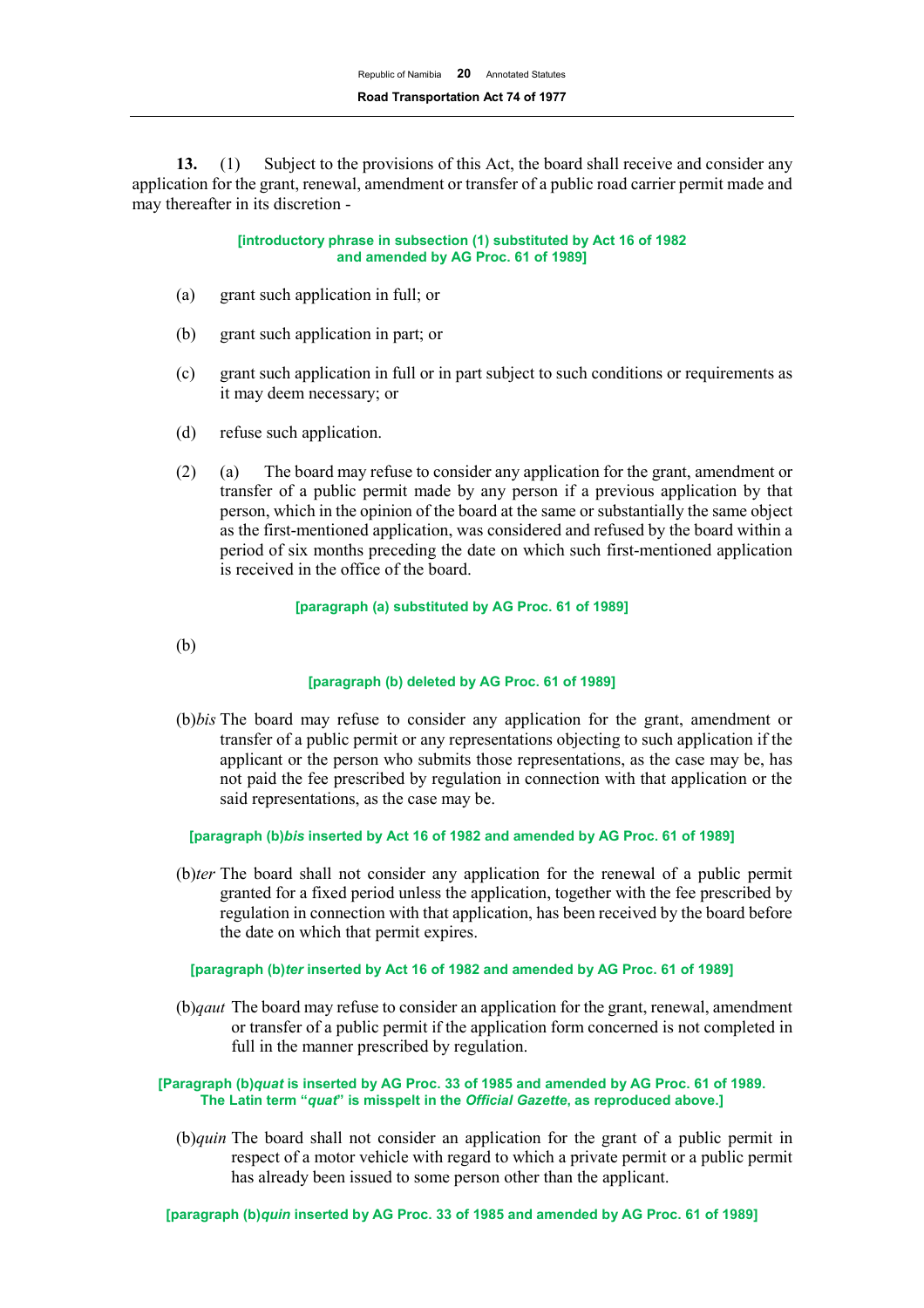**13.** (1) Subject to the provisions of this Act, the board shall receive and consider any application for the grant, renewal, amendment or transfer of a public road carrier permit made and may thereafter in its discretion -

**[introductory phrase in subsection (1) substituted by Act 16 of 1982 and amended by AG Proc. 61 of 1989]**

(a) grant such application in full; or

(b) grant such application in part; or

(c) grant such application in full or in part subject to such conditions or requirements as it may deem necessary; or

(d) refuse such application.

(2) (a) The board may refuse to consider any application for the grant, amendment or transfer of a public permit made by any person if a previous application by that person, which in the opinion of the board at the same or substantially the same object as the first-mentioned application, was considered and refused by the board within a period of six months preceding the date on which such first-mentioned application is received in the office of the board.

**[paragraph (a) substituted by AG Proc. 61 of 1989]**

(b)

**[paragraph (b) deleted by AG Proc. 61 of 1989]**

(b)*bis* The board may refuse to consider any application for the grant, amendment or transfer of a public permit or any representations objecting to such application if the applicant or the person who submits those representations, as the case may be, has not paid the fee prescribed by regulation in connection with that application or the said representations, as the case may be.

**[paragraph (b)*bis* inserted by Act 16 of 1982 and amended by AG Proc. 61 of 1989]**

(b)*ter* The board shall not consider any application for the renewal of a public permit granted for a fixed period unless the application, together with the fee prescribed by regulation in connection with that application, has been received by the board before the date on which that permit expires.

**[paragraph (b)*ter* inserted by Act 16 of 1982 and amended by AG Proc. 61 of 1989]**

(b)*qaut* The board may refuse to consider an application for the grant, renewal, amendment or transfer of a public permit if the application form concerned is not completed in full in the manner prescribed by regulation.

**[Paragraph (b)*quat* is inserted by AG Proc. 33 of 1985 and amended by AG Proc. 61 of 1989. The Latin term "*quat*" is misspelt in the *Official Gazette*, as reproduced above.]**

(b)*quin* The board shall not consider an application for the grant of a public permit in respect of a motor vehicle with regard to which a private permit or a public permit has already been issued to some person other than the applicant.

**[paragraph (b)*quin* inserted by AG Proc. 33 of 1985 and amended by AG Proc. 61 of 1989]**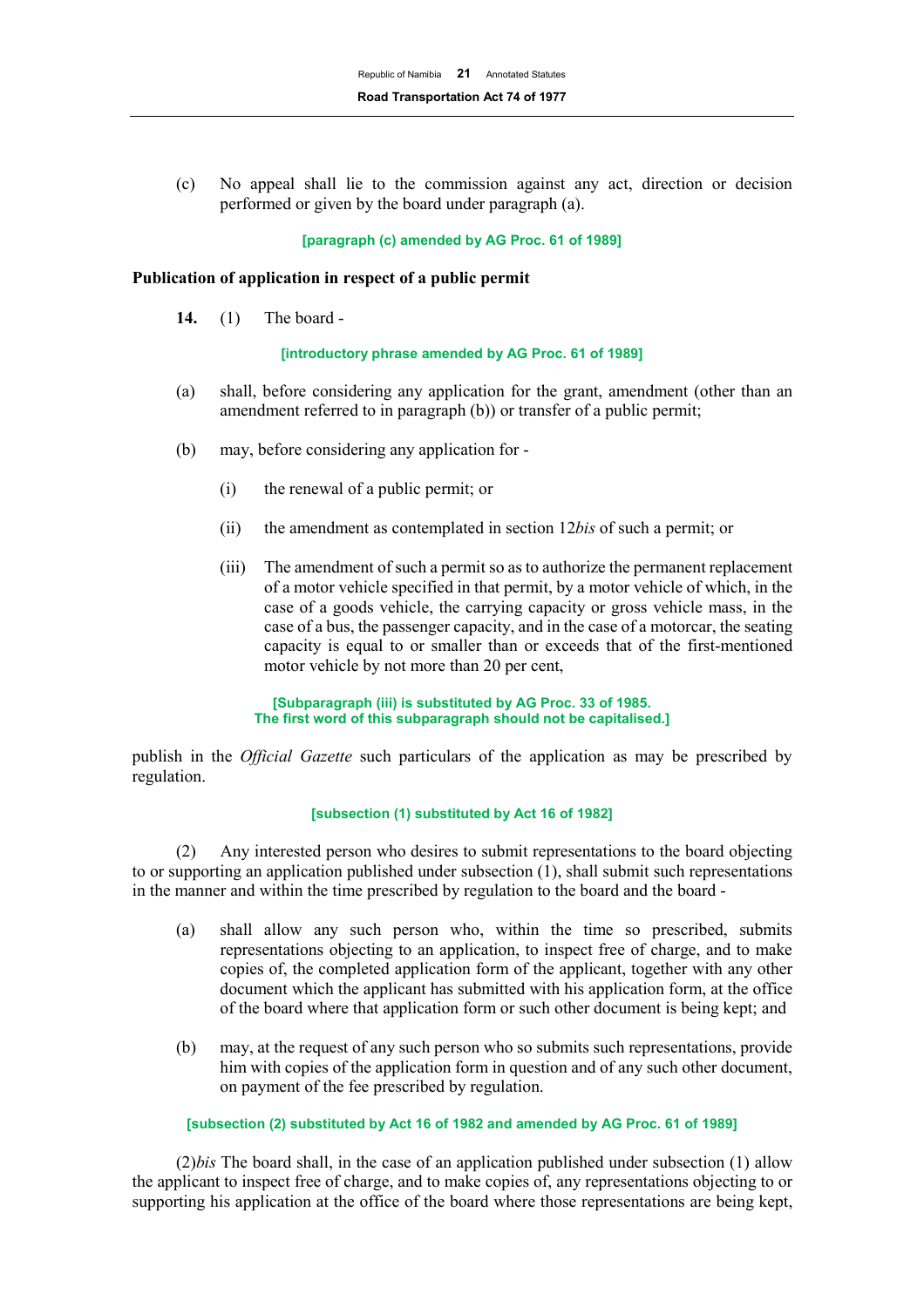(c) No appeal shall lie to the commission against any act, direction or decision performed or given by the board under paragraph (a).

[paragraph (c) amended by AG Proc. 61 of 1989]

### Publication of application in respect of a public permit

**14.** (1) The board -

[introductory phrase amended by AG Proc. 61 of 1989]

(a) shall, before considering any application for the grant, amendment (other than an amendment referred to in paragraph (b)) or transfer of a public permit;

(b) may, before considering any application for -

(i) the renewal of a public permit; or

(ii) the amendment as contemplated in section 12*bis* of such a permit; or

(iii) The amendment of such a permit so as to authorize the permanent replacement of a motor vehicle specified in that permit, by a motor vehicle of which, in the case of a goods vehicle, the carrying capacity or gross vehicle mass, in the case of a bus, the passenger capacity, and in the case of a motorcar, the seating capacity is equal to or smaller than or exceeds that of the first-mentioned motor vehicle by not more than 20 per cent,

[Subparagraph (iii) is substituted by AG Proc. 33 of 1985. The first word of this subparagraph should not be capitalised.]

publish in the *Official Gazette* such particulars of the application as may be prescribed by regulation.

[subsection (1) substituted by Act 16 of 1982]

(2) Any interested person who desires to submit representations to the board objecting to or supporting an application published under subsection (1), shall submit such representations in the manner and within the time prescribed by regulation to the board and the board -

(a) shall allow any such person who, within the time so prescribed, submits representations objecting to an application, to inspect free of charge, and to make copies of, the completed application form of the applicant, together with any other document which the applicant has submitted with his application form, at the office of the board where that application form or such other document is being kept; and

(b) may, at the request of any such person who so submits such representations, provide him with copies of the application form in question and of any such other document, on payment of the fee prescribed by regulation.

[subsection (2) substituted by Act 16 of 1982 and amended by AG Proc. 61 of 1989]

(2)*bis* The board shall, in the case of an application published under subsection (1) allow the applicant to inspect free of charge, and to make copies of, any representations objecting to or supporting his application at the office of the board where those representations are being kept,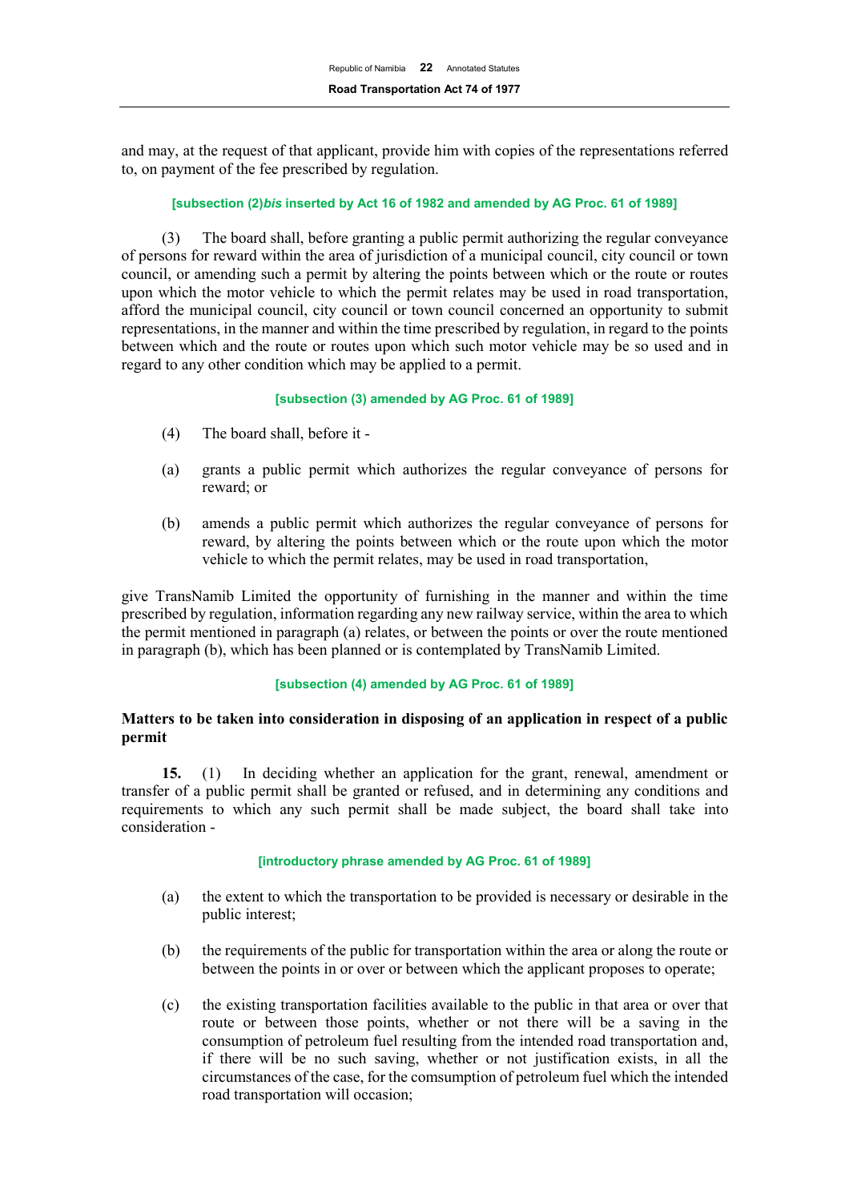and may, at the request of that applicant, provide him with copies of the representations referred to, on payment of the fee prescribed by regulation.

**[subsection (2)*bis* inserted by Act 16 of 1982 and amended by AG Proc. 61 of 1989]**

(3) The board shall, before granting a public permit authorizing the regular conveyance of persons for reward within the area of jurisdiction of a municipal council, city council or town council, or amending such a permit by altering the points between which or the route or routes upon which the motor vehicle to which the permit relates may be used in road transportation, afford the municipal council, city council or town council concerned an opportunity to submit representations, in the manner and within the time prescribed by regulation, in regard to the points between which and the route or routes upon which such motor vehicle may be so used and in regard to any other condition which may be applied to a permit.

**[subsection (3) amended by AG Proc. 61 of 1989]**

(4) The board shall, before it -

(a) grants a public permit which authorizes the regular conveyance of persons for reward; or

(b) amends a public permit which authorizes the regular conveyance of persons for reward, by altering the points between which or the route upon which the motor vehicle to which the permit relates, may be used in road transportation,

give TransNamib Limited the opportunity of furnishing in the manner and within the time prescribed by regulation, information regarding any new railway service, within the area to which the permit mentioned in paragraph (a) relates, or between the points or over the route mentioned in paragraph (b), which has been planned or is contemplated by TransNamib Limited.

**[subsection (4) amended by AG Proc. 61 of 1989]**

**Matters to be taken into consideration in disposing of an application in respect of a public permit**

**15.** (1) In deciding whether an application for the grant, renewal, amendment or transfer of a public permit shall be granted or refused, and in determining any conditions and requirements to which any such permit shall be made subject, the board shall take into consideration -

**[introductory phrase amended by AG Proc. 61 of 1989]**

(a) the extent to which the transportation to be provided is necessary or desirable in the public interest;

(b) the requirements of the public for transportation within the area or along the route or between the points in or over or between which the applicant proposes to operate;

(c) the existing transportation facilities available to the public in that area or over that route or between those points, whether or not there will be a saving in the consumption of petroleum fuel resulting from the intended road transportation and, if there will be no such saving, whether or not justification exists, in all the circumstances of the case, for the comsumption of petroleum fuel which the intended road transportation will occasion;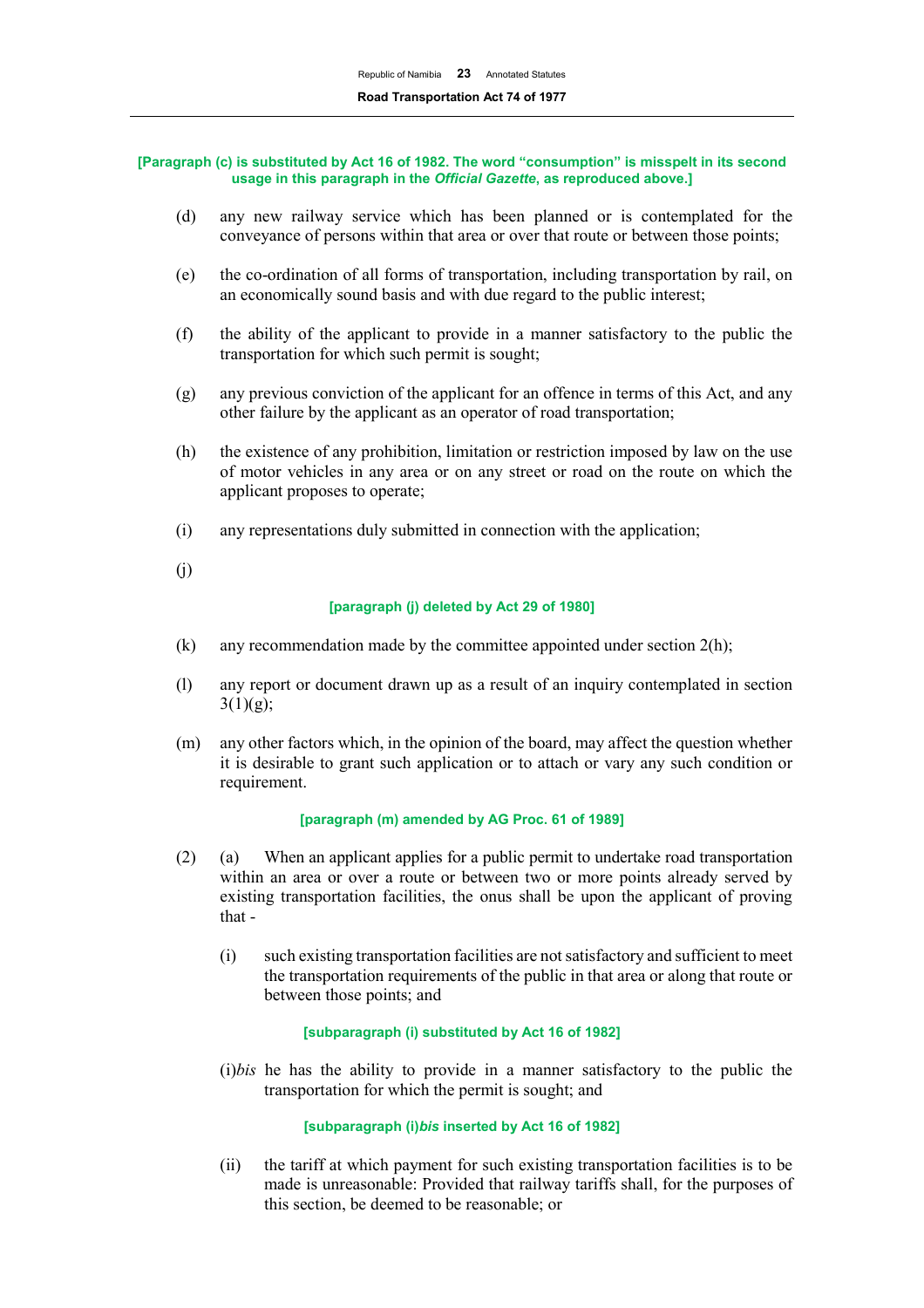**[Paragraph (c) is substituted by Act 16 of 1982. The word "consumption" is misspelt in its second usage in this paragraph in the *Official Gazette*, as reproduced above.]**

(d) any new railway service which has been planned or is contemplated for the conveyance of persons within that area or over that route or between those points;

(e) the co-ordination of all forms of transportation, including transportation by rail, on an economically sound basis and with due regard to the public interest;

(f) the ability of the applicant to provide in a manner satisfactory to the public the transportation for which such permit is sought;

(g) any previous conviction of the applicant for an offence in terms of this Act, and any other failure by the applicant as an operator of road transportation;

(h) the existence of any prohibition, limitation or restriction imposed by law on the use of motor vehicles in any area or on any street or road on the route on which the applicant proposes to operate;

(i) any representations duly submitted in connection with the application;

(j)

**[paragraph (j) deleted by Act 29 of 1980]**

(k) any recommendation made by the committee appointed under section 2(h);

(l) any report or document drawn up as a result of an inquiry contemplated in section 3(1)(g);

(m) any other factors which, in the opinion of the board, may affect the question whether it is desirable to grant such application or to attach or vary any such condition or requirement.

**[paragraph (m) amended by AG Proc. 61 of 1989]**

(2) (a) When an applicant applies for a public permit to undertake road transportation within an area or over a route or between two or more points already served by existing transportation facilities, the onus shall be upon the applicant of proving that -

(i) such existing transportation facilities are not satisfactory and sufficient to meet the transportation requirements of the public in that area or along that route or between those points; and

**[subparagraph (i) substituted by Act 16 of 1982]**

(i)*bis* he has the ability to provide in a manner satisfactory to the public the transportation for which the permit is sought; and

**[subparagraph (i)*bis* inserted by Act 16 of 1982]**

(ii) the tariff at which payment for such existing transportation facilities is to be made is unreasonable: Provided that railway tariffs shall, for the purposes of this section, be deemed to be reasonable; or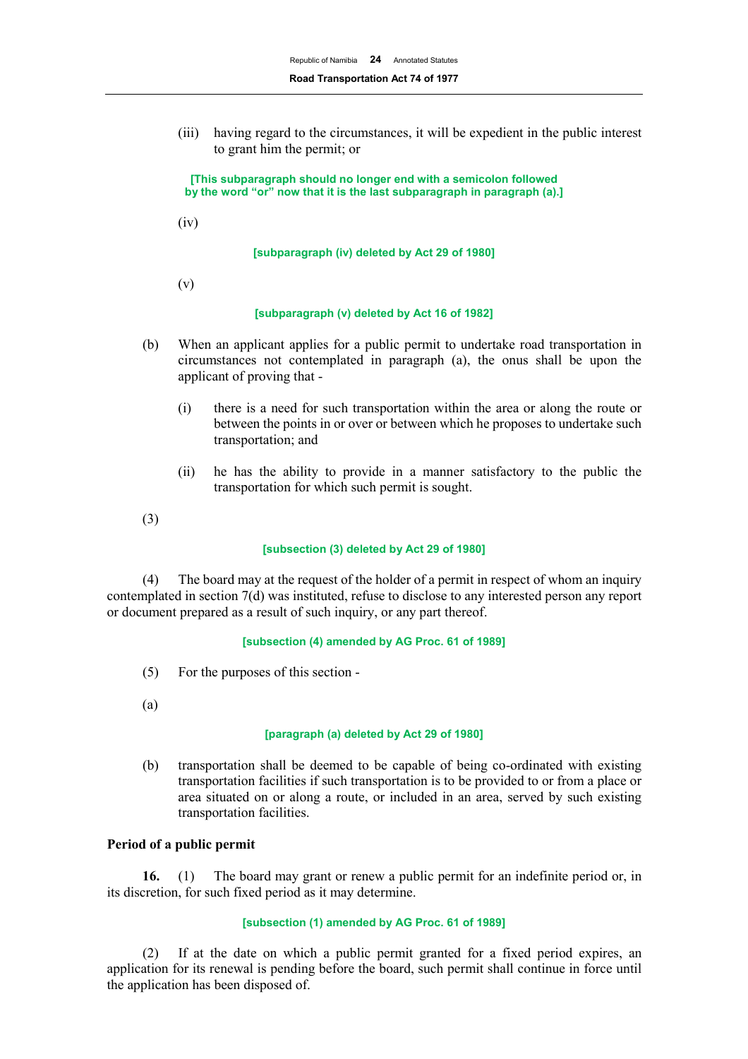(iii) having regard to the circumstances, it will be expedient in the public interest to grant him the permit; or

**[This subparagraph should no longer end with a semicolon followed by the word "or" now that it is the last subparagraph in paragraph (a).]**

(iv)

**[subparagraph (iv) deleted by Act 29 of 1980]**

(v)

**[subparagraph (v) deleted by Act 16 of 1982]**

(b) When an applicant applies for a public permit to undertake road transportation in circumstances not contemplated in paragraph (a), the onus shall be upon the applicant of proving that -

(i) there is a need for such transportation within the area or along the route or between the points in or over or between which he proposes to undertake such transportation; and

(ii) he has the ability to provide in a manner satisfactory to the public the transportation for which such permit is sought.

(3)

**[subsection (3) deleted by Act 29 of 1980]**

(4) The board may at the request of the holder of a permit in respect of whom an inquiry contemplated in section 7(d) was instituted, refuse to disclose to any interested person any report or document prepared as a result of such inquiry, or any part thereof.

**[subsection (4) amended by AG Proc. 61 of 1989]**

(5) For the purposes of this section -

(a)

**[paragraph (a) deleted by Act 29 of 1980]**

(b) transportation shall be deemed to be capable of being co-ordinated with existing transportation facilities if such transportation is to be provided to or from a place or area situated on or along a route, or included in an area, served by such existing transportation facilities.

**Period of a public permit**

**16.** (1) The board may grant or renew a public permit for an indefinite period or, in its discretion, for such fixed period as it may determine.

**[subsection (1) amended by AG Proc. 61 of 1989]**

(2) If at the date on which a public permit granted for a fixed period expires, an application for its renewal is pending before the board, such permit shall continue in force until the application has been disposed of.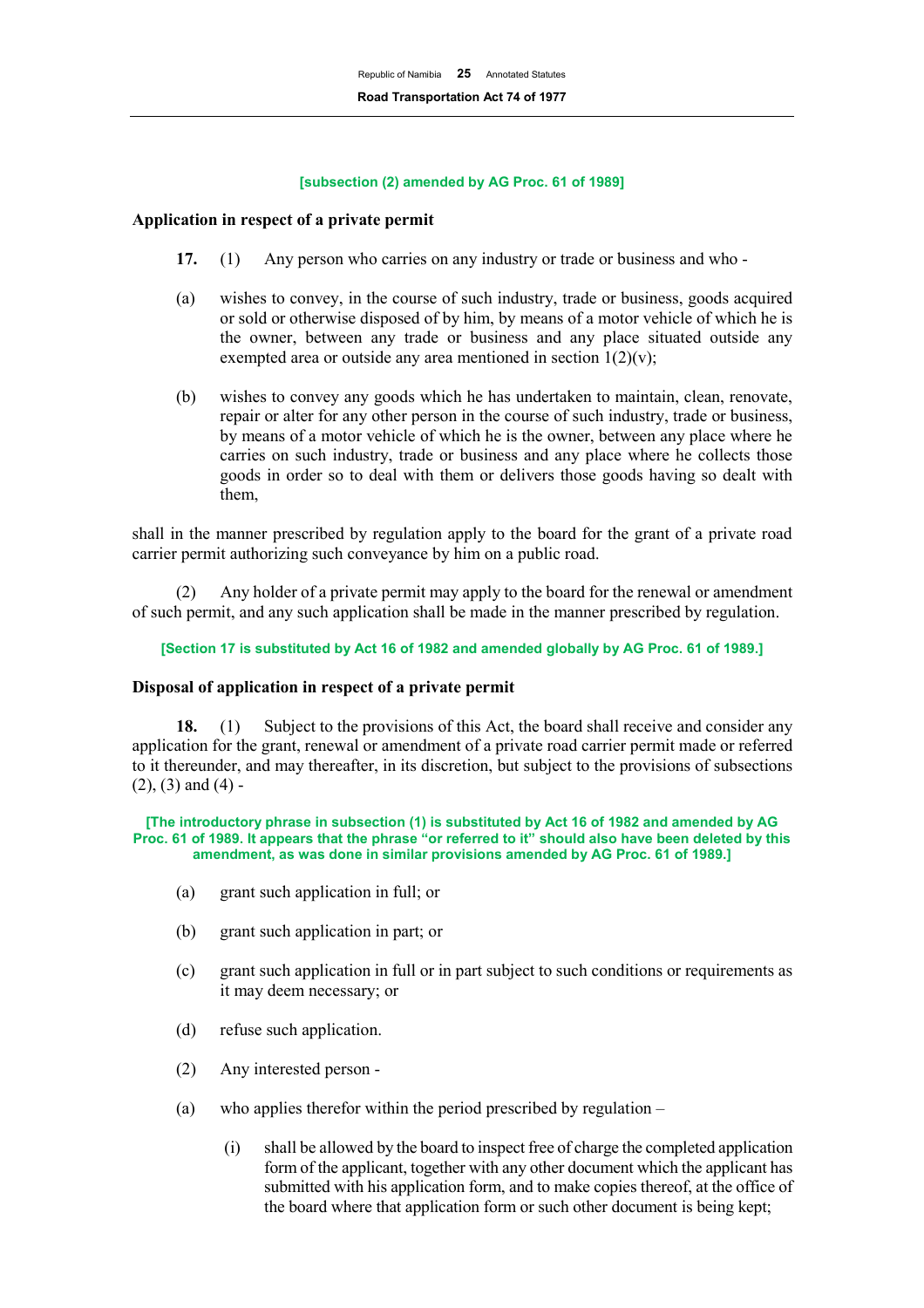**[subsection (2) amended by AG Proc. 61 of 1989]**

### Application in respect of a private permit

**17.** (1) Any person who carries on any industry or trade or business and who -

(a) wishes to convey, in the course of such industry, trade or business, goods acquired or sold or otherwise disposed of by him, by means of a motor vehicle of which he is the owner, between any trade or business and any place situated outside any exempted area or outside any area mentioned in section 1(2)(v);

(b) wishes to convey any goods which he has undertaken to maintain, clean, renovate, repair or alter for any other person in the course of such industry, trade or business, by means of a motor vehicle of which he is the owner, between any place where he carries on such industry, trade or business and any place where he collects those goods in order so to deal with them or delivers those goods having so dealt with them,

shall in the manner prescribed by regulation apply to the board for the grant of a private road carrier permit authorizing such conveyance by him on a public road.

(2) Any holder of a private permit may apply to the board for the renewal or amendment of such permit, and any such application shall be made in the manner prescribed by regulation.

**[Section 17 is substituted by Act 16 of 1982 and amended globally by AG Proc. 61 of 1989.]**

### Disposal of application in respect of a private permit

**18.** (1) Subject to the provisions of this Act, the board shall receive and consider any application for the grant, renewal or amendment of a private road carrier permit made or referred to it thereunder, and may thereafter, in its discretion, but subject to the provisions of subsections (2), (3) and (4) -

**[The introductory phrase in subsection (1) is substituted by Act 16 of 1982 and amended by AG Proc. 61 of 1989. It appears that the phrase "or referred to it" should also have been deleted by this amendment, as was done in similar provisions amended by AG Proc. 61 of 1989.]**

(a) grant such application in full; or

(b) grant such application in part; or

(c) grant such application in full or in part subject to such conditions or requirements as it may deem necessary; or

(d) refuse such application.

(2) Any interested person -

(a) who applies therefor within the period prescribed by regulation –

(i) shall be allowed by the board to inspect free of charge the completed application form of the applicant, together with any other document which the applicant has submitted with his application form, and to make copies thereof, at the office of the board where that application form or such other document is being kept;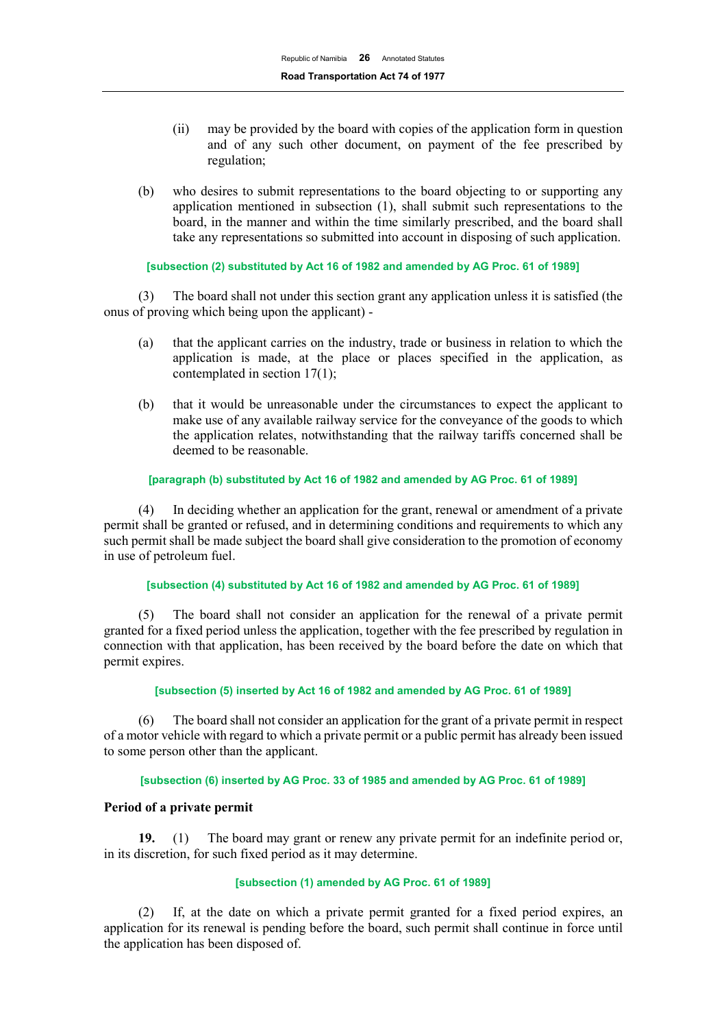(ii) may be provided by the board with copies of the application form in question and of any such other document, on payment of the fee prescribed by regulation;

(b) who desires to submit representations to the board objecting to or supporting any application mentioned in subsection (1), shall submit such representations to the board, in the manner and within the time similarly prescribed, and the board shall take any representations so submitted into account in disposing of such application.

**[subsection (2) substituted by Act 16 of 1982 and amended by AG Proc. 61 of 1989]**

(3) The board shall not under this section grant any application unless it is satisfied (the onus of proving which being upon the applicant) -

(a) that the applicant carries on the industry, trade or business in relation to which the application is made, at the place or places specified in the application, as contemplated in section 17(1);

(b) that it would be unreasonable under the circumstances to expect the applicant to make use of any available railway service for the conveyance of the goods to which the application relates, notwithstanding that the railway tariffs concerned shall be deemed to be reasonable.

**[paragraph (b) substituted by Act 16 of 1982 and amended by AG Proc. 61 of 1989]**

(4) In deciding whether an application for the grant, renewal or amendment of a private permit shall be granted or refused, and in determining conditions and requirements to which any such permit shall be made subject the board shall give consideration to the promotion of economy in use of petroleum fuel.

**[subsection (4) substituted by Act 16 of 1982 and amended by AG Proc. 61 of 1989]**

(5) The board shall not consider an application for the renewal of a private permit granted for a fixed period unless the application, together with the fee prescribed by regulation in connection with that application, has been received by the board before the date on which that permit expires.

**[subsection (5) inserted by Act 16 of 1982 and amended by AG Proc. 61 of 1989]**

(6) The board shall not consider an application for the grant of a private permit in respect of a motor vehicle with regard to which a private permit or a public permit has already been issued to some person other than the applicant.

**[subsection (6) inserted by AG Proc. 33 of 1985 and amended by AG Proc. 61 of 1989]**

**Period of a private permit**

**19.** (1) The board may grant or renew any private permit for an indefinite period or, in its discretion, for such fixed period as it may determine.

**[subsection (1) amended by AG Proc. 61 of 1989]**

(2) If, at the date on which a private permit granted for a fixed period expires, an application for its renewal is pending before the board, such permit shall continue in force until the application has been disposed of.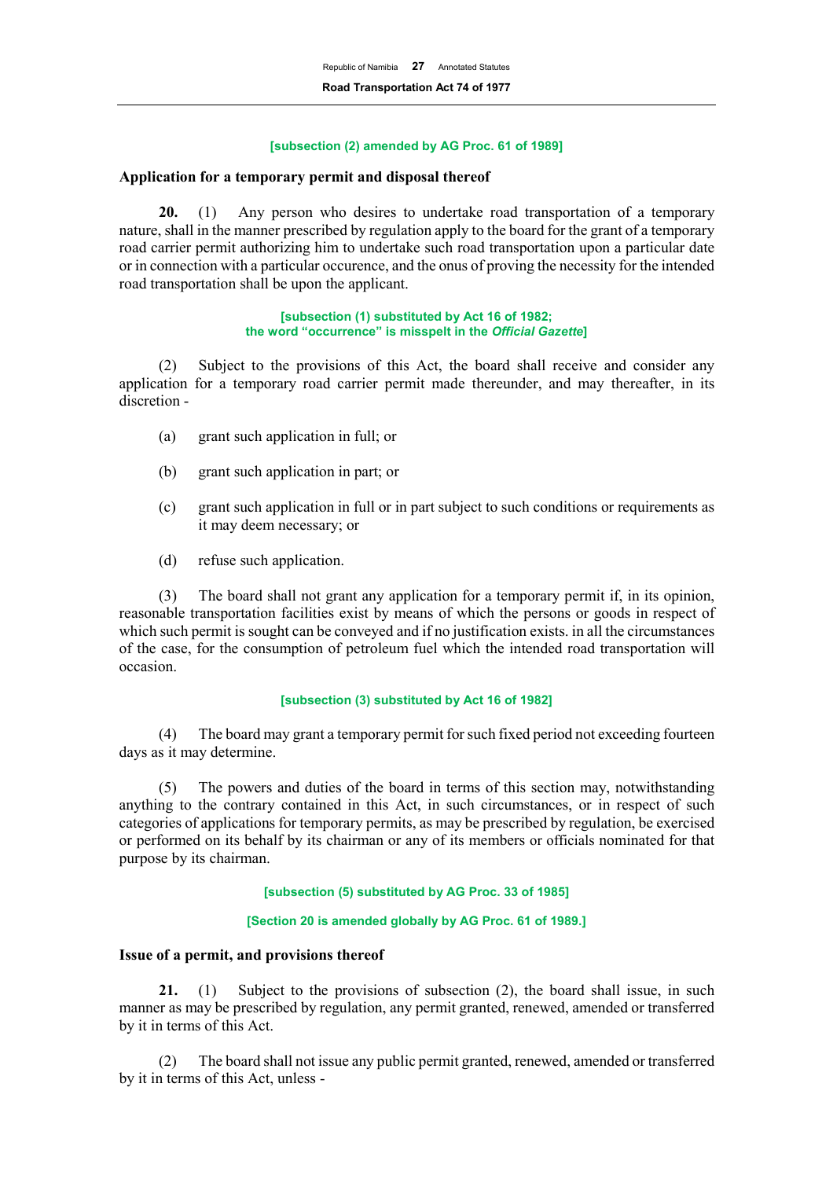[subsection (2) amended by AG Proc. 61 of 1989]

### Application for a temporary permit and disposal thereof

**20.** (1) Any person who desires to undertake road transportation of a temporary nature, shall in the manner prescribed by regulation apply to the board for the grant of a temporary road carrier permit authorizing him to undertake such road transportation upon a particular date or in connection with a particular occurence, and the onus of proving the necessity for the intended road transportation shall be upon the applicant.

[subsection (1) substituted by Act 16 of 1982;
the word "occurrence" is misspelt in the *Official Gazette*]

(2) Subject to the provisions of this Act, the board shall receive and consider any application for a temporary road carrier permit made thereunder, and may thereafter, in its discretion -

(a) grant such application in full; or

(b) grant such application in part; or

(c) grant such application in full or in part subject to such conditions or requirements as it may deem necessary; or

(d) refuse such application.

(3) The board shall not grant any application for a temporary permit if, in its opinion, reasonable transportation facilities exist by means of which the persons or goods in respect of which such permit is sought can be conveyed and if no justification exists. in all the circumstances of the case, for the consumption of petroleum fuel which the intended road transportation will occasion.

[subsection (3) substituted by Act 16 of 1982]

(4) The board may grant a temporary permit for such fixed period not exceeding fourteen days as it may determine.

(5) The powers and duties of the board in terms of this section may, notwithstanding anything to the contrary contained in this Act, in such circumstances, or in respect of such categories of applications for temporary permits, as may be prescribed by regulation, be exercised or performed on its behalf by its chairman or any of its members or officials nominated for that purpose by its chairman.

[subsection (5) substituted by AG Proc. 33 of 1985]

[Section 20 is amended globally by AG Proc. 61 of 1989.]

### Issue of a permit, and provisions thereof

**21.** (1) Subject to the provisions of subsection (2), the board shall issue, in such manner as may be prescribed by regulation, any permit granted, renewed, amended or transferred by it in terms of this Act.

(2) The board shall not issue any public permit granted, renewed, amended or transferred by it in terms of this Act, unless -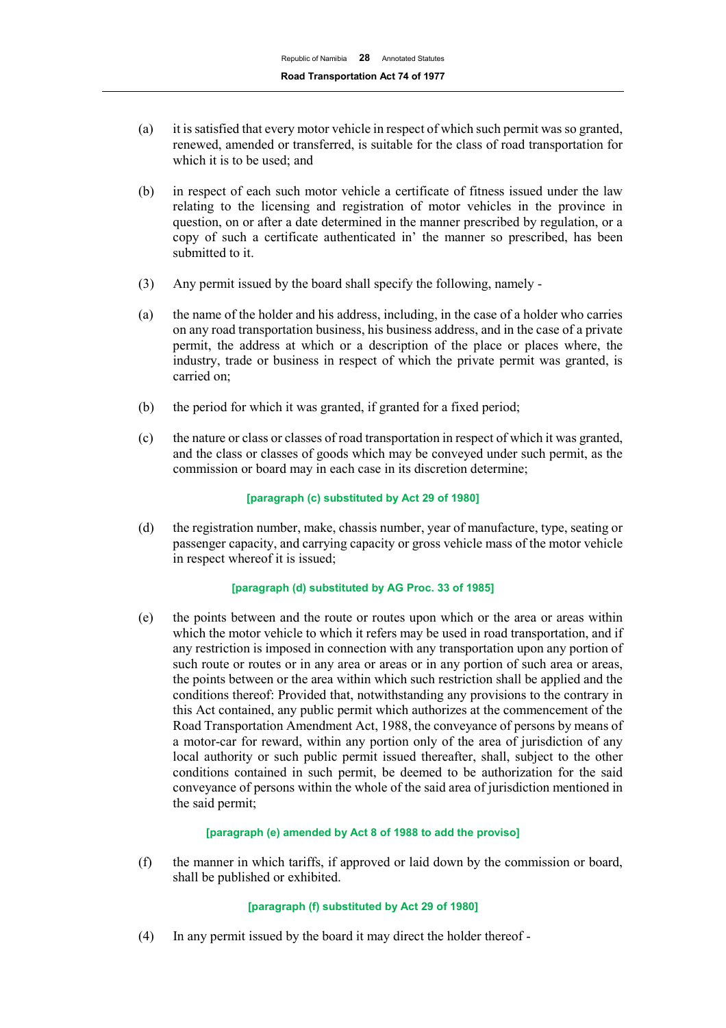(a) it is satisfied that every motor vehicle in respect of which such permit was so granted, renewed, amended or transferred, is suitable for the class of road transportation for which it is to be used; and

(b) in respect of each such motor vehicle a certificate of fitness issued under the law relating to the licensing and registration of motor vehicles in the province in question, on or after a date determined in the manner prescribed by regulation, or a copy of such a certificate authenticated in' the manner so prescribed, has been submitted to it.

(3) Any permit issued by the board shall specify the following, namely -

(a) the name of the holder and his address, including, in the case of a holder who carries on any road transportation business, his business address, and in the case of a private permit, the address at which or a description of the place or places where, the industry, trade or business in respect of which the private permit was granted, is carried on;

(b) the period for which it was granted, if granted for a fixed period;

(c) the nature or class or classes of road transportation in respect of which it was granted, and the class or classes of goods which may be conveyed under such permit, as the commission or board may in each case in its discretion determine;

**[paragraph (c) substituted by Act 29 of 1980]**

(d) the registration number, make, chassis number, year of manufacture, type, seating or passenger capacity, and carrying capacity or gross vehicle mass of the motor vehicle in respect whereof it is issued;

**[paragraph (d) substituted by AG Proc. 33 of 1985]**

(e) the points between and the route or routes upon which or the area or areas within which the motor vehicle to which it refers may be used in road transportation, and if any restriction is imposed in connection with any transportation upon any portion of such route or routes or in any area or areas or in any portion of such area or areas, the points between or the area within which such restriction shall be applied and the conditions thereof: Provided that, notwithstanding any provisions to the contrary in this Act contained, any public permit which authorizes at the commencement of the Road Transportation Amendment Act, 1988, the conveyance of persons by means of a motor-car for reward, within any portion only of the area of jurisdiction of any local authority or such public permit issued thereafter, shall, subject to the other conditions contained in such permit, be deemed to be authorization for the said conveyance of persons within the whole of the said area of jurisdiction mentioned in the said permit;

**[paragraph (e) amended by Act 8 of 1988 to add the proviso]**

(f) the manner in which tariffs, if approved or laid down by the commission or board, shall be published or exhibited.

**[paragraph (f) substituted by Act 29 of 1980]**

(4) In any permit issued by the board it may direct the holder thereof -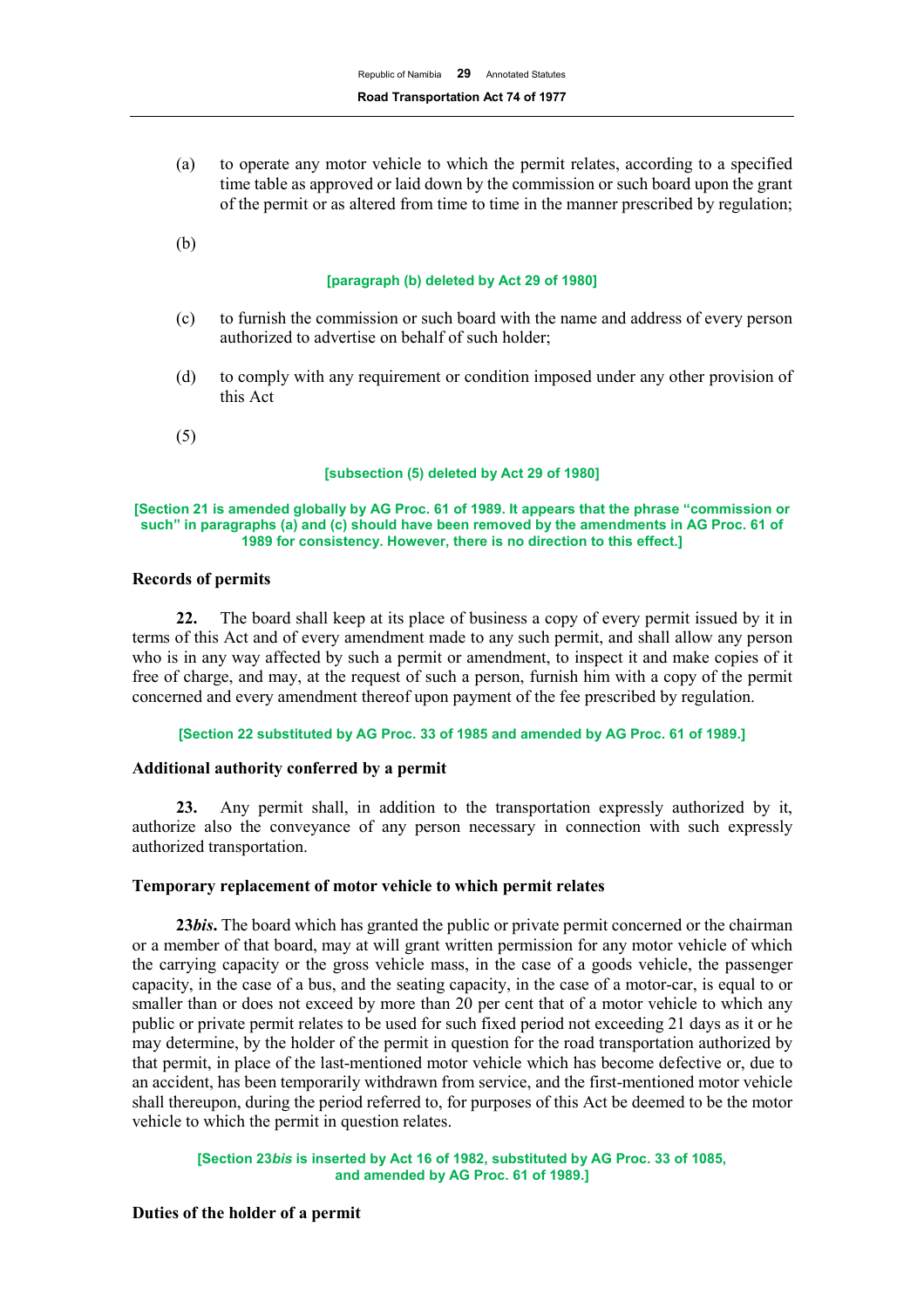(a) to operate any motor vehicle to which the permit relates, according to a specified time table as approved or laid down by the commission or such board upon the grant of the permit or as altered from time to time in the manner prescribed by regulation;

(b)

[paragraph (b) deleted by Act 29 of 1980]

(c) to furnish the commission or such board with the name and address of every person authorized to advertise on behalf of such holder;

(d) to comply with any requirement or condition imposed under any other provision of this Act

(5)

[subsection (5) deleted by Act 29 of 1980]

[Section 21 is amended globally by AG Proc. 61 of 1989. It appears that the phrase "commission or such" in paragraphs (a) and (c) should have been removed by the amendments in AG Proc. 61 of 1989 for consistency. However, there is no direction to this effect.]

### Records of permits

**22.** The board shall keep at its place of business a copy of every permit issued by it in terms of this Act and of every amendment made to any such permit, and shall allow any person who is in any way affected by such a permit or amendment, to inspect it and make copies of it free of charge, and may, at the request of such a person, furnish him with a copy of the permit concerned and every amendment thereof upon payment of the fee prescribed by regulation.

[Section 22 substituted by AG Proc. 33 of 1985 and amended by AG Proc. 61 of 1989.]

### Additional authority conferred by a permit

**23.** Any permit shall, in addition to the transportation expressly authorized by it, authorize also the conveyance of any person necessary in connection with such expressly authorized transportation.

### Temporary replacement of motor vehicle to which permit relates

**23*bis*.** The board which has granted the public or private permit concerned or the chairman or a member of that board, may at will grant written permission for any motor vehicle of which the carrying capacity or the gross vehicle mass, in the case of a goods vehicle, the passenger capacity, in the case of a bus, and the seating capacity, in the case of a motor-car, is equal to or smaller than or does not exceed by more than 20 per cent that of a motor vehicle to which any public or private permit relates to be used for such fixed period not exceeding 21 days as it or he may determine, by the holder of the permit in question for the road transportation authorized by that permit, in place of the last-mentioned motor vehicle which has become defective or, due to an accident, has been temporarily withdrawn from service, and the first-mentioned motor vehicle shall thereupon, during the period referred to, for purposes of this Act be deemed to be the motor vehicle to which the permit in question relates.

[Section 23*bis* is inserted by Act 16 of 1982, substituted by AG Proc. 33 of 1085, and amended by AG Proc. 61 of 1989.]

### Duties of the holder of a permit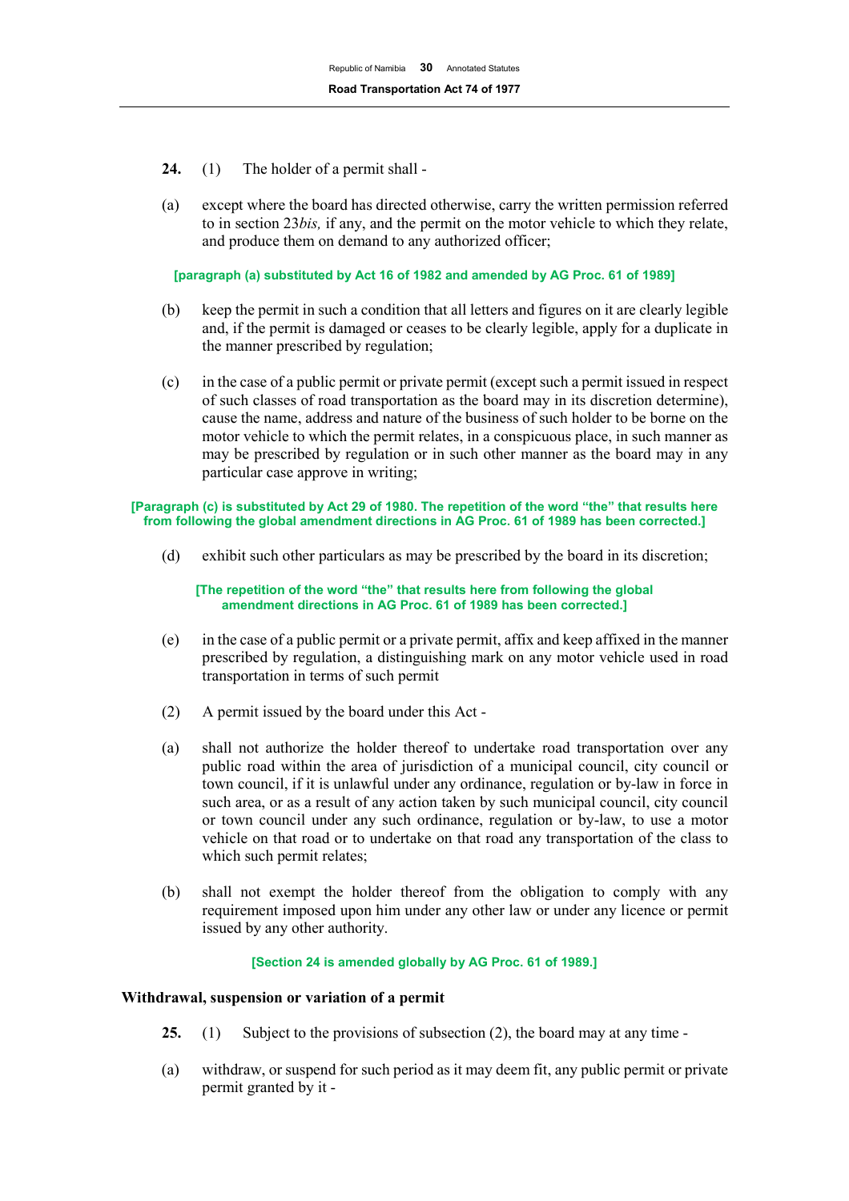**24.** (1) The holder of a permit shall -

(a) except where the board has directed otherwise, carry the written permission referred to in section 23*bis,* if any, and the permit on the motor vehicle to which they relate, and produce them on demand to any authorized officer;

**[paragraph (a) substituted by Act 16 of 1982 and amended by AG Proc. 61 of 1989]**

(b) keep the permit in such a condition that all letters and figures on it are clearly legible and, if the permit is damaged or ceases to be clearly legible, apply for a duplicate in the manner prescribed by regulation;

(c) in the case of a public permit or private permit (except such a permit issued in respect of such classes of road transportation as the board may in its discretion determine), cause the name, address and nature of the business of such holder to be borne on the motor vehicle to which the permit relates, in a conspicuous place, in such manner as may be prescribed by regulation or in such other manner as the board may in any particular case approve in writing;

**[Paragraph (c) is substituted by Act 29 of 1980. The repetition of the word "the" that results here from following the global amendment directions in AG Proc. 61 of 1989 has been corrected.]**

(d) exhibit such other particulars as may be prescribed by the board in its discretion;

**[The repetition of the word "the" that results here from following the global amendment directions in AG Proc. 61 of 1989 has been corrected.]**

(e) in the case of a public permit or a private permit, affix and keep affixed in the manner prescribed by regulation, a distinguishing mark on any motor vehicle used in road transportation in terms of such permit

(2) A permit issued by the board under this Act -

(a) shall not authorize the holder thereof to undertake road transportation over any public road within the area of jurisdiction of a municipal council, city council or town council, if it is unlawful under any ordinance, regulation or by-law in force in such area, or as a result of any action taken by such municipal council, city council or town council under any such ordinance, regulation or by-law, to use a motor vehicle on that road or to undertake on that road any transportation of the class to which such permit relates;

(b) shall not exempt the holder thereof from the obligation to comply with any requirement imposed upon him under any other law or under any licence or permit issued by any other authority.

**[Section 24 is amended globally by AG Proc. 61 of 1989.]**

**Withdrawal, suspension or variation of a permit**

**25.** (1) Subject to the provisions of subsection (2), the board may at any time -

(a) withdraw, or suspend for such period as it may deem fit, any public permit or private permit granted by it -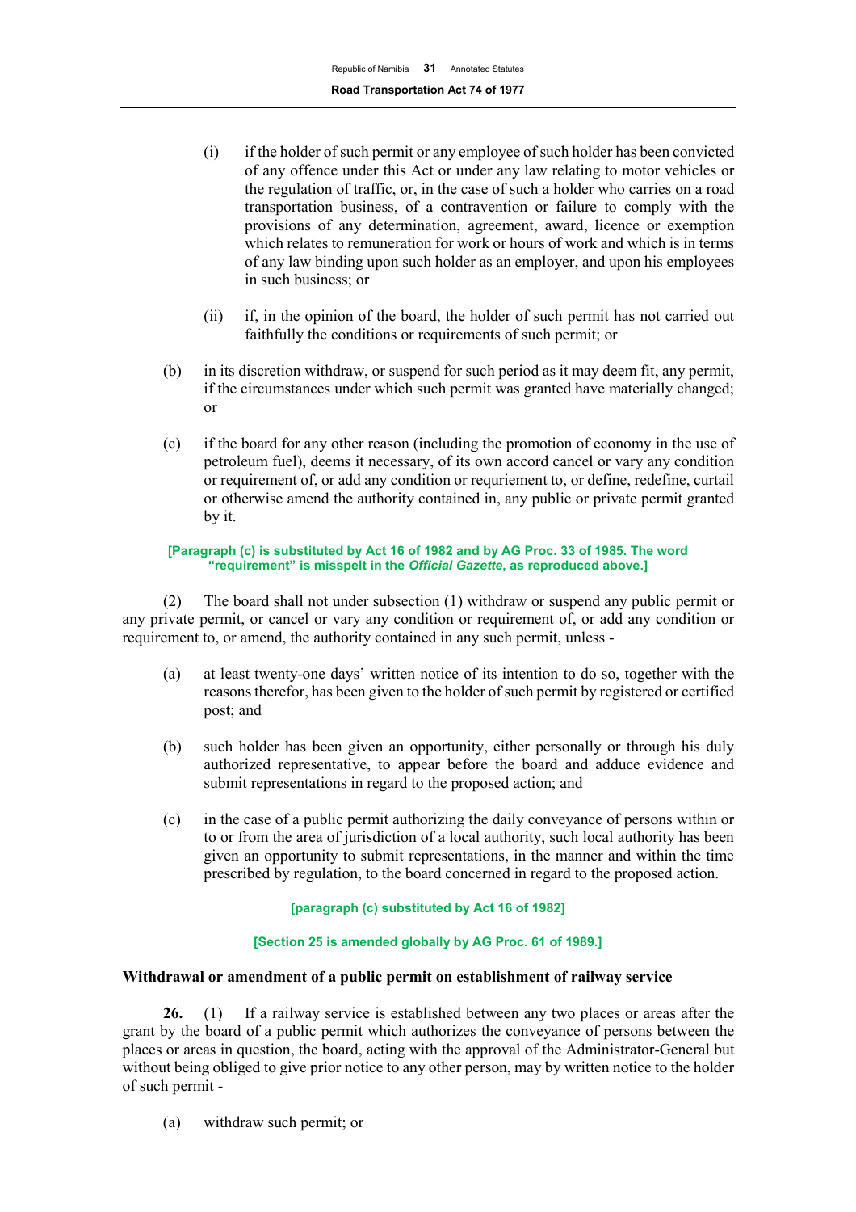(i) if the holder of such permit or any employee of such holder has been convicted of any offence under this Act or under any law relating to motor vehicles or the regulation of traffic, or, in the case of such a holder who carries on a road transportation business, of a contravention or failure to comply with the provisions of any determination, agreement, award, licence or exemption which relates to remuneration for work or hours of work and which is in terms of any law binding upon such holder as an employer, and upon his employees in such business; or

(ii) if, in the opinion of the board, the holder of such permit has not carried out faithfully the conditions or requirements of such permit; or

(b) in its discretion withdraw, or suspend for such period as it may deem fit, any permit, if the circumstances under which such permit was granted have materially changed; or

(c) if the board for any other reason (including the promotion of economy in the use of petroleum fuel), deems it necessary, of its own accord cancel or vary any condition or requirement of, or add any condition or requriement to, or define, redefine, curtail or otherwise amend the authority contained in, any public or private permit granted by it.

**[Paragraph (c) is substituted by Act 16 of 1982 and by AG Proc. 33 of 1985. The word "requirement" is misspelt in the *Official Gazette*, as reproduced above.]**

(2) The board shall not under subsection (1) withdraw or suspend any public permit or any private permit, or cancel or vary any condition or requirement of, or add any condition or requirement to, or amend, the authority contained in any such permit, unless -

(a) at least twenty-one days' written notice of its intention to do so, together with the reasons therefor, has been given to the holder of such permit by registered or certified post; and

(b) such holder has been given an opportunity, either personally or through his duly authorized representative, to appear before the board and adduce evidence and submit representations in regard to the proposed action; and

(c) in the case of a public permit authorizing the daily conveyance of persons within or to or from the area of jurisdiction of a local authority, such local authority has been given an opportunity to submit representations, in the manner and within the time prescribed by regulation, to the board concerned in regard to the proposed action.

**[paragraph (c) substituted by Act 16 of 1982]**

**[Section 25 is amended globally by AG Proc. 61 of 1989.]**

**Withdrawal or amendment of a public permit on establishment of railway service**

**26.** (1) If a railway service is established between any two places or areas after the grant by the board of a public permit which authorizes the conveyance of persons between the places or areas in question, the board, acting with the approval of the Administrator-General but without being obliged to give prior notice to any other person, may by written notice to the holder of such permit -

(a) withdraw such permit; or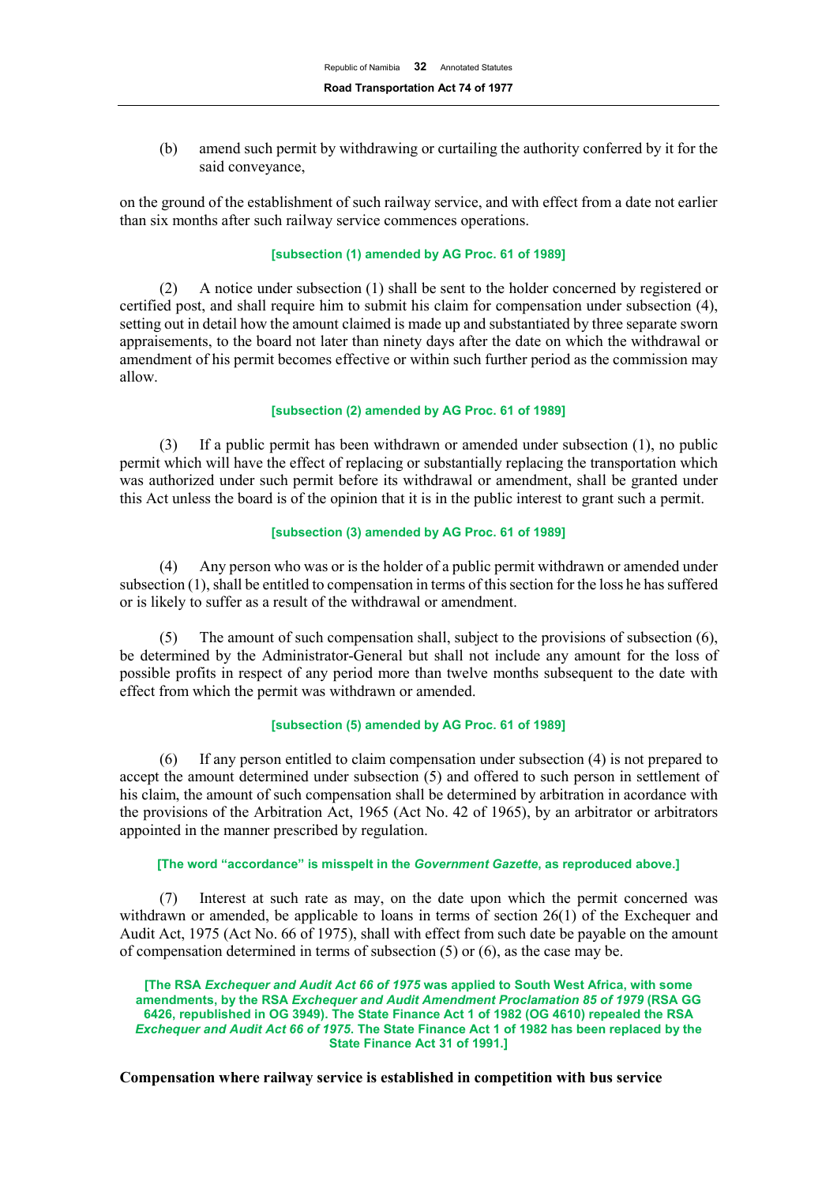(b) amend such permit by withdrawing or curtailing the authority conferred by it for the said conveyance,

on the ground of the establishment of such railway service, and with effect from a date not earlier than six months after such railway service commences operations.

**[subsection (1) amended by AG Proc. 61 of 1989]**

(2) A notice under subsection (1) shall be sent to the holder concerned by registered or certified post, and shall require him to submit his claim for compensation under subsection (4), setting out in detail how the amount claimed is made up and substantiated by three separate sworn appraisements, to the board not later than ninety days after the date on which the withdrawal or amendment of his permit becomes effective or within such further period as the commission may allow.

**[subsection (2) amended by AG Proc. 61 of 1989]**

(3) If a public permit has been withdrawn or amended under subsection (1), no public permit which will have the effect of replacing or substantially replacing the transportation which was authorized under such permit before its withdrawal or amendment, shall be granted under this Act unless the board is of the opinion that it is in the public interest to grant such a permit.

**[subsection (3) amended by AG Proc. 61 of 1989]**

(4) Any person who was or is the holder of a public permit withdrawn or amended under subsection (1), shall be entitled to compensation in terms of this section for the loss he has suffered or is likely to suffer as a result of the withdrawal or amendment.

(5) The amount of such compensation shall, subject to the provisions of subsection (6), be determined by the Administrator-General but shall not include any amount for the loss of possible profits in respect of any period more than twelve months subsequent to the date with effect from which the permit was withdrawn or amended.

**[subsection (5) amended by AG Proc. 61 of 1989]**

(6) If any person entitled to claim compensation under subsection (4) is not prepared to accept the amount determined under subsection (5) and offered to such person in settlement of his claim, the amount of such compensation shall be determined by arbitration in acordance with the provisions of the Arbitration Act, 1965 (Act No. 42 of 1965), by an arbitrator or arbitrators appointed in the manner prescribed by regulation.

**[The word "accordance" is misspelt in the *Government Gazette*, as reproduced above.]**

(7) Interest at such rate as may, on the date upon which the permit concerned was withdrawn or amended, be applicable to loans in terms of section 26(1) of the Exchequer and Audit Act, 1975 (Act No. 66 of 1975), shall with effect from such date be payable on the amount of compensation determined in terms of subsection (5) or (6), as the case may be.

**[The RSA *Exchequer and Audit Act 66 of 1975* was applied to South West Africa, with some amendments, by the RSA *Exchequer and Audit Amendment Proclamation 85 of 1979* (RSA GG 6426, republished in OG 3949). The State Finance Act 1 of 1982 (OG 4610) repealed the RSA *Exchequer and Audit Act 66 of 1975*. The State Finance Act 1 of 1982 has been replaced by the State Finance Act 31 of 1991.]**

**Compensation where railway service is established in competition with bus service**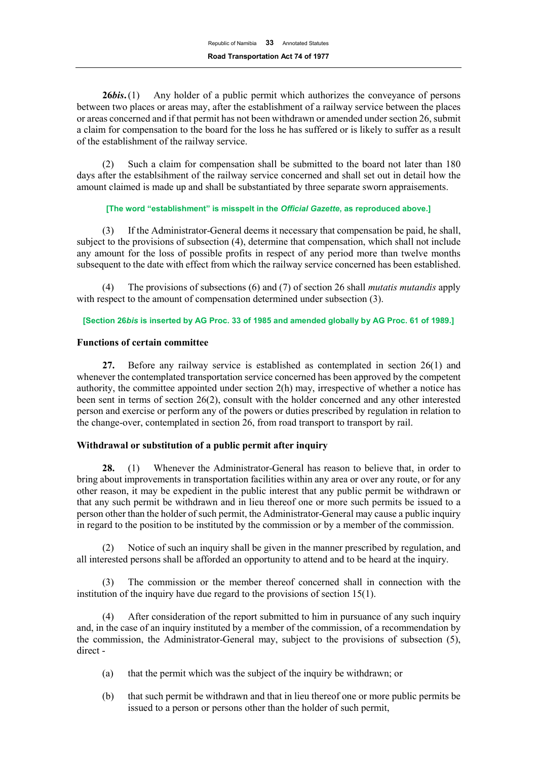**26*bis*.** (1) Any holder of a public permit which authorizes the conveyance of persons between two places or areas may, after the establishment of a railway service between the places or areas concerned and if that permit has not been withdrawn or amended under section 26, submit a claim for compensation to the board for the loss he has suffered or is likely to suffer as a result of the establishment of the railway service.

(2) Such a claim for compensation shall be submitted to the board not later than 180 days after the establsihment of the railway service concerned and shall set out in detail how the amount claimed is made up and shall be substantiated by three separate sworn appraisements.

**[The word "establishment" is misspelt in the *Official Gazette*, as reproduced above.]**

(3) If the Administrator-General deems it necessary that compensation be paid, he shall, subject to the provisions of subsection (4), determine that compensation, which shall not include any amount for the loss of possible profits in respect of any period more than twelve months subsequent to the date with effect from which the railway service concerned has been established.

(4) The provisions of subsections (6) and (7) of section 26 shall *mutatis mutandis* apply with respect to the amount of compensation determined under subsection (3).

**[Section 26*bis* is inserted by AG Proc. 33 of 1985 and amended globally by AG Proc. 61 of 1989.]**

### Functions of certain committee

**27.** Before any railway service is established as contemplated in section 26(1) and whenever the contemplated transportation service concerned has been approved by the competent authority, the committee appointed under section 2(h) may, irrespective of whether a notice has been sent in terms of section 26(2), consult with the holder concerned and any other interested person and exercise or perform any of the powers or duties prescribed by regulation in relation to the change-over, contemplated in section 26, from road transport to transport by rail.

### Withdrawal or substitution of a public permit after inquiry

**28.** (1) Whenever the Administrator-General has reason to believe that, in order to bring about improvements in transportation facilities within any area or over any route, or for any other reason, it may be expedient in the public interest that any public permit be withdrawn or that any such permit be withdrawn and in lieu thereof one or more such permits be issued to a person other than the holder of such permit, the Administrator-General may cause a public inquiry in regard to the position to be instituted by the commission or by a member of the commission.

(2) Notice of such an inquiry shall be given in the manner prescribed by regulation, and all interested persons shall be afforded an opportunity to attend and to be heard at the inquiry.

(3) The commission or the member thereof concerned shall in connection with the institution of the inquiry have due regard to the provisions of section 15(1).

(4) After consideration of the report submitted to him in pursuance of any such inquiry and, in the case of an inquiry instituted by a member of the commission, of a recommendation by the commission, the Administrator-General may, subject to the provisions of subsection (5), direct -

(a) that the permit which was the subject of the inquiry be withdrawn; or

(b) that such permit be withdrawn and that in lieu thereof one or more public permits be issued to a person or persons other than the holder of such permit,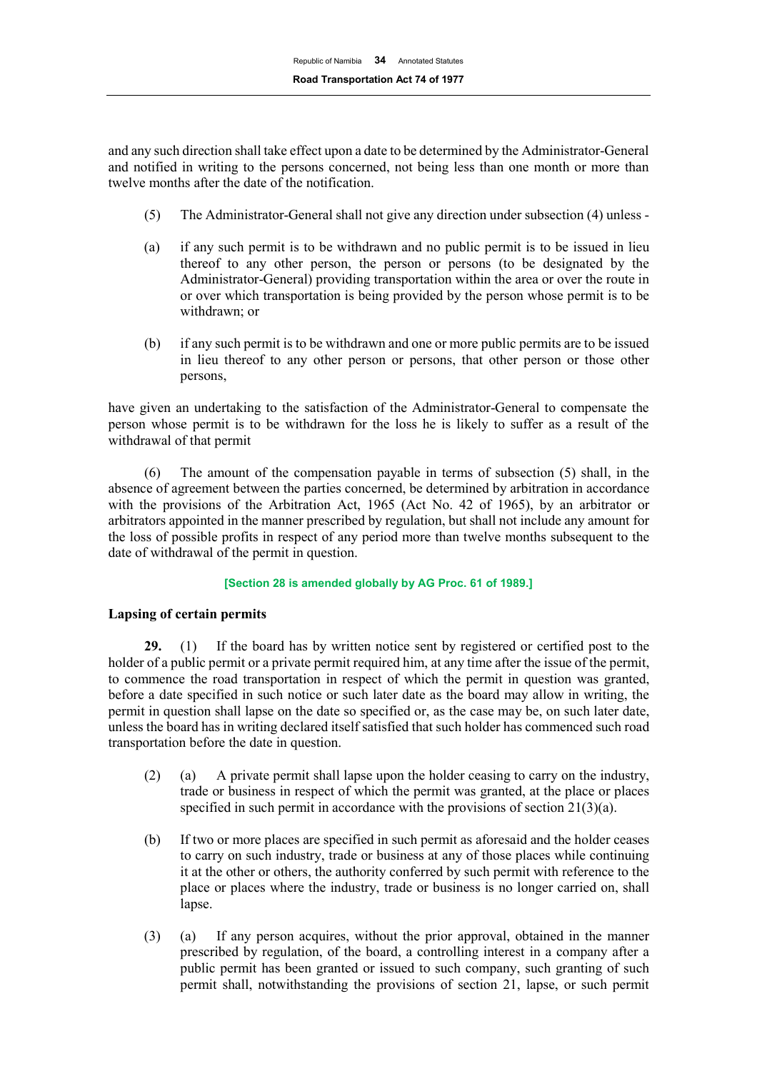and any such direction shall take effect upon a date to be determined by the Administrator-General and notified in writing to the persons concerned, not being less than one month or more than twelve months after the date of the notification.

(5) The Administrator-General shall not give any direction under subsection (4) unless -

(a) if any such permit is to be withdrawn and no public permit is to be issued in lieu thereof to any other person, the person or persons (to be designated by the Administrator-General) providing transportation within the area or over the route in or over which transportation is being provided by the person whose permit is to be withdrawn; or

(b) if any such permit is to be withdrawn and one or more public permits are to be issued in lieu thereof to any other person or persons, that other person or those other persons,

have given an undertaking to the satisfaction of the Administrator-General to compensate the person whose permit is to be withdrawn for the loss he is likely to suffer as a result of the withdrawal of that permit

(6) The amount of the compensation payable in terms of subsection (5) shall, in the absence of agreement between the parties concerned, be determined by arbitration in accordance with the provisions of the Arbitration Act, 1965 (Act No. 42 of 1965), by an arbitrator or arbitrators appointed in the manner prescribed by regulation, but shall not include any amount for the loss of possible profits in respect of any period more than twelve months subsequent to the date of withdrawal of the permit in question.

**[Section 28 is amended globally by AG Proc. 61 of 1989.]**

**Lapsing of certain permits**

**29.** (1) If the board has by written notice sent by registered or certified post to the holder of a public permit or a private permit required him, at any time after the issue of the permit, to commence the road transportation in respect of which the permit in question was granted, before a date specified in such notice or such later date as the board may allow in writing, the permit in question shall lapse on the date so specified or, as the case may be, on such later date, unless the board has in writing declared itself satisfied that such holder has commenced such road transportation before the date in question.

(2) (a) A private permit shall lapse upon the holder ceasing to carry on the industry, trade or business in respect of which the permit was granted, at the place or places specified in such permit in accordance with the provisions of section 21(3)(a).

(b) If two or more places are specified in such permit as aforesaid and the holder ceases to carry on such industry, trade or business at any of those places while continuing it at the other or others, the authority conferred by such permit with reference to the place or places where the industry, trade or business is no longer carried on, shall lapse.

(3) (a) If any person acquires, without the prior approval, obtained in the manner prescribed by regulation, of the board, a controlling interest in a company after a public permit has been granted or issued to such company, such granting of such permit shall, notwithstanding the provisions of section 21, lapse, or such permit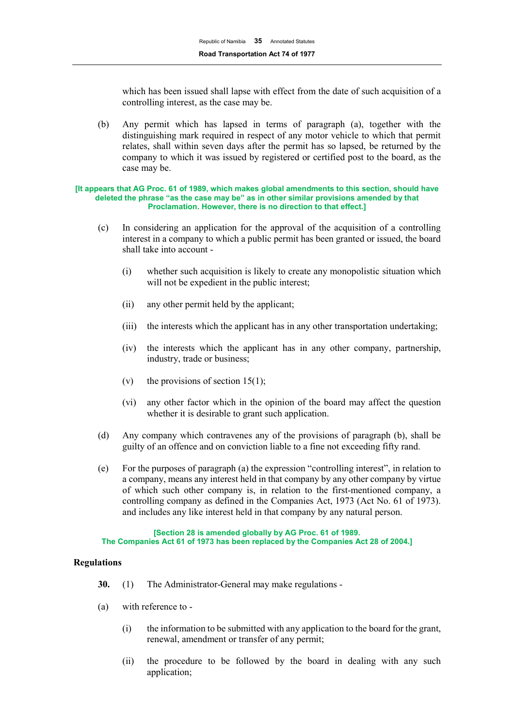which has been issued shall lapse with effect from the date of such acquisition of a controlling interest, as the case may be.

(b) Any permit which has lapsed in terms of paragraph (a), together with the distinguishing mark required in respect of any motor vehicle to which that permit relates, shall within seven days after the permit has so lapsed, be returned by the company to which it was issued by registered or certified post to the board, as the case may be.

**[It appears that AG Proc. 61 of 1989, which makes global amendments to this section, should have deleted the phrase "as the case may be" as in other similar provisions amended by that Proclamation. However, there is no direction to that effect.]**

(c) In considering an application for the approval of the acquisition of a controlling interest in a company to which a public permit has been granted or issued, the board shall take into account -

(i) whether such acquisition is likely to create any monopolistic situation which will not be expedient in the public interest;

(ii) any other permit held by the applicant;

(iii) the interests which the applicant has in any other transportation undertaking;

(iv) the interests which the applicant has in any other company, partnership, industry, trade or business;

(v) the provisions of section 15(1);

(vi) any other factor which in the opinion of the board may affect the question whether it is desirable to grant such application.

(d) Any company which contravenes any of the provisions of paragraph (b), shall be guilty of an offence and on conviction liable to a fine not exceeding fifty rand.

(e) For the purposes of paragraph (a) the expression "controlling interest", in relation to a company, means any interest held in that company by any other company by virtue of which such other company is, in relation to the first-mentioned company, a controlling company as defined in the Companies Act, 1973 (Act No. 61 of 1973). and includes any like interest held in that company by any natural person.

**[Section 28 is amended globally by AG Proc. 61 of 1989. The Companies Act 61 of 1973 has been replaced by the Companies Act 28 of 2004.]**

**Regulations**

**30.** (1) The Administrator-General may make regulations -

(a) with reference to -

(i) the information to be submitted with any application to the board for the grant, renewal, amendment or transfer of any permit;

(ii) the procedure to be followed by the board in dealing with any such application;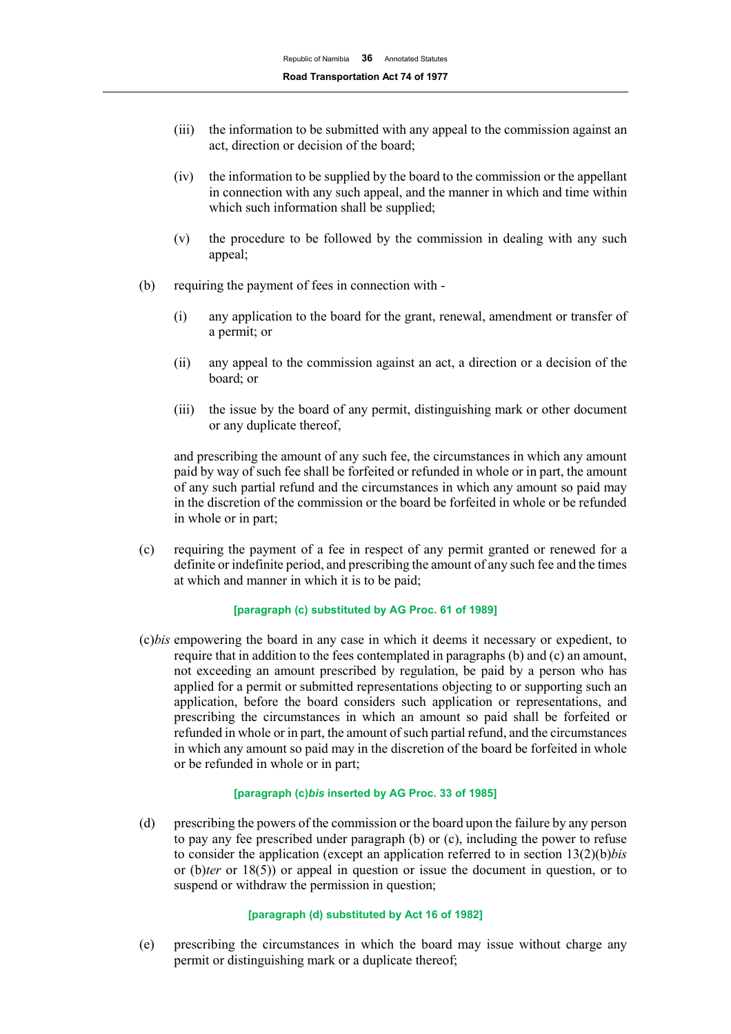(iii) the information to be submitted with any appeal to the commission against an act, direction or decision of the board;

(iv) the information to be supplied by the board to the commission or the appellant in connection with any such appeal, and the manner in which and time within which such information shall be supplied;

(v) the procedure to be followed by the commission in dealing with any such appeal;

(b) requiring the payment of fees in connection with -

(i) any application to the board for the grant, renewal, amendment or transfer of a permit; or

(ii) any appeal to the commission against an act, a direction or a decision of the board; or

(iii) the issue by the board of any permit, distinguishing mark or other document or any duplicate thereof,

and prescribing the amount of any such fee, the circumstances in which any amount paid by way of such fee shall be forfeited or refunded in whole or in part, the amount of any such partial refund and the circumstances in which any amount so paid may in the discretion of the commission or the board be forfeited in whole or be refunded in whole or in part;

(c) requiring the payment of a fee in respect of any permit granted or renewed for a definite or indefinite period, and prescribing the amount of any such fee and the times at which and manner in which it is to be paid;

**[paragraph (c) substituted by AG Proc. 61 of 1989]**

(c)*bis* empowering the board in any case in which it deems it necessary or expedient, to require that in addition to the fees contemplated in paragraphs (b) and (c) an amount, not exceeding an amount prescribed by regulation, be paid by a person who has applied for a permit or submitted representations objecting to or supporting such an application, before the board considers such application or representations, and prescribing the circumstances in which an amount so paid shall be forfeited or refunded in whole or in part, the amount of such partial refund, and the circumstances in which any amount so paid may in the discretion of the board be forfeited in whole or be refunded in whole or in part;

**[paragraph (c)*bis* inserted by AG Proc. 33 of 1985]**

(d) prescribing the powers of the commission or the board upon the failure by any person to pay any fee prescribed under paragraph (b) or (c), including the power to refuse to consider the application (except an application referred to in section 13(2)(b)*bis* or (b)*ter* or 18(5)) or appeal in question or issue the document in question, or to suspend or withdraw the permission in question;

**[paragraph (d) substituted by Act 16 of 1982]**

(e) prescribing the circumstances in which the board may issue without charge any permit or distinguishing mark or a duplicate thereof;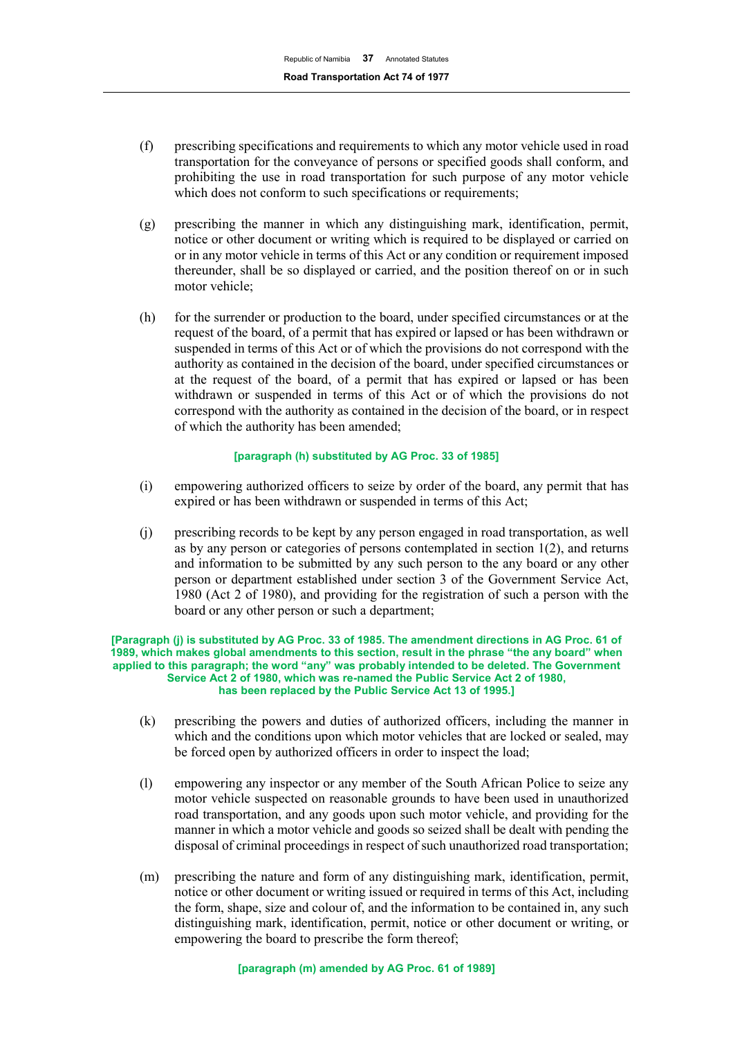(f) prescribing specifications and requirements to which any motor vehicle used in road transportation for the conveyance of persons or specified goods shall conform, and prohibiting the use in road transportation for such purpose of any motor vehicle which does not conform to such specifications or requirements;

(g) prescribing the manner in which any distinguishing mark, identification, permit, notice or other document or writing which is required to be displayed or carried on or in any motor vehicle in terms of this Act or any condition or requirement imposed thereunder, shall be so displayed or carried, and the position thereof on or in such motor vehicle;

(h) for the surrender or production to the board, under specified circumstances or at the request of the board, of a permit that has expired or lapsed or has been withdrawn or suspended in terms of this Act or of which the provisions do not correspond with the authority as contained in the decision of the board, under specified circumstances or at the request of the board, of a permit that has expired or lapsed or has been withdrawn or suspended in terms of this Act or of which the provisions do not correspond with the authority as contained in the decision of the board, or in respect of which the authority has been amended;

**[paragraph (h) substituted by AG Proc. 33 of 1985]**

(i) empowering authorized officers to seize by order of the board, any permit that has expired or has been withdrawn or suspended in terms of this Act;

(j) prescribing records to be kept by any person engaged in road transportation, as well as by any person or categories of persons contemplated in section 1(2), and returns and information to be submitted by any such person to the any board or any other person or department established under section 3 of the Government Service Act, 1980 (Act 2 of 1980), and providing for the registration of such a person with the board or any other person or such a department;

**[Paragraph (j) is substituted by AG Proc. 33 of 1985. The amendment directions in AG Proc. 61 of 1989, which makes global amendments to this section, result in the phrase "the any board" when applied to this paragraph; the word "any" was probably intended to be deleted. The Government Service Act 2 of 1980, which was re-named the Public Service Act 2 of 1980, has been replaced by the Public Service Act 13 of 1995.]**

(k) prescribing the powers and duties of authorized officers, including the manner in which and the conditions upon which motor vehicles that are locked or sealed, may be forced open by authorized officers in order to inspect the load;

(l) empowering any inspector or any member of the South African Police to seize any motor vehicle suspected on reasonable grounds to have been used in unauthorized road transportation, and any goods upon such motor vehicle, and providing for the manner in which a motor vehicle and goods so seized shall be dealt with pending the disposal of criminal proceedings in respect of such unauthorized road transportation;

(m) prescribing the nature and form of any distinguishing mark, identification, permit, notice or other document or writing issued or required in terms of this Act, including the form, shape, size and colour of, and the information to be contained in, any such distinguishing mark, identification, permit, notice or other document or writing, or empowering the board to prescribe the form thereof;

**[paragraph (m) amended by AG Proc. 61 of 1989]**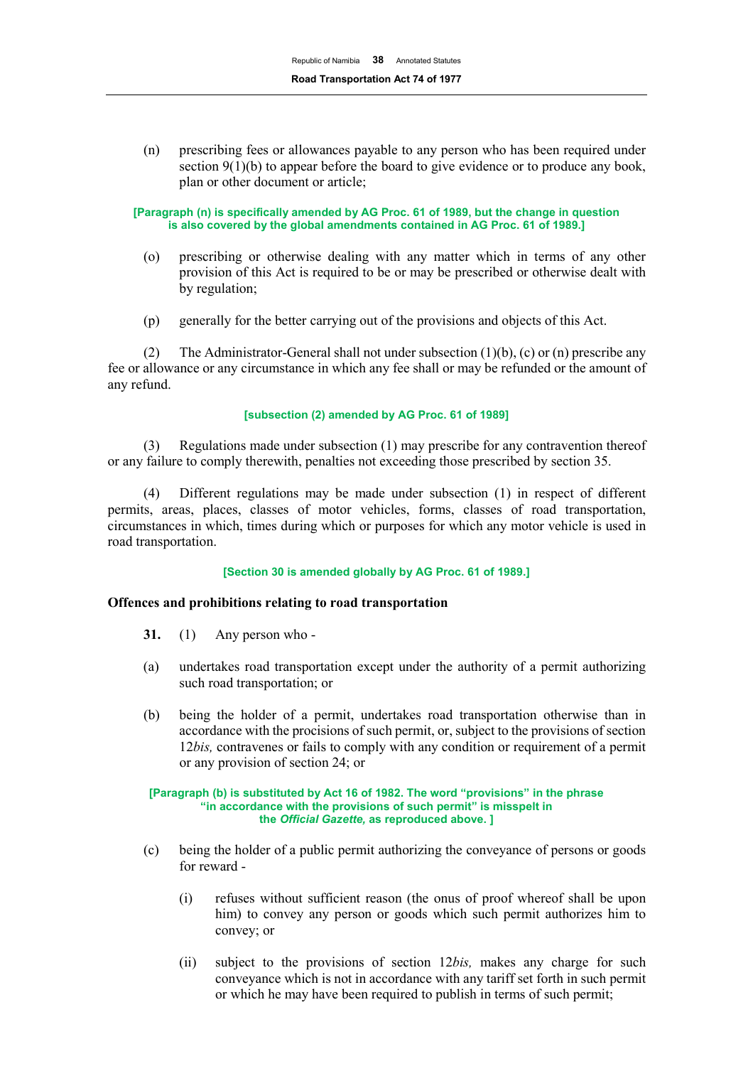(n) prescribing fees or allowances payable to any person who has been required under section 9(1)(b) to appear before the board to give evidence or to produce any book, plan or other document or article;

**[Paragraph (n) is specifically amended by AG Proc. 61 of 1989, but the change in question is also covered by the global amendments contained in AG Proc. 61 of 1989.]**

(o) prescribing or otherwise dealing with any matter which in terms of any other provision of this Act is required to be or may be prescribed or otherwise dealt with by regulation;

(p) generally for the better carrying out of the provisions and objects of this Act.

(2) The Administrator-General shall not under subsection (1)(b), (c) or (n) prescribe any fee or allowance or any circumstance in which any fee shall or may be refunded or the amount of any refund.

**[subsection (2) amended by AG Proc. 61 of 1989]**

(3) Regulations made under subsection (1) may prescribe for any contravention thereof or any failure to comply therewith, penalties not exceeding those prescribed by section 35.

(4) Different regulations may be made under subsection (1) in respect of different permits, areas, places, classes of motor vehicles, forms, classes of road transportation, circumstances in which, times during which or purposes for which any motor vehicle is used in road transportation.

**[Section 30 is amended globally by AG Proc. 61 of 1989.]**

**Offences and prohibitions relating to road transportation**

**31.** (1) Any person who -

(a) undertakes road transportation except under the authority of a permit authorizing such road transportation; or

(b) being the holder of a permit, undertakes road transportation otherwise than in accordance with the procisions of such permit, or, subject to the provisions of section 12*bis,* contravenes or fails to comply with any condition or requirement of a permit or any provision of section 24; or

**[Paragraph (b) is substituted by Act 16 of 1982. The word "provisions" in the phrase "in accordance with the provisions of such permit" is misspelt in the *Official Gazette,* as reproduced above. ]**

(c) being the holder of a public permit authorizing the conveyance of persons or goods for reward -

(i) refuses without sufficient reason (the onus of proof whereof shall be upon him) to convey any person or goods which such permit authorizes him to convey; or

(ii) subject to the provisions of section 12*bis,* makes any charge for such conveyance which is not in accordance with any tariff set forth in such permit or which he may have been required to publish in terms of such permit;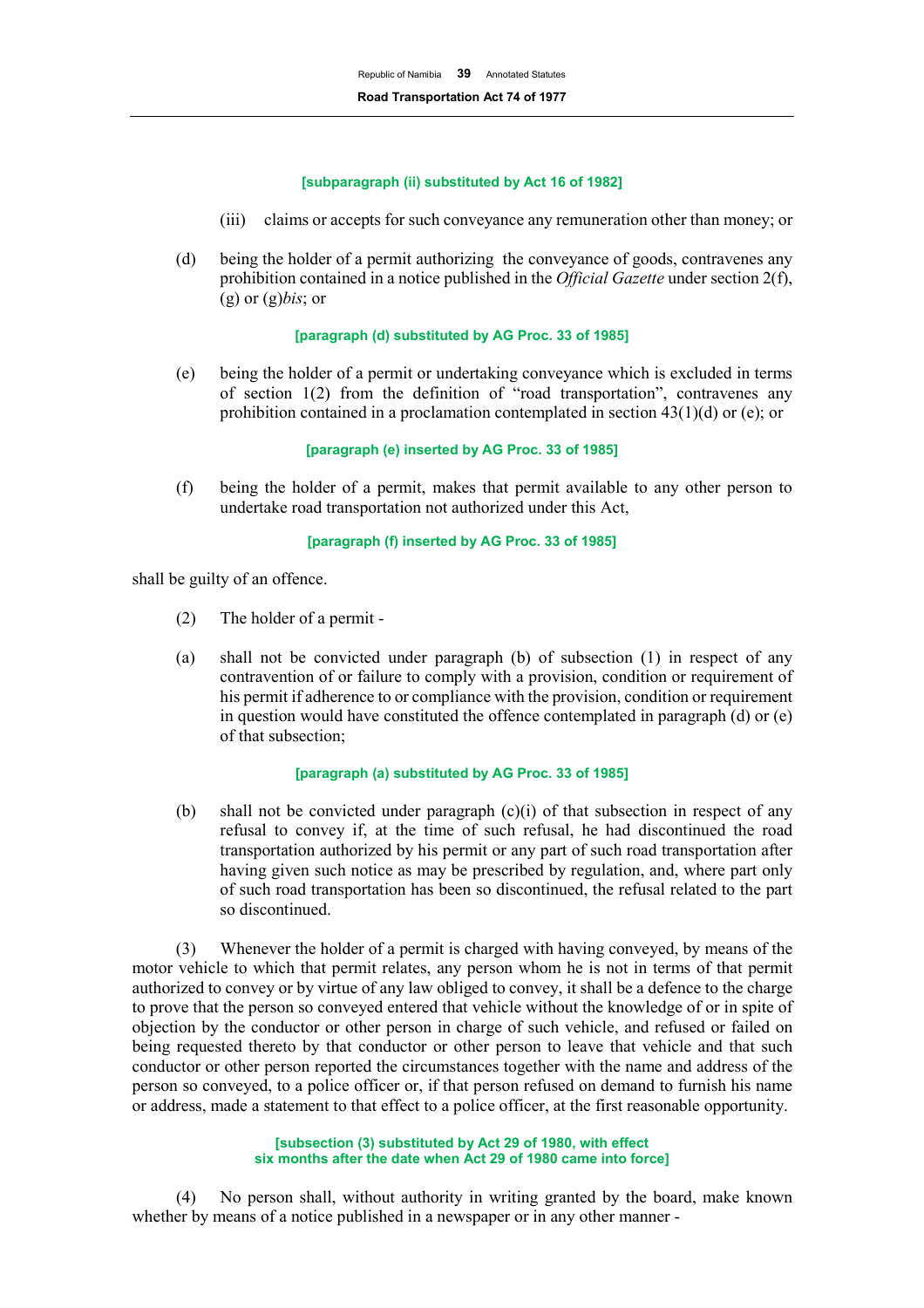**[subparagraph (ii) substituted by Act 16 of 1982]**

(iii) claims or accepts for such conveyance any remuneration other than money; or

(d) being the holder of a permit authorizing the conveyance of goods, contravenes any prohibition contained in a notice published in the *Official Gazette* under section 2(f), (g) or (g)*bis*; or

**[paragraph (d) substituted by AG Proc. 33 of 1985]**

(e) being the holder of a permit or undertaking conveyance which is excluded in terms of section 1(2) from the definition of "road transportation", contravenes any prohibition contained in a proclamation contemplated in section 43(1)(d) or (e); or

**[paragraph (e) inserted by AG Proc. 33 of 1985]**

(f) being the holder of a permit, makes that permit available to any other person to undertake road transportation not authorized under this Act,

**[paragraph (f) inserted by AG Proc. 33 of 1985]**

shall be guilty of an offence.

(2) The holder of a permit -

(a) shall not be convicted under paragraph (b) of subsection (1) in respect of any contravention of or failure to comply with a provision, condition or requirement of his permit if adherence to or compliance with the provision, condition or requirement in question would have constituted the offence contemplated in paragraph (d) or (e) of that subsection;

**[paragraph (a) substituted by AG Proc. 33 of 1985]**

(b) shall not be convicted under paragraph (c)(i) of that subsection in respect of any refusal to convey if, at the time of such refusal, he had discontinued the road transportation authorized by his permit or any part of such road transportation after having given such notice as may be prescribed by regulation, and, where part only of such road transportation has been so discontinued, the refusal related to the part so discontinued.

(3) Whenever the holder of a permit is charged with having conveyed, by means of the motor vehicle to which that permit relates, any person whom he is not in terms of that permit authorized to convey or by virtue of any law obliged to convey, it shall be a defence to the charge to prove that the person so conveyed entered that vehicle without the knowledge of or in spite of objection by the conductor or other person in charge of such vehicle, and refused or failed on being requested thereto by that conductor or other person to leave that vehicle and that such conductor or other person reported the circumstances together with the name and address of the person so conveyed, to a police officer or, if that person refused on demand to furnish his name or address, made a statement to that effect to a police officer, at the first reasonable opportunity.

**[subsection (3) substituted by Act 29 of 1980, with effect six months after the date when Act 29 of 1980 came into force]**

(4) No person shall, without authority in writing granted by the board, make known whether by means of a notice published in a newspaper or in any other manner -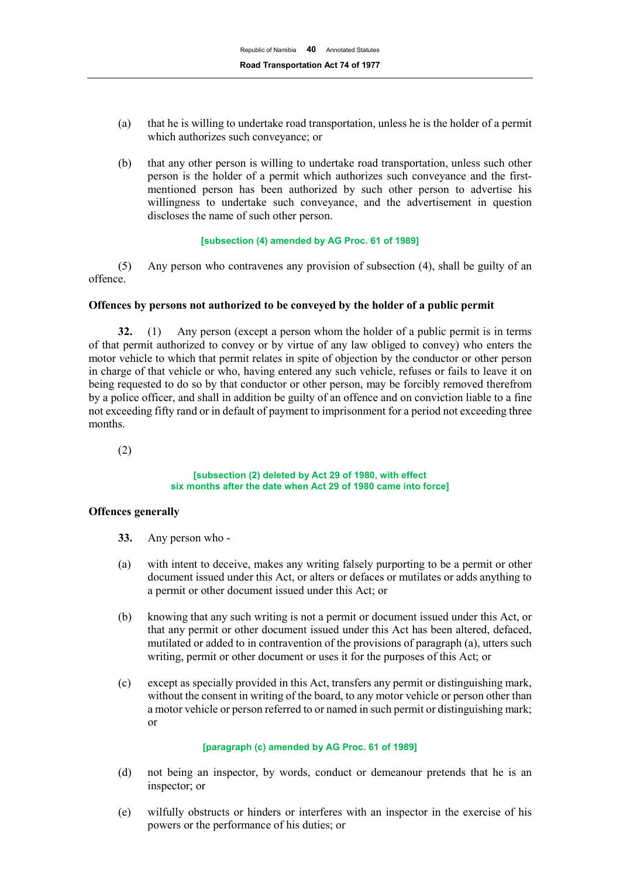(a) that he is willing to undertake road transportation, unless he is the holder of a permit which authorizes such conveyance; or

(b) that any other person is willing to undertake road transportation, unless such other person is the holder of a permit which authorizes such conveyance and the first-mentioned person has been authorized by such other person to advertise his willingness to undertake such conveyance, and the advertisement in question discloses the name of such other person.

[subsection (4) amended by AG Proc. 61 of 1989]

(5) Any person who contravenes any provision of subsection (4), shall be guilty of an offence.

**Offences by persons not authorized to be conveyed by the holder of a public permit**

**32.** (1) Any person (except a person whom the holder of a public permit is in terms of that permit authorized to convey or by virtue of any law obliged to convey) who enters the motor vehicle to which that permit relates in spite of objection by the conductor or other person in charge of that vehicle or who, having entered any such vehicle, refuses or fails to leave it on being requested to do so by that conductor or other person, may be forcibly removed therefrom by a police officer, and shall in addition be guilty of an offence and on conviction liable to a fine not exceeding fifty rand or in default of payment to imprisonment for a period not exceeding three months.

(2)

[subsection (2) deleted by Act 29 of 1980, with effect six months after the date when Act 29 of 1980 came into force]

**Offences generally**

**33.** Any person who -

(a) with intent to deceive, makes any writing falsely purporting to be a permit or other document issued under this Act, or alters or defaces or mutilates or adds anything to a permit or other document issued under this Act; or

(b) knowing that any such writing is not a permit or document issued under this Act, or that any permit or other document issued under this Act has been altered, defaced, mutilated or added to in contravention of the provisions of paragraph (a), utters such writing, permit or other document or uses it for the purposes of this Act; or

(c) except as specially provided in this Act, transfers any permit or distinguishing mark, without the consent in writing of the board, to any motor vehicle or person other than a motor vehicle or person referred to or named in such permit or distinguishing mark; or

[paragraph (c) amended by AG Proc. 61 of 1989]

(d) not being an inspector, by words, conduct or demeanour pretends that he is an inspector; or

(e) wilfully obstructs or hinders or interferes with an inspector in the exercise of his powers or the performance of his duties; or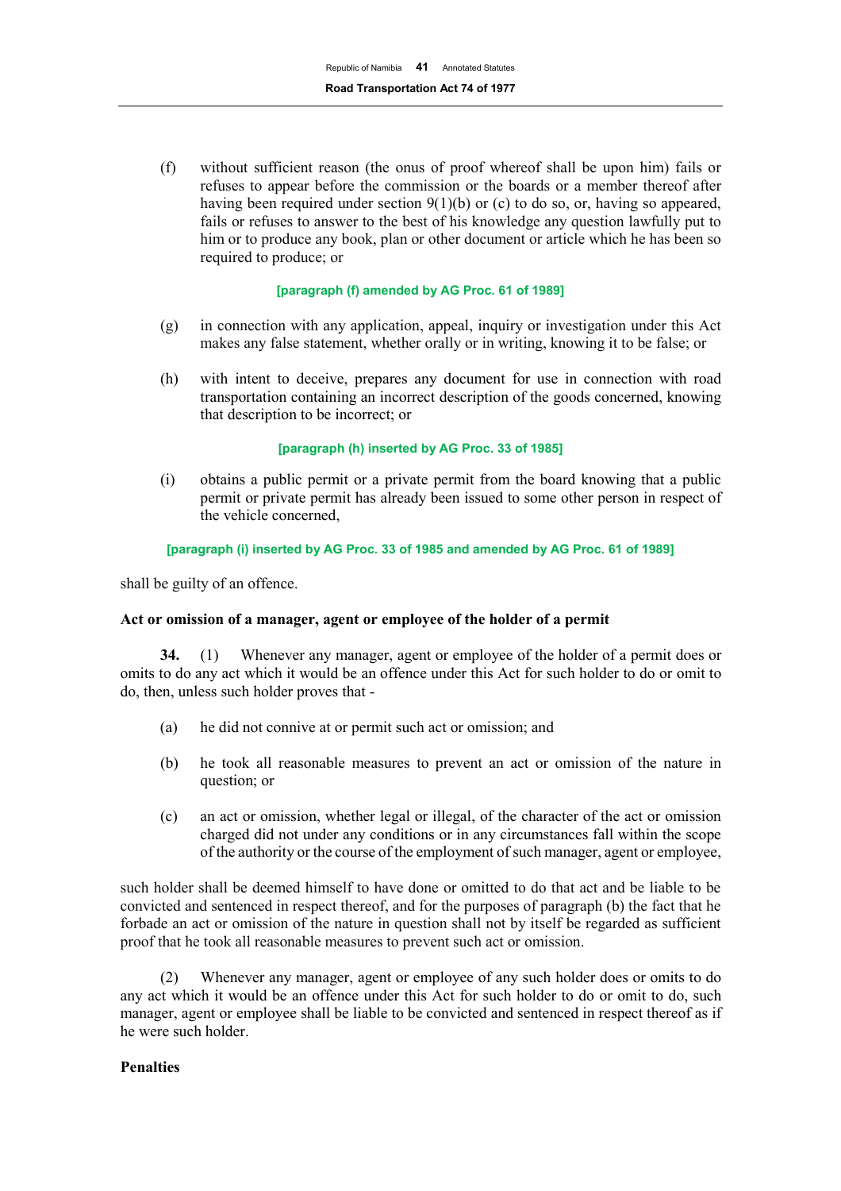(f) without sufficient reason (the onus of proof whereof shall be upon him) fails or refuses to appear before the commission or the boards or a member thereof after having been required under section 9(1)(b) or (c) to do so, or, having so appeared, fails or refuses to answer to the best of his knowledge any question lawfully put to him or to produce any book, plan or other document or article which he has been so required to produce; or

[paragraph (f) amended by AG Proc. 61 of 1989]

(g) in connection with any application, appeal, inquiry or investigation under this Act makes any false statement, whether orally or in writing, knowing it to be false; or

(h) with intent to deceive, prepares any document for use in connection with road transportation containing an incorrect description of the goods concerned, knowing that description to be incorrect; or

[paragraph (h) inserted by AG Proc. 33 of 1985]

(i) obtains a public permit or a private permit from the board knowing that a public permit or private permit has already been issued to some other person in respect of the vehicle concerned,

[paragraph (i) inserted by AG Proc. 33 of 1985 and amended by AG Proc. 61 of 1989]

shall be guilty of an offence.

**Act or omission of a manager, agent or employee of the holder of a permit**

**34.** (1) Whenever any manager, agent or employee of the holder of a permit does or omits to do any act which it would be an offence under this Act for such holder to do or omit to do, then, unless such holder proves that -

(a) he did not connive at or permit such act or omission; and

(b) he took all reasonable measures to prevent an act or omission of the nature in question; or

(c) an act or omission, whether legal or illegal, of the character of the act or omission charged did not under any conditions or in any circumstances fall within the scope of the authority or the course of the employment of such manager, agent or employee,

such holder shall be deemed himself to have done or omitted to do that act and be liable to be convicted and sentenced in respect thereof, and for the purposes of paragraph (b) the fact that he forbade an act or omission of the nature in question shall not by itself be regarded as sufficient proof that he took all reasonable measures to prevent such act or omission.

(2) Whenever any manager, agent or employee of any such holder does or omits to do any act which it would be an offence under this Act for such holder to do or omit to do, such manager, agent or employee shall be liable to be convicted and sentenced in respect thereof as if he were such holder.

**Penalties**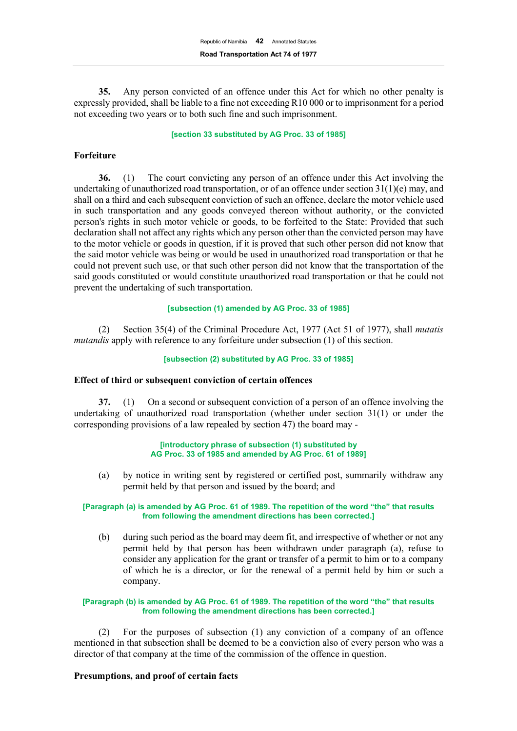**35.** Any person convicted of an offence under this Act for which no other penalty is expressly provided, shall be liable to a fine not exceeding R10 000 or to imprisonment for a period not exceeding two years or to both such fine and such imprisonment.

**[section 33 substituted by AG Proc. 33 of 1985]**

### Forfeiture

**36.** (1) The court convicting any person of an offence under this Act involving the undertaking of unauthorized road transportation, or of an offence under section 31(1)(e) may, and shall on a third and each subsequent conviction of such an offence, declare the motor vehicle used in such transportation and any goods conveyed thereon without authority, or the convicted person's rights in such motor vehicle or goods, to be forfeited to the State: Provided that such declaration shall not affect any rights which any person other than the convicted person may have to the motor vehicle or goods in question, if it is proved that such other person did not know that the said motor vehicle was being or would be used in unauthorized road transportation or that he could not prevent such use, or that such other person did not know that the transportation of the said goods constituted or would constitute unauthorized road transportation or that he could not prevent the undertaking of such transportation.

**[subsection (1) amended by AG Proc. 33 of 1985]**

(2) Section 35(4) of the Criminal Procedure Act, 1977 (Act 51 of 1977), shall *mutatis mutandis* apply with reference to any forfeiture under subsection (1) of this section.

**[subsection (2) substituted by AG Proc. 33 of 1985]**

### Effect of third or subsequent conviction of certain offences

**37.** (1) On a second or subsequent conviction of a person of an offence involving the undertaking of unauthorized road transportation (whether under section 31(1) or under the corresponding provisions of a law repealed by section 47) the board may -

**[introductory phrase of subsection (1) substituted by AG Proc. 33 of 1985 and amended by AG Proc. 61 of 1989]**

(a) by notice in writing sent by registered or certified post, summarily withdraw any permit held by that person and issued by the board; and

**[Paragraph (a) is amended by AG Proc. 61 of 1989. The repetition of the word "the" that results from following the amendment directions has been corrected.]**

(b) during such period as the board may deem fit, and irrespective of whether or not any permit held by that person has been withdrawn under paragraph (a), refuse to consider any application for the grant or transfer of a permit to him or to a company of which he is a director, or for the renewal of a permit held by him or such a company.

**[Paragraph (b) is amended by AG Proc. 61 of 1989. The repetition of the word "the" that results from following the amendment directions has been corrected.]**

(2) For the purposes of subsection (1) any conviction of a company of an offence mentioned in that subsection shall be deemed to be a conviction also of every person who was a director of that company at the time of the commission of the offence in question.

### Presumptions, and proof of certain facts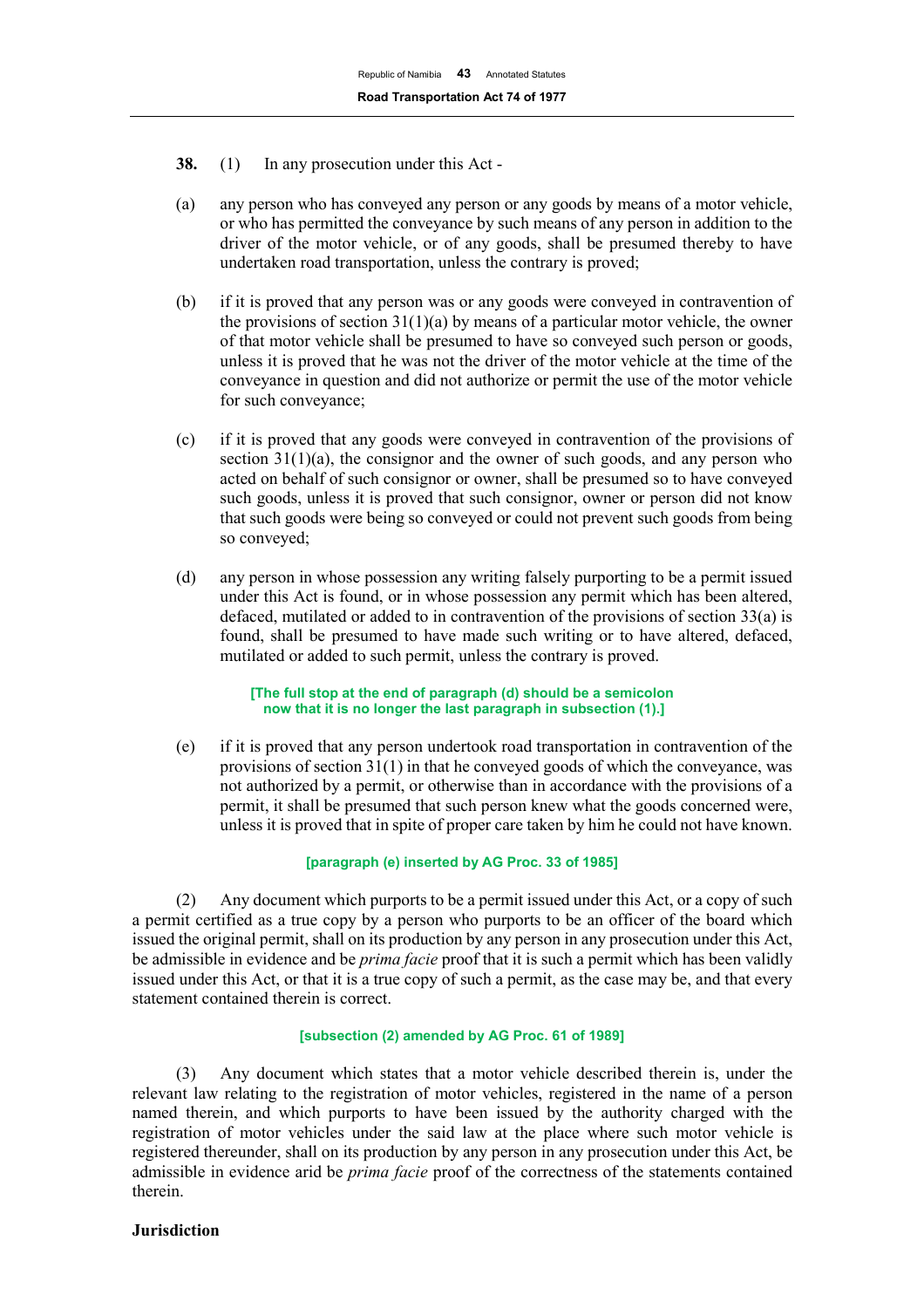**38.** (1) In any prosecution under this Act -

(a) any person who has conveyed any person or any goods by means of a motor vehicle, or who has permitted the conveyance by such means of any person in addition to the driver of the motor vehicle, or of any goods, shall be presumed thereby to have undertaken road transportation, unless the contrary is proved;

(b) if it is proved that any person was or any goods were conveyed in contravention of the provisions of section 31(1)(a) by means of a particular motor vehicle, the owner of that motor vehicle shall be presumed to have so conveyed such person or goods, unless it is proved that he was not the driver of the motor vehicle at the time of the conveyance in question and did not authorize or permit the use of the motor vehicle for such conveyance;

(c) if it is proved that any goods were conveyed in contravention of the provisions of section 31(1)(a), the consignor and the owner of such goods, and any person who acted on behalf of such consignor or owner, shall be presumed so to have conveyed such goods, unless it is proved that such consignor, owner or person did not know that such goods were being so conveyed or could not prevent such goods from being so conveyed;

(d) any person in whose possession any writing falsely purporting to be a permit issued under this Act is found, or in whose possession any permit which has been altered, defaced, mutilated or added to in contravention of the provisions of section 33(a) is found, shall be presumed to have made such writing or to have altered, defaced, mutilated or added to such permit, unless the contrary is proved.

**[The full stop at the end of paragraph (d) should be a semicolon now that it is no longer the last paragraph in subsection (1).]**

(e) if it is proved that any person undertook road transportation in contravention of the provisions of section 31(1) in that he conveyed goods of which the conveyance, was not authorized by a permit, or otherwise than in accordance with the provisions of a permit, it shall be presumed that such person knew what the goods concerned were, unless it is proved that in spite of proper care taken by him he could not have known.

**[paragraph (e) inserted by AG Proc. 33 of 1985]**

(2) Any document which purports to be a permit issued under this Act, or a copy of such a permit certified as a true copy by a person who purports to be an officer of the board which issued the original permit, shall on its production by any person in any prosecution under this Act, be admissible in evidence and be *prima facie* proof that it is such a permit which has been validly issued under this Act, or that it is a true copy of such a permit, as the case may be, and that every statement contained therein is correct.

**[subsection (2) amended by AG Proc. 61 of 1989]**

(3) Any document which states that a motor vehicle described therein is, under the relevant law relating to the registration of motor vehicles, registered in the name of a person named therein, and which purports to have been issued by the authority charged with the registration of motor vehicles under the said law at the place where such motor vehicle is registered thereunder, shall on its production by any person in any prosecution under this Act, be admissible in evidence arid be *prima facie* proof of the correctness of the statements contained therein.

**Jurisdiction**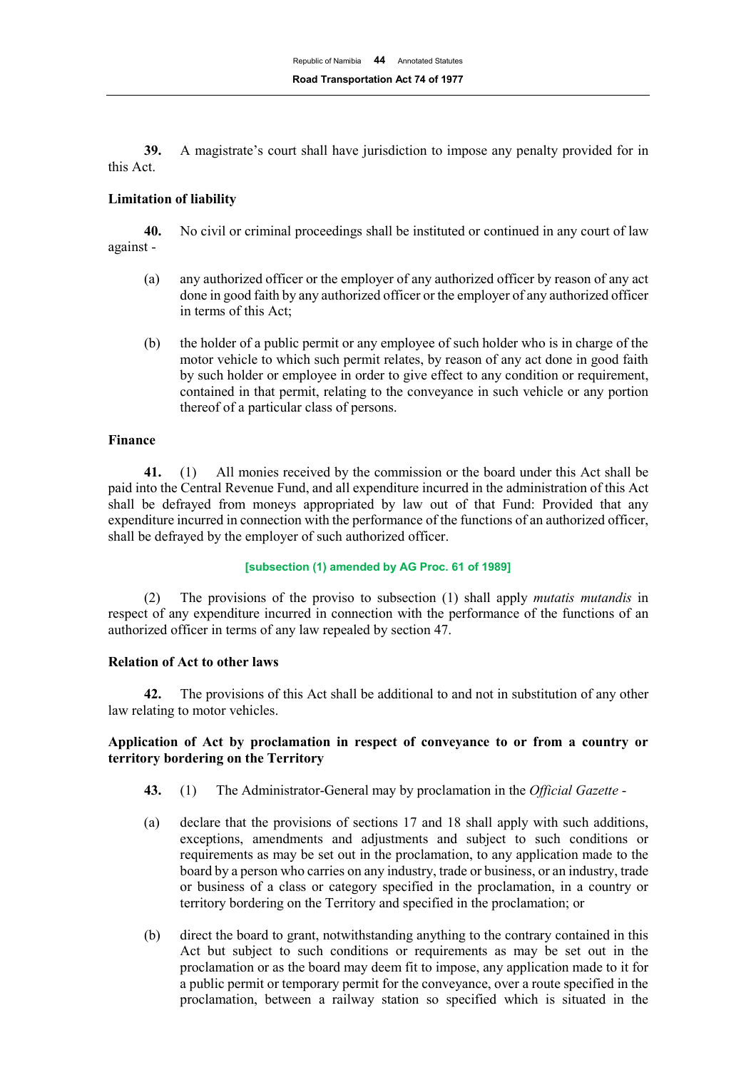**39.** A magistrate's court shall have jurisdiction to impose any penalty provided for in this Act.

**Limitation of liability**

**40.** No civil or criminal proceedings shall be instituted or continued in any court of law against -

(a) any authorized officer or the employer of any authorized officer by reason of any act done in good faith by any authorized officer or the employer of any authorized officer in terms of this Act;

(b) the holder of a public permit or any employee of such holder who is in charge of the motor vehicle to which such permit relates, by reason of any act done in good faith by such holder or employee in order to give effect to any condition or requirement, contained in that permit, relating to the conveyance in such vehicle or any portion thereof of a particular class of persons.

**Finance**

**41.** (1) All monies received by the commission or the board under this Act shall be paid into the Central Revenue Fund, and all expenditure incurred in the administration of this Act shall be defrayed from moneys appropriated by law out of that Fund: Provided that any expenditure incurred in connection with the performance of the functions of an authorized officer, shall be defrayed by the employer of such authorized officer.

**[subsection (1) amended by AG Proc. 61 of 1989]**

(2) The provisions of the proviso to subsection (1) shall apply *mutatis mutandis* in respect of any expenditure incurred in connection with the performance of the functions of an authorized officer in terms of any law repealed by section 47.

**Relation of Act to other laws**

**42.** The provisions of this Act shall be additional to and not in substitution of any other law relating to motor vehicles.

**Application of Act by proclamation in respect of conveyance to or from a country or territory bordering on the Territory**

**43.** (1) The Administrator-General may by proclamation in the *Official Gazette* -

(a) declare that the provisions of sections 17 and 18 shall apply with such additions, exceptions, amendments and adjustments and subject to such conditions or requirements as may be set out in the proclamation, to any application made to the board by a person who carries on any industry, trade or business, or an industry, trade or business of a class or category specified in the proclamation, in a country or territory bordering on the Territory and specified in the proclamation; or

(b) direct the board to grant, notwithstanding anything to the contrary contained in this Act but subject to such conditions or requirements as may be set out in the proclamation or as the board may deem fit to impose, any application made to it for a public permit or temporary permit for the conveyance, over a route specified in the proclamation, between a railway station so specified which is situated in the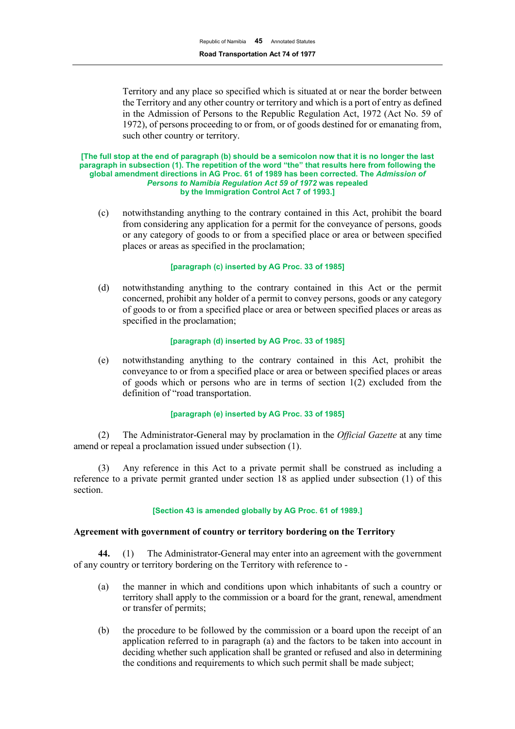Territory and any place so specified which is situated at or near the border between the Territory and any other country or territory and which is a port of entry as defined in the Admission of Persons to the Republic Regulation Act, 1972 (Act No. 59 of 1972), of persons proceeding to or from, or of goods destined for or emanating from, such other country or territory.

**[The full stop at the end of paragraph (b) should be a semicolon now that it is no longer the last paragraph in subsection (1). The repetition of the word "the" that results here from following the global amendment directions in AG Proc. 61 of 1989 has been corrected. The *Admission of Persons to Namibia Regulation Act 59 of 1972* was repealed by the Immigration Control Act 7 of 1993.]**

(c) notwithstanding anything to the contrary contained in this Act, prohibit the board from considering any application for a permit for the conveyance of persons, goods or any category of goods to or from a specified place or area or between specified places or areas as specified in the proclamation;

**[paragraph (c) inserted by AG Proc. 33 of 1985]**

(d) notwithstanding anything to the contrary contained in this Act or the permit concerned, prohibit any holder of a permit to convey persons, goods or any category of goods to or from a specified place or area or between specified places or areas as specified in the proclamation;

**[paragraph (d) inserted by AG Proc. 33 of 1985]**

(e) notwithstanding anything to the contrary contained in this Act, prohibit the conveyance to or from a specified place or area or between specified places or areas of goods which or persons who are in terms of section 1(2) excluded from the definition of "road transportation.

**[paragraph (e) inserted by AG Proc. 33 of 1985]**

(2) The Administrator-General may by proclamation in the *Official Gazette* at any time amend or repeal a proclamation issued under subsection (1).

(3) Any reference in this Act to a private permit shall be construed as including a reference to a private permit granted under section 18 as applied under subsection (1) of this section.

**[Section 43 is amended globally by AG Proc. 61 of 1989.]**

**Agreement with government of country or territory bordering on the Territory**

**44.** (1) The Administrator-General may enter into an agreement with the government of any country or territory bordering on the Territory with reference to -

(a) the manner in which and conditions upon which inhabitants of such a country or territory shall apply to the commission or a board for the grant, renewal, amendment or transfer of permits;

(b) the procedure to be followed by the commission or a board upon the receipt of an application referred to in paragraph (a) and the factors to be taken into account in deciding whether such application shall be granted or refused and also in determining the conditions and requirements to which such permit shall be made subject;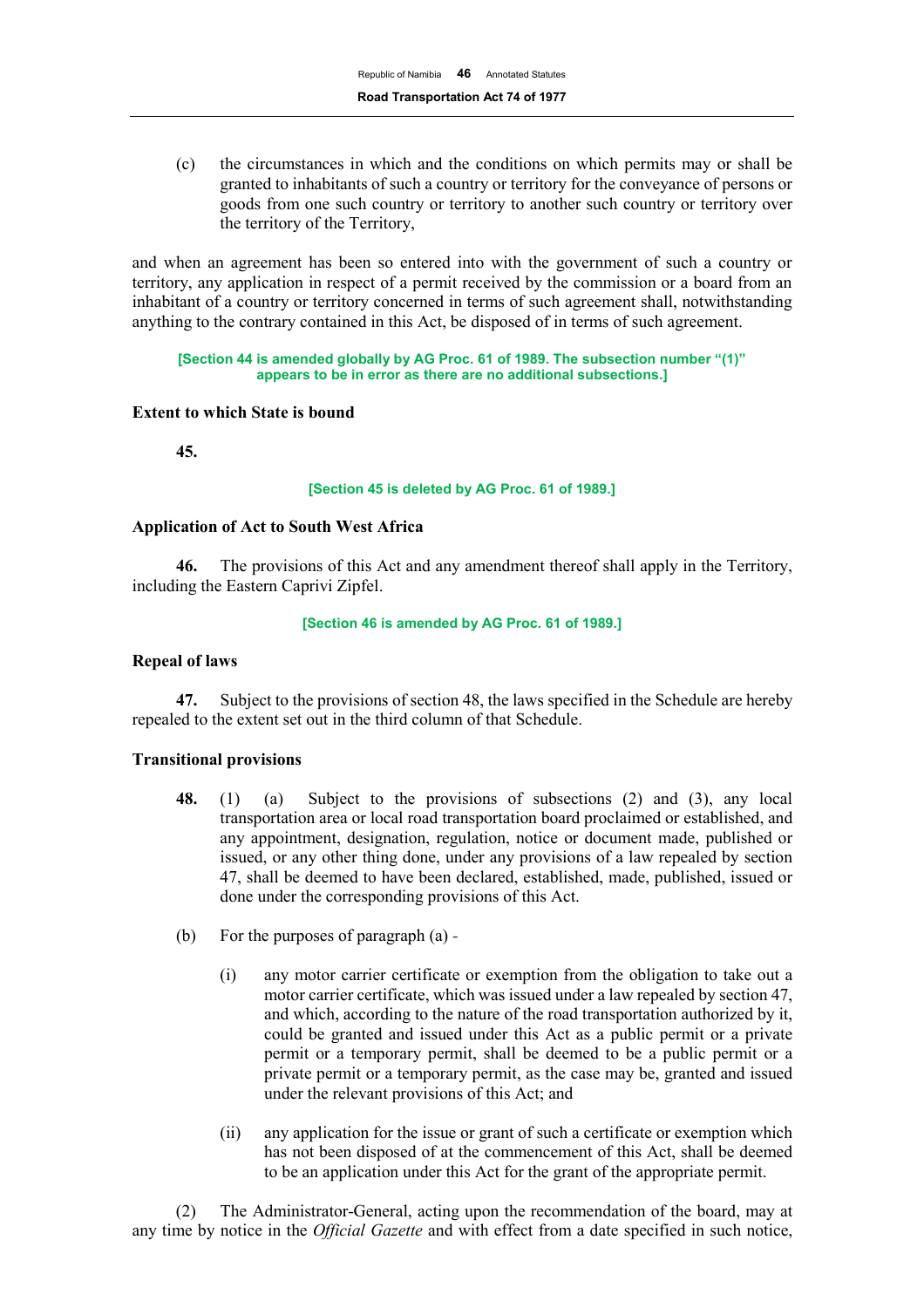(c) the circumstances in which and the conditions on which permits may or shall be granted to inhabitants of such a country or territory for the conveyance of persons or goods from one such country or territory to another such country or territory over the territory of the Territory,

and when an agreement has been so entered into with the government of such a country or territory, any application in respect of a permit received by the commission or a board from an inhabitant of a country or territory concerned in terms of such agreement shall, notwithstanding anything to the contrary contained in this Act, be disposed of in terms of such agreement.

**[Section 44 is amended globally by AG Proc. 61 of 1989. The subsection number "(1)" appears to be in error as there are no additional subsections.]**

### Extent to which State is bound

**45.**

**[Section 45 is deleted by AG Proc. 61 of 1989.]**

### Application of Act to South West Africa

**46.** The provisions of this Act and any amendment thereof shall apply in the Territory, including the Eastern Caprivi Zipfel.

**[Section 46 is amended by AG Proc. 61 of 1989.]**

### Repeal of laws

**47.** Subject to the provisions of section 48, the laws specified in the Schedule are hereby repealed to the extent set out in the third column of that Schedule.

### Transitional provisions

**48.** (1) (a) Subject to the provisions of subsections (2) and (3), any local transportation area or local road transportation board proclaimed or established, and any appointment, designation, regulation, notice or document made, published or issued, or any other thing done, under any provisions of a law repealed by section 47, shall be deemed to have been declared, established, made, published, issued or done under the corresponding provisions of this Act.

(b) For the purposes of paragraph (a) -

(i) any motor carrier certificate or exemption from the obligation to take out a motor carrier certificate, which was issued under a law repealed by section 47, and which, according to the nature of the road transportation authorized by it, could be granted and issued under this Act as a public permit or a private permit or a temporary permit, shall be deemed to be a public permit or a private permit or a temporary permit, as the case may be, granted and issued under the relevant provisions of this Act; and

(ii) any application for the issue or grant of such a certificate or exemption which has not been disposed of at the commencement of this Act, shall be deemed to be an application under this Act for the grant of the appropriate permit.

(2) The Administrator-General, acting upon the recommendation of the board, may at any time by notice in the *Official Gazette* and with effect from a date specified in such notice,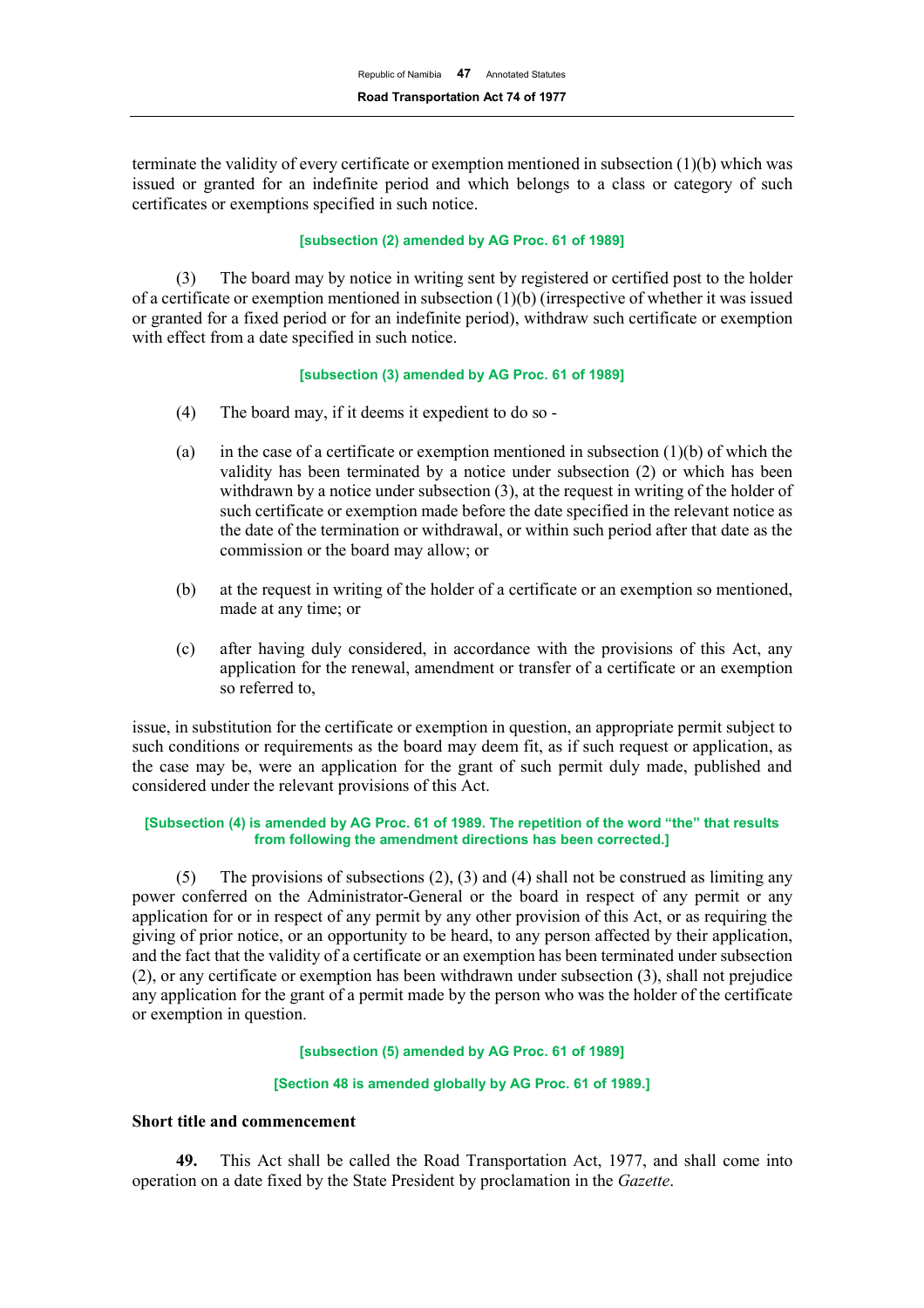terminate the validity of every certificate or exemption mentioned in subsection (1)(b) which was issued or granted for an indefinite period and which belongs to a class or category of such certificates or exemptions specified in such notice.

**[subsection (2) amended by AG Proc. 61 of 1989]**

(3) The board may by notice in writing sent by registered or certified post to the holder of a certificate or exemption mentioned in subsection (1)(b) (irrespective of whether it was issued or granted for a fixed period or for an indefinite period), withdraw such certificate or exemption with effect from a date specified in such notice.

**[subsection (3) amended by AG Proc. 61 of 1989]**

(4) The board may, if it deems it expedient to do so -

(a) in the case of a certificate or exemption mentioned in subsection (1)(b) of which the validity has been terminated by a notice under subsection (2) or which has been withdrawn by a notice under subsection (3), at the request in writing of the holder of such certificate or exemption made before the date specified in the relevant notice as the date of the termination or withdrawal, or within such period after that date as the commission or the board may allow; or

(b) at the request in writing of the holder of a certificate or an exemption so mentioned, made at any time; or

(c) after having duly considered, in accordance with the provisions of this Act, any application for the renewal, amendment or transfer of a certificate or an exemption so referred to,

issue, in substitution for the certificate or exemption in question, an appropriate permit subject to such conditions or requirements as the board may deem fit, as if such request or application, as the case may be, were an application for the grant of such permit duly made, published and considered under the relevant provisions of this Act.

**[Subsection (4) is amended by AG Proc. 61 of 1989. The repetition of the word "the" that results from following the amendment directions has been corrected.]**

(5) The provisions of subsections (2), (3) and (4) shall not be construed as limiting any power conferred on the Administrator-General or the board in respect of any permit or any application for or in respect of any permit by any other provision of this Act, or as requiring the giving of prior notice, or an opportunity to be heard, to any person affected by their application, and the fact that the validity of a certificate or an exemption has been terminated under subsection (2), or any certificate or exemption has been withdrawn under subsection (3), shall not prejudice any application for the grant of a permit made by the person who was the holder of the certificate or exemption in question.

**[subsection (5) amended by AG Proc. 61 of 1989]**

**[Section 48 is amended globally by AG Proc. 61 of 1989.]**

**Short title and commencement**

**49.** This Act shall be called the Road Transportation Act, 1977, and shall come into operation on a date fixed by the State President by proclamation in the *Gazette*.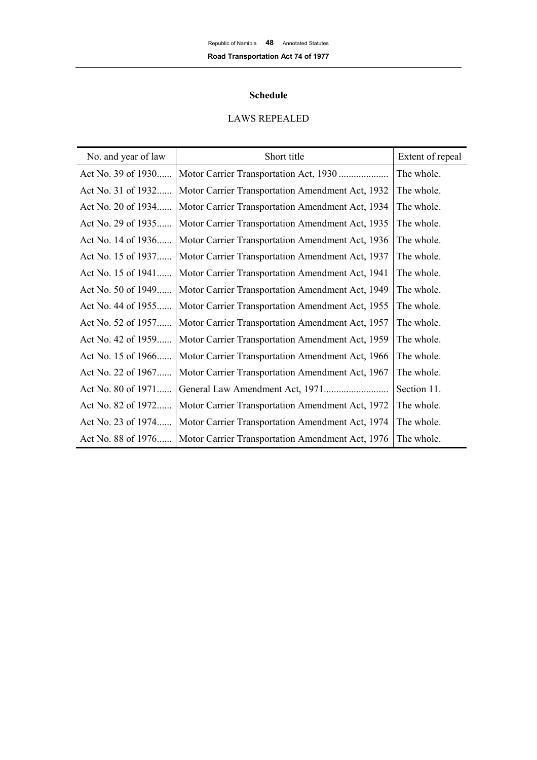## Schedule

LAWS REPEALED

| No. and year of law | Short title | Extent of repeal |
|---|---|---|
| Act No. 39 of 1930...... | Motor Carrier Transportation Act, 1930 .................... | The whole. |
| Act No. 31 of 1932...... | Motor Carrier Transportation Amendment Act, 1932 | The whole. |
| Act No. 20 of 1934...... | Motor Carrier Transportation Amendment Act, 1934 | The whole. |
| Act No. 29 of 1935...... | Motor Carrier Transportation Amendment Act, 1935 | The whole. |
| Act No. 14 of 1936...... | Motor Carrier Transportation Amendment Act, 1936 | The whole. |
| Act No. 15 of 1937...... | Motor Carrier Transportation Amendment Act, 1937 | The whole. |
| Act No. 15 of 1941...... | Motor Carrier Transportation Amendment Act, 1941 | The whole. |
| Act No. 50 of 1949...... | Motor Carrier Transportation Amendment Act, 1949 | The whole. |
| Act No. 44 of 1955...... | Motor Carrier Transportation Amendment Act, 1955 | The whole. |
| Act No. 52 of 1957...... | Motor Carrier Transportation Amendment Act, 1957 | The whole. |
| Act No. 42 of 1959...... | Motor Carrier Transportation Amendment Act, 1959 | The whole. |
| Act No. 15 of 1966...... | Motor Carrier Transportation Amendment Act, 1966 | The whole. |
| Act No. 22 of 1967...... | Motor Carrier Transportation Amendment Act, 1967 | The whole. |
| Act No. 80 of 1971...... | General Law Amendment Act, 1971.......................... | Section 11. |
| Act No. 82 of 1972...... | Motor Carrier Transportation Amendment Act, 1972 | The whole. |
| Act No. 23 of 1974...... | Motor Carrier Transportation Amendment Act, 1974 | The whole. |
| Act No. 88 of 1976...... | Motor Carrier Transportation Amendment Act, 1976 | The whole. |